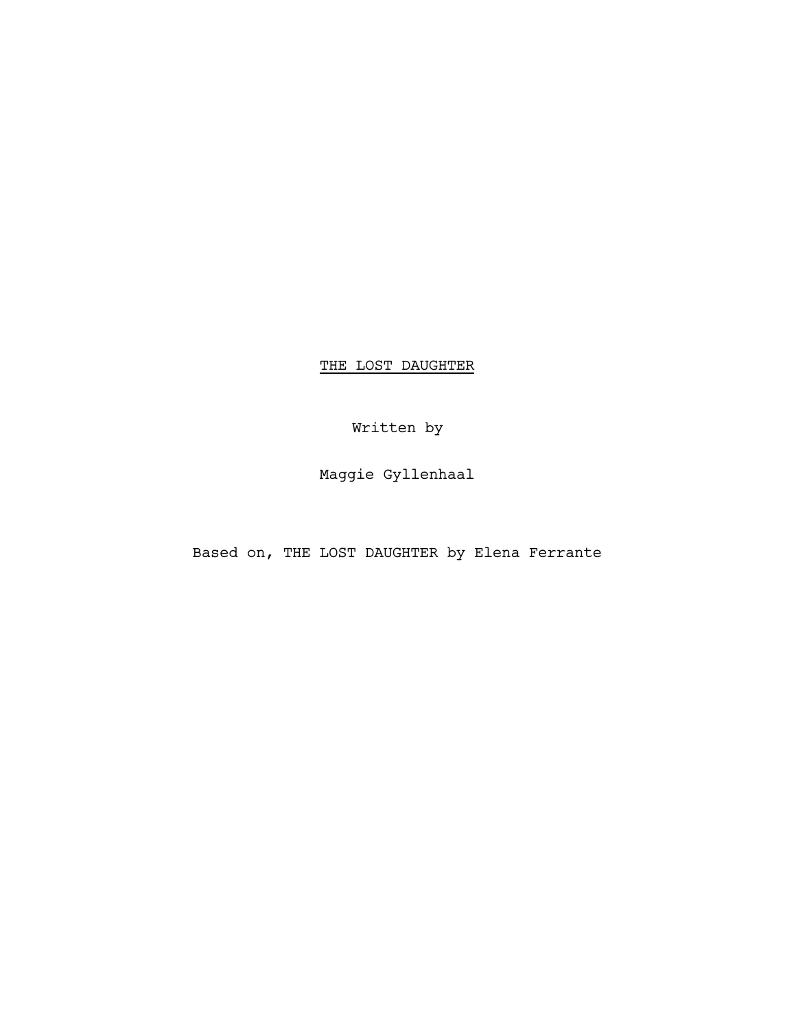# THE LOST DAUGHTER

Written by

Maggie Gyllenhaal

Based on, THE LOST DAUGHTER by Elena Ferrante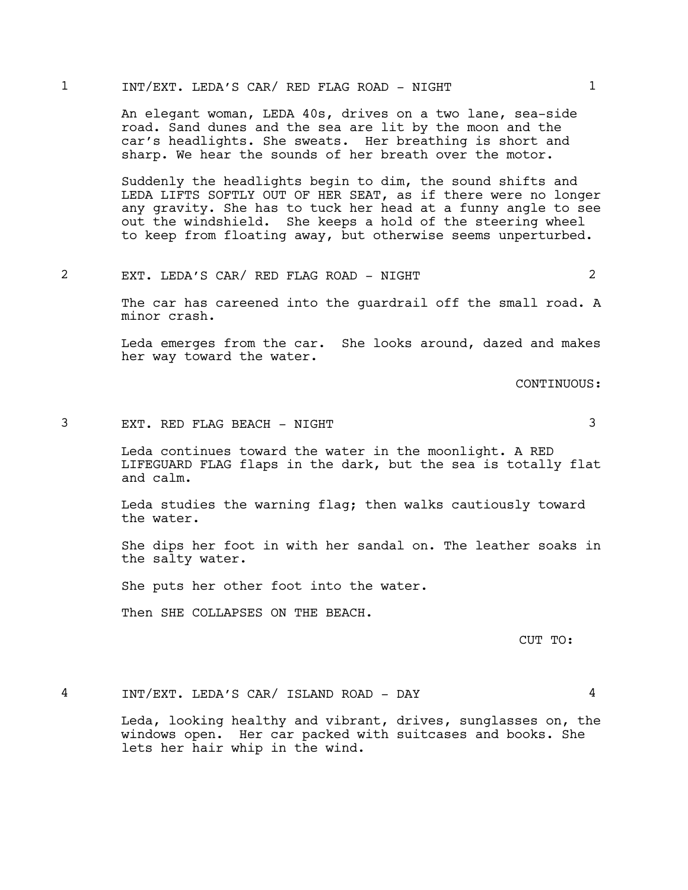1 INT/EXT. LEDA'S CAR/ RED FLAG ROAD - NIGHT 1

An elegant woman, LEDA 40s, drives on a two lane, sea-side road. Sand dunes and the sea are lit by the moon and the car's headlights. She sweats. Her breathing is short and sharp. We hear the sounds of her breath over the motor.

Suddenly the headlights begin to dim, the sound shifts and LEDA LIFTS SOFTLY OUT OF HER SEAT, as if there were no longer any gravity. She has to tuck her head at a funny angle to see out the windshield. She keeps a hold of the steering wheel to keep from floating away, but otherwise seems unperturbed.

2 EXT. LEDA'S CAR/ RED FLAG ROAD - NIGHT 2

The car has careened into the guardrail off the small road. A minor crash.

Leda emerges from the car. She looks around, dazed and makes her way toward the water.

CONTINUOUS:

3 EXT. RED FLAG BEACH - NIGHT 3

Leda continues toward the water in the moonlight. A RED LIFEGUARD FLAG flaps in the dark, but the sea is totally flat and calm.

Leda studies the warning flag; then walks cautiously toward the water.

She dips her foot in with her sandal on. The leather soaks in the salty water.

She puts her other foot into the water.

Then SHE COLLAPSES ON THE BEACH.

CUT TO:

4 INT/EXT. LEDA'S CAR/ ISLAND ROAD - DAY 4

Leda, looking healthy and vibrant, drives, sunglasses on, the windows open. Her car packed with suitcases and books. She lets her hair whip in the wind.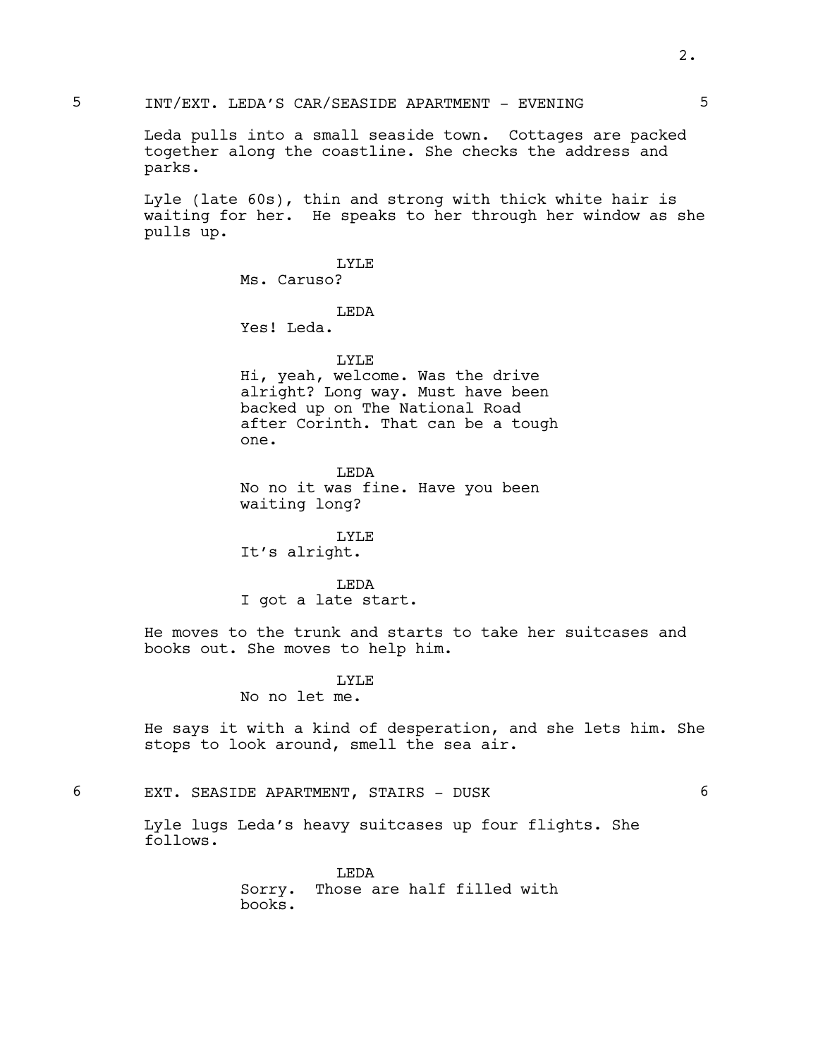5 INT/EXT. LEDA'S CAR/SEASIDE APARTMENT - EVENING 5

Leda pulls into a small seaside town. Cottages are packed together along the coastline. She checks the address and parks.

Lyle (late 60s), thin and strong with thick white hair is waiting for her. He speaks to her through her window as she pulls up.

LYLE
Ms. Caruso?

LEDA
Yes! Leda.

LYLE
Hi, yeah, welcome. Was the drive alright? Long way. Must have been backed up on The National Road after Corinth. That can be a tough one.

LEDA
No no it was fine. Have you been waiting long?

LYLE
It's alright.

LEDA
I got a late start.

He moves to the trunk and starts to take her suitcases and books out. She moves to help him.

LYLE
No no let me.

He says it with a kind of desperation, and she lets him. She stops to look around, smell the sea air.

6 EXT. SEASIDE APARTMENT, STAIRS - DUSK 6

Lyle lugs Leda's heavy suitcases up four flights. She follows.

LEDA
Sorry. Those are half filled with books.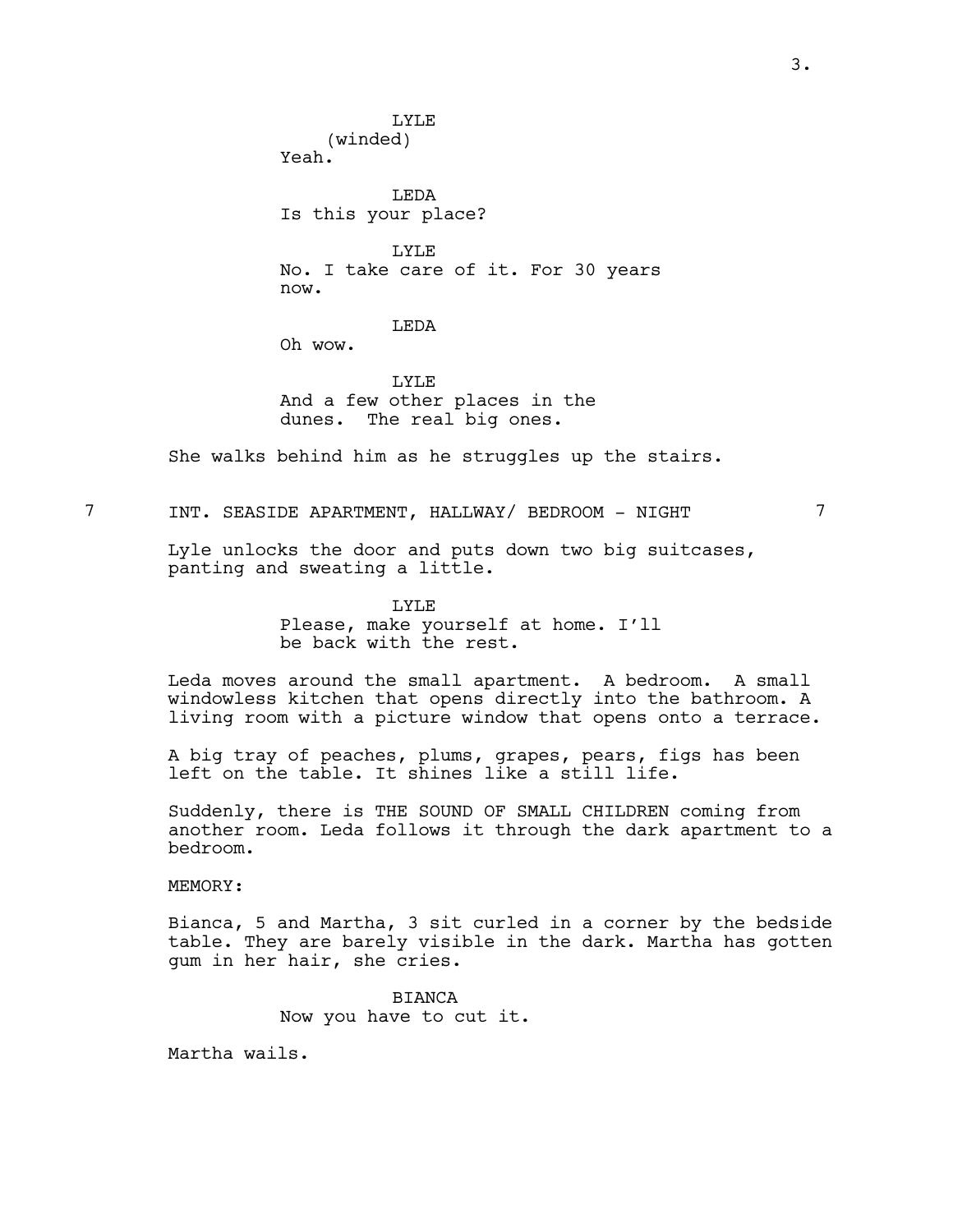LYLE
(winded)
Yeah.

LEDA
Is this your place?

LYLE
No. I take care of it. For 30 years now.

LEDA
Oh wow.

LYLE
And a few other places in the dunes. The real big ones.

She walks behind him as he struggles up the stairs.

7 INT. SEASIDE APARTMENT, HALLWAY/ BEDROOM - NIGHT 7

Lyle unlocks the door and puts down two big suitcases, panting and sweating a little.

LYLE
Please, make yourself at home. I'll be back with the rest.

Leda moves around the small apartment. A bedroom. A small windowless kitchen that opens directly into the bathroom. A living room with a picture window that opens onto a terrace.

A big tray of peaches, plums, grapes, pears, figs has been left on the table. It shines like a still life.

Suddenly, there is THE SOUND OF SMALL CHILDREN coming from another room. Leda follows it through the dark apartment to a bedroom.

MEMORY:

Bianca, 5 and Martha, 3 sit curled in a corner by the bedside table. They are barely visible in the dark. Martha has gotten gum in her hair, she cries.

BIANCA
Now you have to cut it.

Martha wails.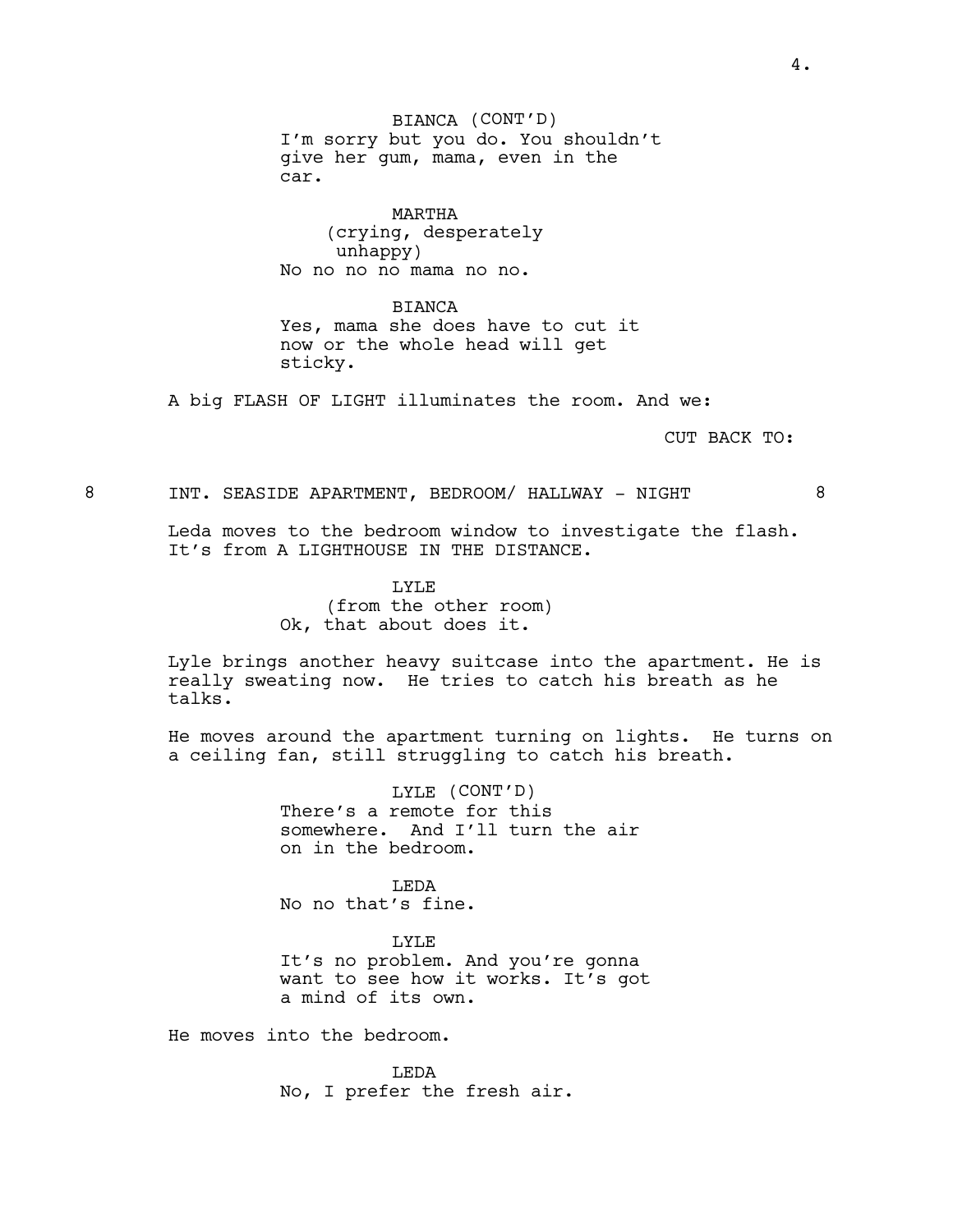BIANCA (CONT'D)
I'm sorry but you do. You shouldn't give her gum, mama, even in the car.

MARTHA
(crying, desperately unhappy)
No no no no mama no no.

BIANCA
Yes, mama she does have to cut it now or the whole head will get sticky.

A big FLASH OF LIGHT illuminates the room. And we:

CUT BACK TO:

8 INT. SEASIDE APARTMENT, BEDROOM/ HALLWAY - NIGHT 8

Leda moves to the bedroom window to investigate the flash. It's from A LIGHTHOUSE IN THE DISTANCE.

LYLE
(from the other room)
Ok, that about does it.

Lyle brings another heavy suitcase into the apartment. He is really sweating now. He tries to catch his breath as he talks.

He moves around the apartment turning on lights. He turns on a ceiling fan, still struggling to catch his breath.

LYLE (CONT'D)
There's a remote for this somewhere. And I'll turn the air on in the bedroom.

LEDA
No no that's fine.

LYLE
It's no problem. And you're gonna want to see how it works. It's got a mind of its own.

He moves into the bedroom.

LEDA
No, I prefer the fresh air.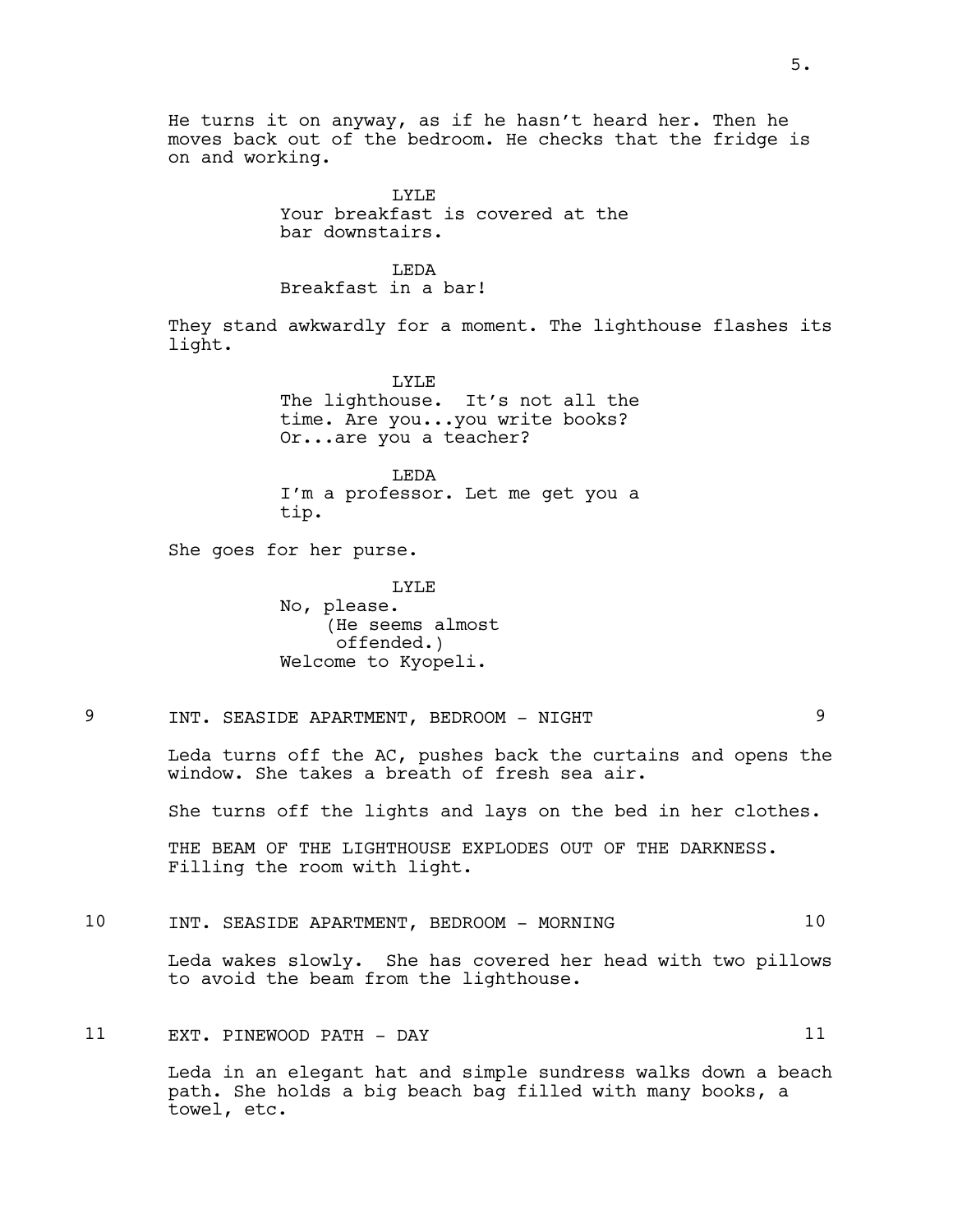He turns it on anyway, as if he hasn't heard her. Then he moves back out of the bedroom. He checks that the fridge is on and working.

LYLE
Your breakfast is covered at the bar downstairs.

LEDA
Breakfast in a bar!

They stand awkwardly for a moment. The lighthouse flashes its light.

LYLE
The lighthouse. It's not all the time. Are you...you write books? Or...are you a teacher?

LEDA
I'm a professor. Let me get you a tip.

She goes for her purse.

LYLE
No, please.
(He seems almost offended.)
Welcome to Kyopeli.

9 INT. SEASIDE APARTMENT, BEDROOM - NIGHT 9

Leda turns off the AC, pushes back the curtains and opens the window. She takes a breath of fresh sea air.

She turns off the lights and lays on the bed in her clothes.

THE BEAM OF THE LIGHTHOUSE EXPLODES OUT OF THE DARKNESS. Filling the room with light.

10 INT. SEASIDE APARTMENT, BEDROOM - MORNING 10

Leda wakes slowly. She has covered her head with two pillows to avoid the beam from the lighthouse.

11 EXT. PINEWOOD PATH - DAY 11

Leda in an elegant hat and simple sundress walks down a beach path. She holds a big beach bag filled with many books, a towel, etc.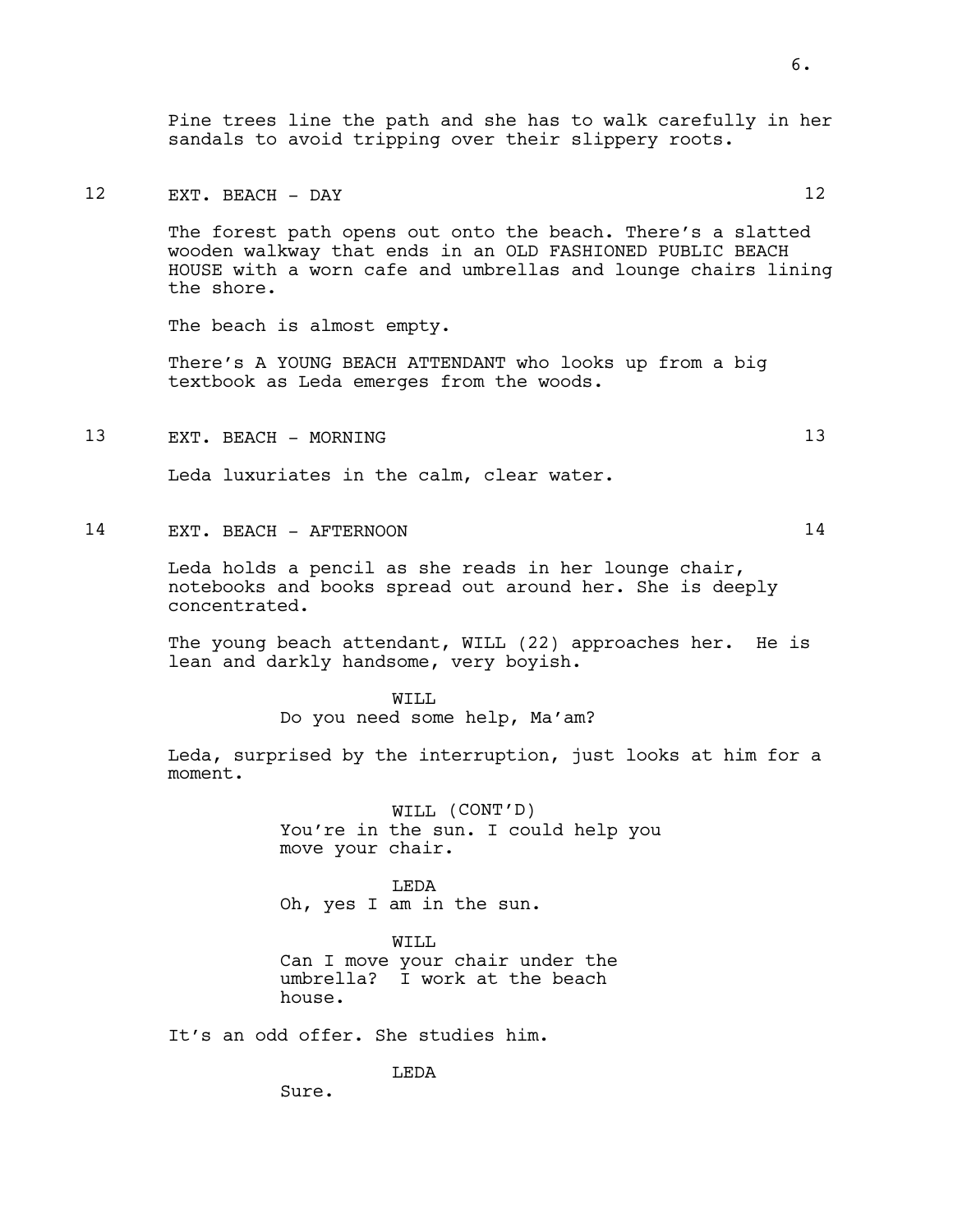Pine trees line the path and she has to walk carefully in her sandals to avoid tripping over their slippery roots.

12 EXT. BEACH - DAY 12

The forest path opens out onto the beach. There's a slatted wooden walkway that ends in an OLD FASHIONED PUBLIC BEACH HOUSE with a worn cafe and umbrellas and lounge chairs lining the shore.

The beach is almost empty.

There's A YOUNG BEACH ATTENDANT who looks up from a big textbook as Leda emerges from the woods.

13 EXT. BEACH - MORNING 13

Leda luxuriates in the calm, clear water.

14 EXT. BEACH - AFTERNOON 14

Leda holds a pencil as she reads in her lounge chair, notebooks and books spread out around her. She is deeply concentrated.

The young beach attendant, WILL (22) approaches her. He is lean and darkly handsome, very boyish.

WILL
Do you need some help, Ma'am?

Leda, surprised by the interruption, just looks at him for a moment.

WILL (CONT'D)
You're in the sun. I could help you move your chair.

LEDA
Oh, yes I am in the sun.

WILL
Can I move your chair under the umbrella? I work at the beach house.

It's an odd offer. She studies him.

LEDA
Sure.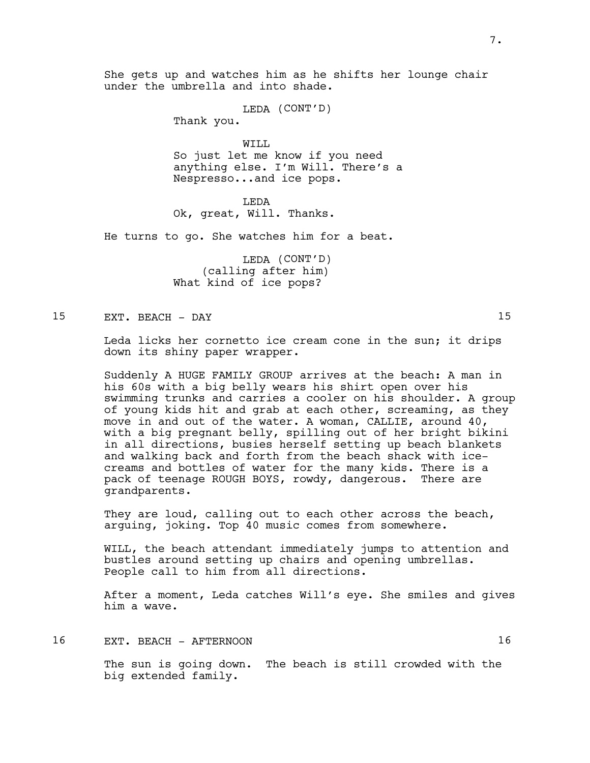She gets up and watches him as he shifts her lounge chair under the umbrella and into shade.

LEDA (CONT'D)
Thank you.

WILL
So just let me know if you need anything else. I'm Will. There's a Nespresso...and ice pops.

LEDA
Ok, great, Will. Thanks.

He turns to go. She watches him for a beat.

LEDA (CONT'D)
(calling after him)
What kind of ice pops?

15 EXT. BEACH - DAY 15

Leda licks her cornetto ice cream cone in the sun; it drips down its shiny paper wrapper.

Suddenly A HUGE FAMILY GROUP arrives at the beach: A man in his 60s with a big belly wears his shirt open over his swimming trunks and carries a cooler on his shoulder. A group of young kids hit and grab at each other, screaming, as they move in and out of the water. A woman, CALLIE, around 40, with a big pregnant belly, spilling out of her bright bikini in all directions, busies herself setting up beach blankets and walking back and forth from the beach shack with ice-creams and bottles of water for the many kids. There is a pack of teenage ROUGH BOYS, rowdy, dangerous. There are grandparents.

They are loud, calling out to each other across the beach, arguing, joking. Top 40 music comes from somewhere.

WILL, the beach attendant immediately jumps to attention and bustles around setting up chairs and opening umbrellas. People call to him from all directions.

After a moment, Leda catches Will's eye. She smiles and gives him a wave.

16 EXT. BEACH - AFTERNOON 16

The sun is going down. The beach is still crowded with the big extended family.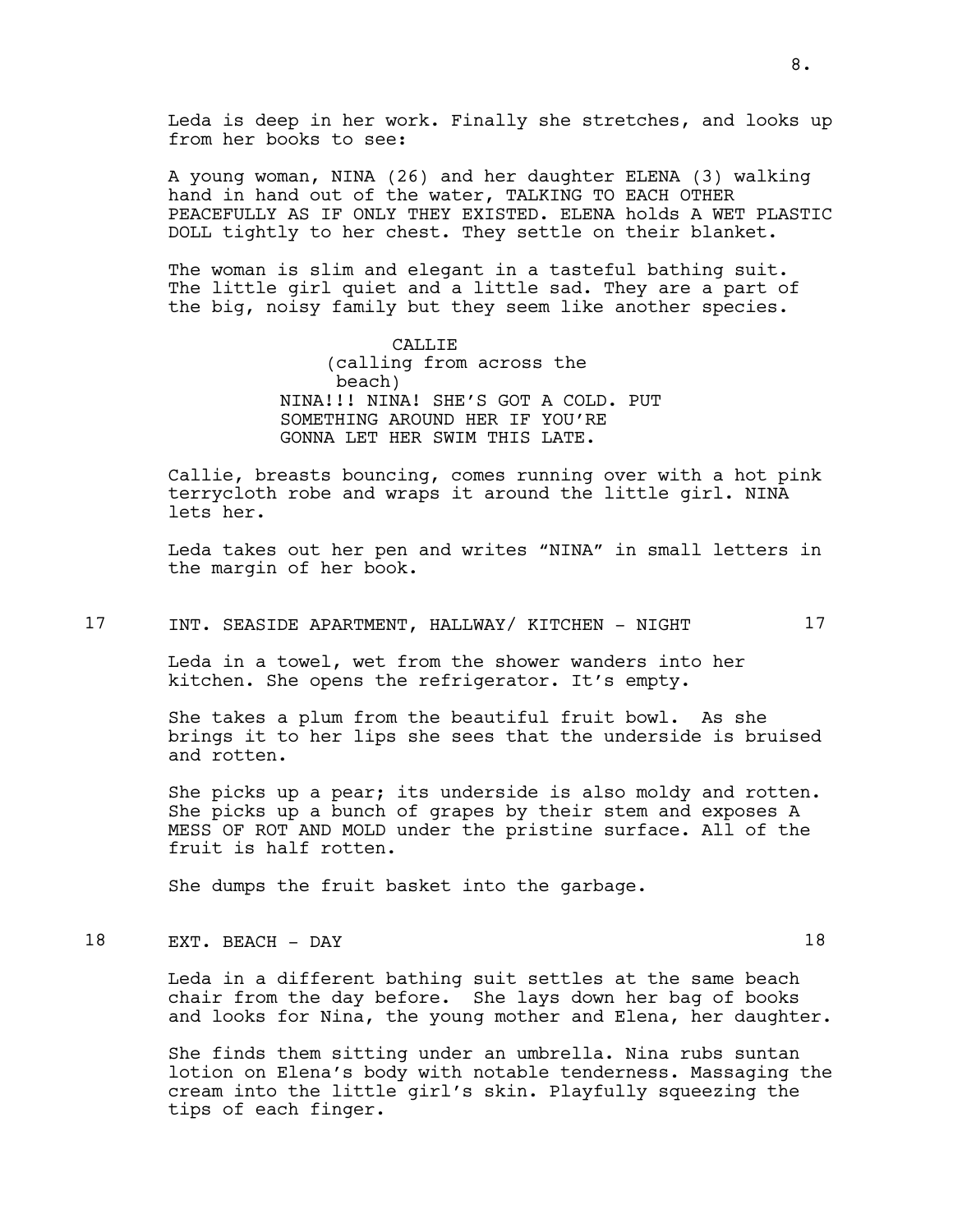Leda is deep in her work. Finally she stretches, and looks up from her books to see:

A young woman, NINA (26) and her daughter ELENA (3) walking hand in hand out of the water, TALKING TO EACH OTHER PEACEFULLY AS IF ONLY THEY EXISTED. ELENA holds A WET PLASTIC DOLL tightly to her chest. They settle on their blanket.

The woman is slim and elegant in a tasteful bathing suit. The little girl quiet and a little sad. They are a part of the big, noisy family but they seem like another species.

CALLIE
(calling from across the beach)
NINA!!! NINA! SHE'S GOT A COLD. PUT SOMETHING AROUND HER IF YOU'RE GONNA LET HER SWIM THIS LATE.

Callie, breasts bouncing, comes running over with a hot pink terrycloth robe and wraps it around the little girl. NINA lets her.

Leda takes out her pen and writes "NINA" in small letters in the margin of her book.

17 INT. SEASIDE APARTMENT, HALLWAY/ KITCHEN - NIGHT 17

Leda in a towel, wet from the shower wanders into her kitchen. She opens the refrigerator. It's empty.

She takes a plum from the beautiful fruit bowl. As she brings it to her lips she sees that the underside is bruised and rotten.

She picks up a pear; its underside is also moldy and rotten. She picks up a bunch of grapes by their stem and exposes A MESS OF ROT AND MOLD under the pristine surface. All of the fruit is half rotten.

She dumps the fruit basket into the garbage.

18 EXT. BEACH - DAY 18

Leda in a different bathing suit settles at the same beach chair from the day before. She lays down her bag of books and looks for Nina, the young mother and Elena, her daughter.

She finds them sitting under an umbrella. Nina rubs suntan lotion on Elena's body with notable tenderness. Massaging the cream into the little girl's skin. Playfully squeezing the tips of each finger.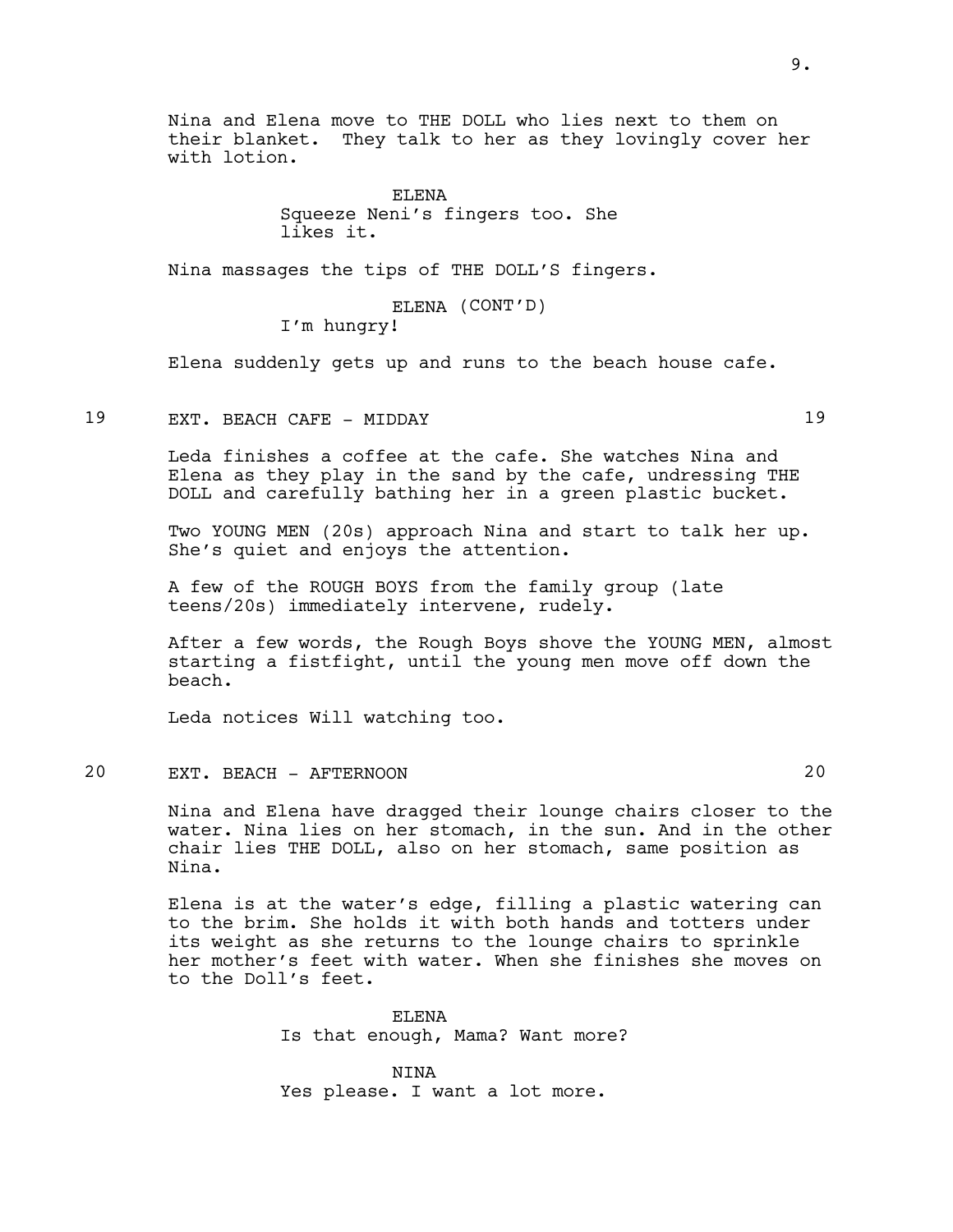Nina and Elena move to THE DOLL who lies next to them on their blanket. They talk to her as they lovingly cover her with lotion.

ELENA
Squeeze Neni's fingers too. She likes it.

Nina massages the tips of THE DOLL'S fingers.

ELENA (CONT'D)
I'm hungry!

Elena suddenly gets up and runs to the beach house cafe.

19 EXT. BEACH CAFE - MIDDAY 19

Leda finishes a coffee at the cafe. She watches Nina and Elena as they play in the sand by the cafe, undressing THE DOLL and carefully bathing her in a green plastic bucket.

Two YOUNG MEN (20s) approach Nina and start to talk her up. She's quiet and enjoys the attention.

A few of the ROUGH BOYS from the family group (late teens/20s) immediately intervene, rudely.

After a few words, the Rough Boys shove the YOUNG MEN, almost starting a fistfight, until the young men move off down the beach.

Leda notices Will watching too.

20 EXT. BEACH - AFTERNOON 20

Nina and Elena have dragged their lounge chairs closer to the water. Nina lies on her stomach, in the sun. And in the other chair lies THE DOLL, also on her stomach, same position as Nina.

Elena is at the water's edge, filling a plastic watering can to the brim. She holds it with both hands and totters under its weight as she returns to the lounge chairs to sprinkle her mother's feet with water. When she finishes she moves on to the Doll's feet.

ELENA
Is that enough, Mama? Want more?

NINA
Yes please. I want a lot more.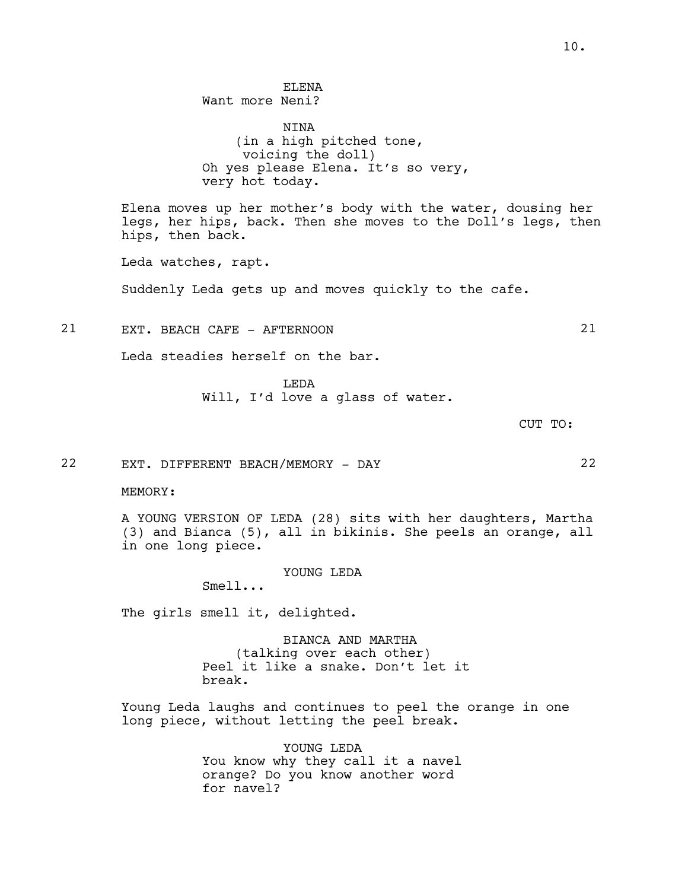ELENA
Want more Neni?

NINA
(in a high pitched tone,
voicing the doll)
Oh yes please Elena. It's so very,
very hot today.

Elena moves up her mother's body with the water, dousing her legs, her hips, back. Then she moves to the Doll's legs, then hips, then back.

Leda watches, rapt.

Suddenly Leda gets up and moves quickly to the cafe.

21 EXT. BEACH CAFE - AFTERNOON 21

Leda steadies herself on the bar.

LEDA
Will, I'd love a glass of water.

CUT TO:

22 EXT. DIFFERENT BEACH/MEMORY - DAY 22

MEMORY:

A YOUNG VERSION OF LEDA (28) sits with her daughters, Martha (3) and Bianca (5), all in bikinis. She peels an orange, all in one long piece.

YOUNG LEDA
Smell...

The girls smell it, delighted.

BIANCA AND MARTHA
(talking over each other)
Peel it like a snake. Don't let it
break.

Young Leda laughs and continues to peel the orange in one long piece, without letting the peel break.

YOUNG LEDA
You know why they call it a navel
orange? Do you know another word
for navel?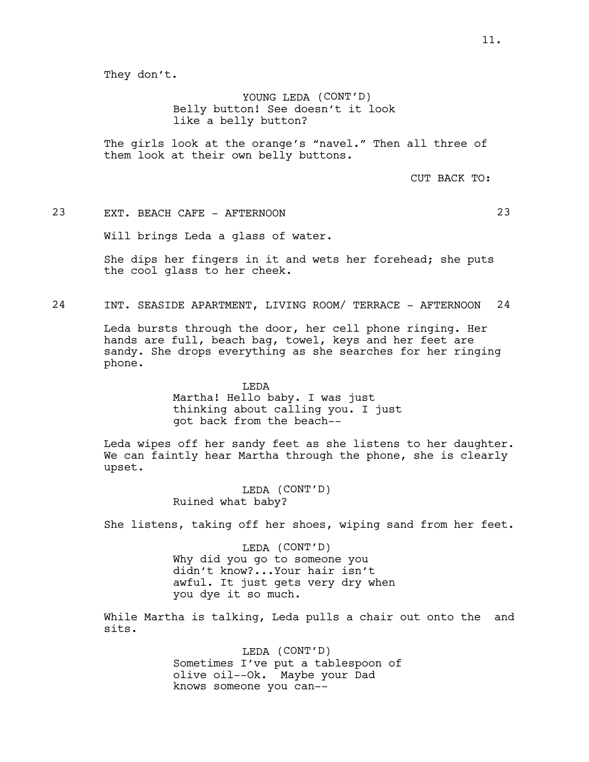They don't.

YOUNG LEDA (CONT'D)
Belly button! See doesn't it look like a belly button?

The girls look at the orange's "navel." Then all three of them look at their own belly buttons.

CUT BACK TO:

23 EXT. BEACH CAFE - AFTERNOON 23

Will brings Leda a glass of water.

She dips her fingers in it and wets her forehead; she puts the cool glass to her cheek.

24 INT. SEASIDE APARTMENT, LIVING ROOM/ TERRACE - AFTERNOON 24

Leda bursts through the door, her cell phone ringing. Her hands are full, beach bag, towel, keys and her feet are sandy. She drops everything as she searches for her ringing phone.

LEDA
Martha! Hello baby. I was just thinking about calling you. I just got back from the beach--

Leda wipes off her sandy feet as she listens to her daughter. We can faintly hear Martha through the phone, she is clearly upset.

LEDA (CONT'D)
Ruined what baby?

She listens, taking off her shoes, wiping sand from her feet.

LEDA (CONT'D)
Why did you go to someone you didn't know?...Your hair isn't awful. It just gets very dry when you dye it so much.

While Martha is talking, Leda pulls a chair out onto the  and sits.

LEDA (CONT'D)
Sometimes I've put a tablespoon of olive oil--Ok. Maybe your Dad knows someone you can--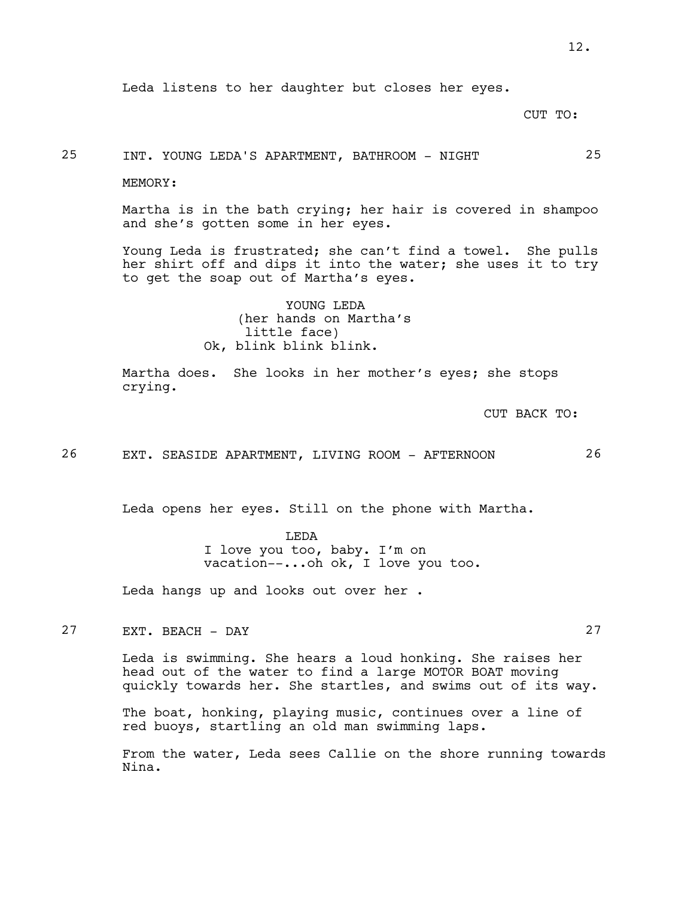Leda listens to her daughter but closes her eyes.

CUT TO:

25 INT. YOUNG LEDA'S APARTMENT, BATHROOM - NIGHT 25

MEMORY:

Martha is in the bath crying; her hair is covered in shampoo and she's gotten some in her eyes.

Young Leda is frustrated; she can't find a towel. She pulls her shirt off and dips it into the water; she uses it to try to get the soap out of Martha's eyes.

YOUNG LEDA
(her hands on Martha's little face)
Ok, blink blink blink.

Martha does. She looks in her mother's eyes; she stops crying.

CUT BACK TO:

26 EXT. SEASIDE APARTMENT, LIVING ROOM - AFTERNOON 26

Leda opens her eyes. Still on the phone with Martha.

LEDA
I love you too, baby. I'm on vacation--...oh ok, I love you too.

Leda hangs up and looks out over her .

27 EXT. BEACH - DAY 27

Leda is swimming. She hears a loud honking. She raises her head out of the water to find a large MOTOR BOAT moving quickly towards her. She startles, and swims out of its way.

The boat, honking, playing music, continues over a line of red buoys, startling an old man swimming laps.

From the water, Leda sees Callie on the shore running towards Nina.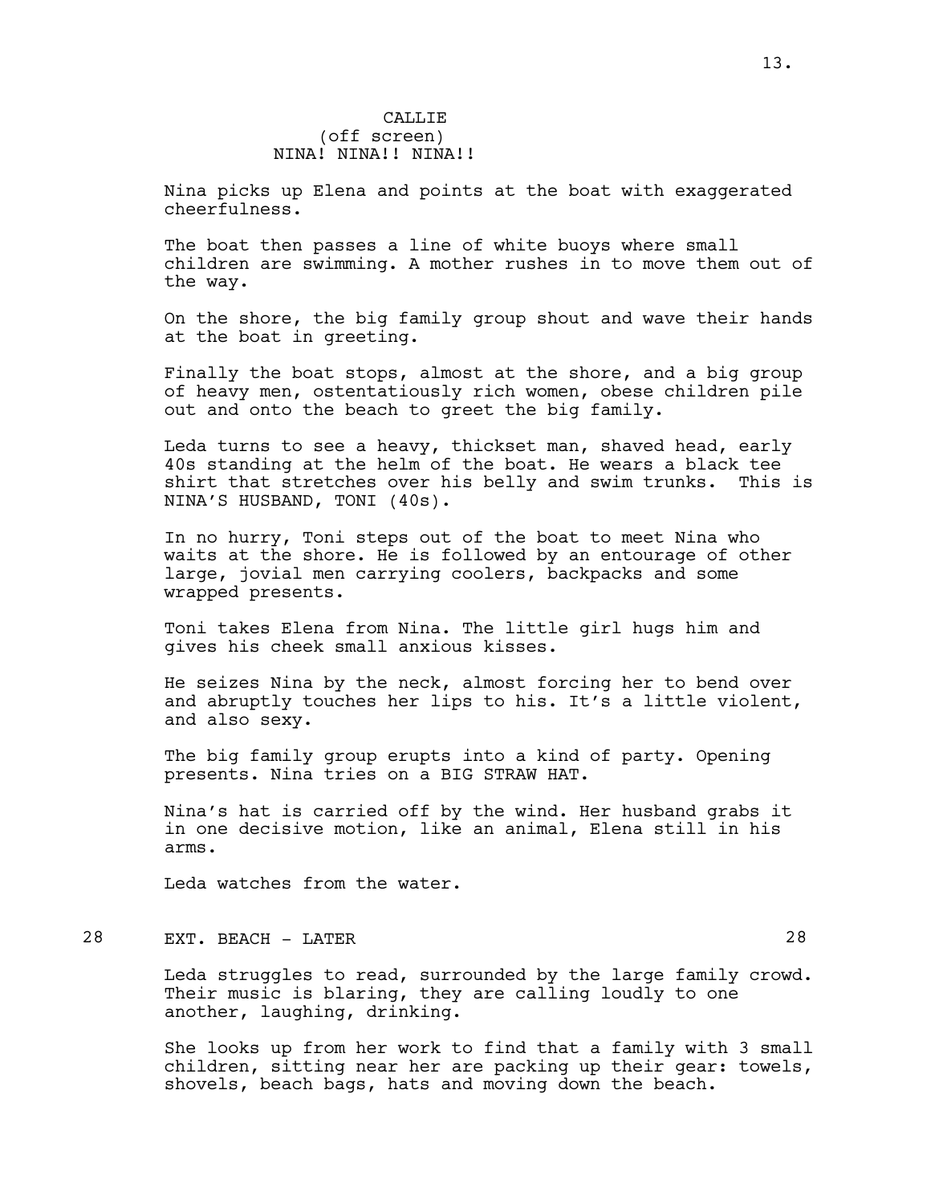CALLIE
(off screen)
NINA! NINA!! NINA!!

Nina picks up Elena and points at the boat with exaggerated cheerfulness.

The boat then passes a line of white buoys where small children are swimming. A mother rushes in to move them out of the way.

On the shore, the big family group shout and wave their hands at the boat in greeting.

Finally the boat stops, almost at the shore, and a big group of heavy men, ostentatiously rich women, obese children pile out and onto the beach to greet the big family.

Leda turns to see a heavy, thickset man, shaved head, early 40s standing at the helm of the boat. He wears a black tee shirt that stretches over his belly and swim trunks. This is NINA'S HUSBAND, TONI (40s).

In no hurry, Toni steps out of the boat to meet Nina who waits at the shore. He is followed by an entourage of other large, jovial men carrying coolers, backpacks and some wrapped presents.

Toni takes Elena from Nina. The little girl hugs him and gives his cheek small anxious kisses.

He seizes Nina by the neck, almost forcing her to bend over and abruptly touches her lips to his. It's a little violent, and also sexy.

The big family group erupts into a kind of party. Opening presents. Nina tries on a BIG STRAW HAT.

Nina's hat is carried off by the wind. Her husband grabs it in one decisive motion, like an animal, Elena still in his arms.

Leda watches from the water.

28 EXT. BEACH - LATER 28

Leda struggles to read, surrounded by the large family crowd. Their music is blaring, they are calling loudly to one another, laughing, drinking.

She looks up from her work to find that a family with 3 small children, sitting near her are packing up their gear: towels, shovels, beach bags, hats and moving down the beach.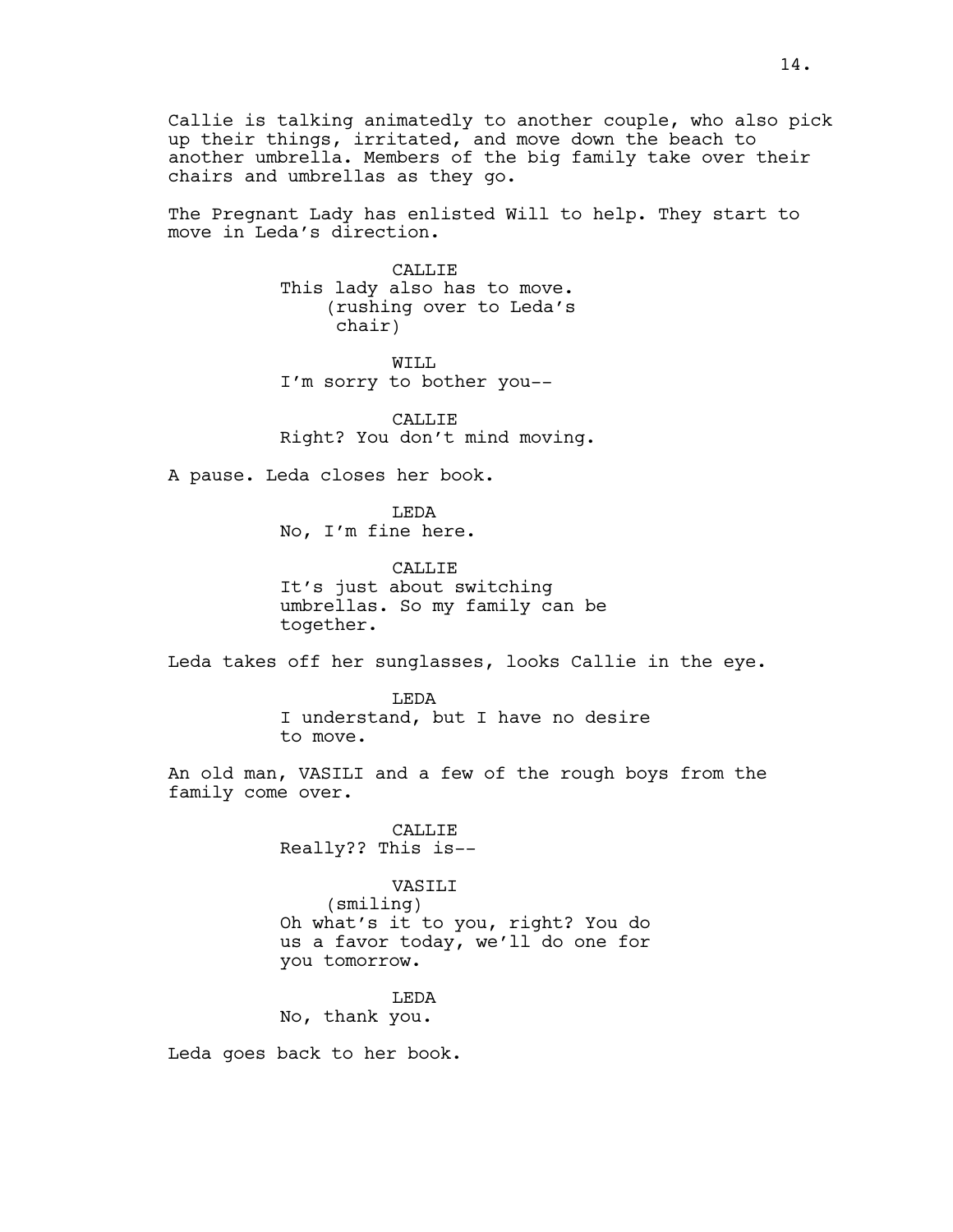Callie is talking animatedly to another couple, who also pick up their things, irritated, and move down the beach to another umbrella. Members of the big family take over their chairs and umbrellas as they go.

The Pregnant Lady has enlisted Will to help. They start to move in Leda's direction.

CALLIE
This lady also has to move.
(rushing over to Leda's chair)

WILL
I'm sorry to bother you--

CALLIE
Right? You don't mind moving.

A pause. Leda closes her book.

LEDA
No, I'm fine here.

CALLIE
It's just about switching umbrellas. So my family can be together.

Leda takes off her sunglasses, looks Callie in the eye.

LEDA
I understand, but I have no desire to move.

An old man, VASILI and a few of the rough boys from the family come over.

CALLIE
Really?? This is--

VASILI
(smiling)
Oh what's it to you, right? You do us a favor today, we'll do one for you tomorrow.

LEDA
No, thank you.

Leda goes back to her book.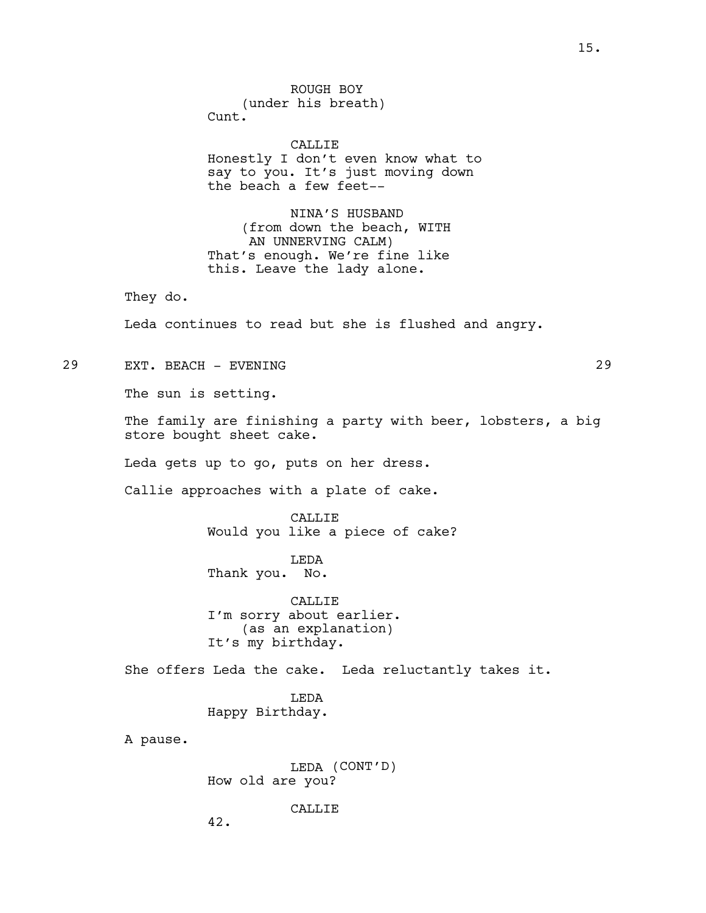ROUGH BOY
(under his breath)
Cunt.

CALLIE
Honestly I don't even know what to say to you. It's just moving down the beach a few feet--

NINA'S HUSBAND
(from down the beach, WITH AN UNNERVING CALM)
That's enough. We're fine like this. Leave the lady alone.

They do.

Leda continues to read but she is flushed and angry.

29 EXT. BEACH - EVENING 29

The sun is setting.

The family are finishing a party with beer, lobsters, a big store bought sheet cake.

Leda gets up to go, puts on her dress.

Callie approaches with a plate of cake.

CALLIE
Would you like a piece of cake?

LEDA
Thank you. No.

CALLIE
I'm sorry about earlier.
(as an explanation)
It's my birthday.

She offers Leda the cake. Leda reluctantly takes it.

LEDA
Happy Birthday.

A pause.

LEDA (CONT'D)
How old are you?

CALLIE
42.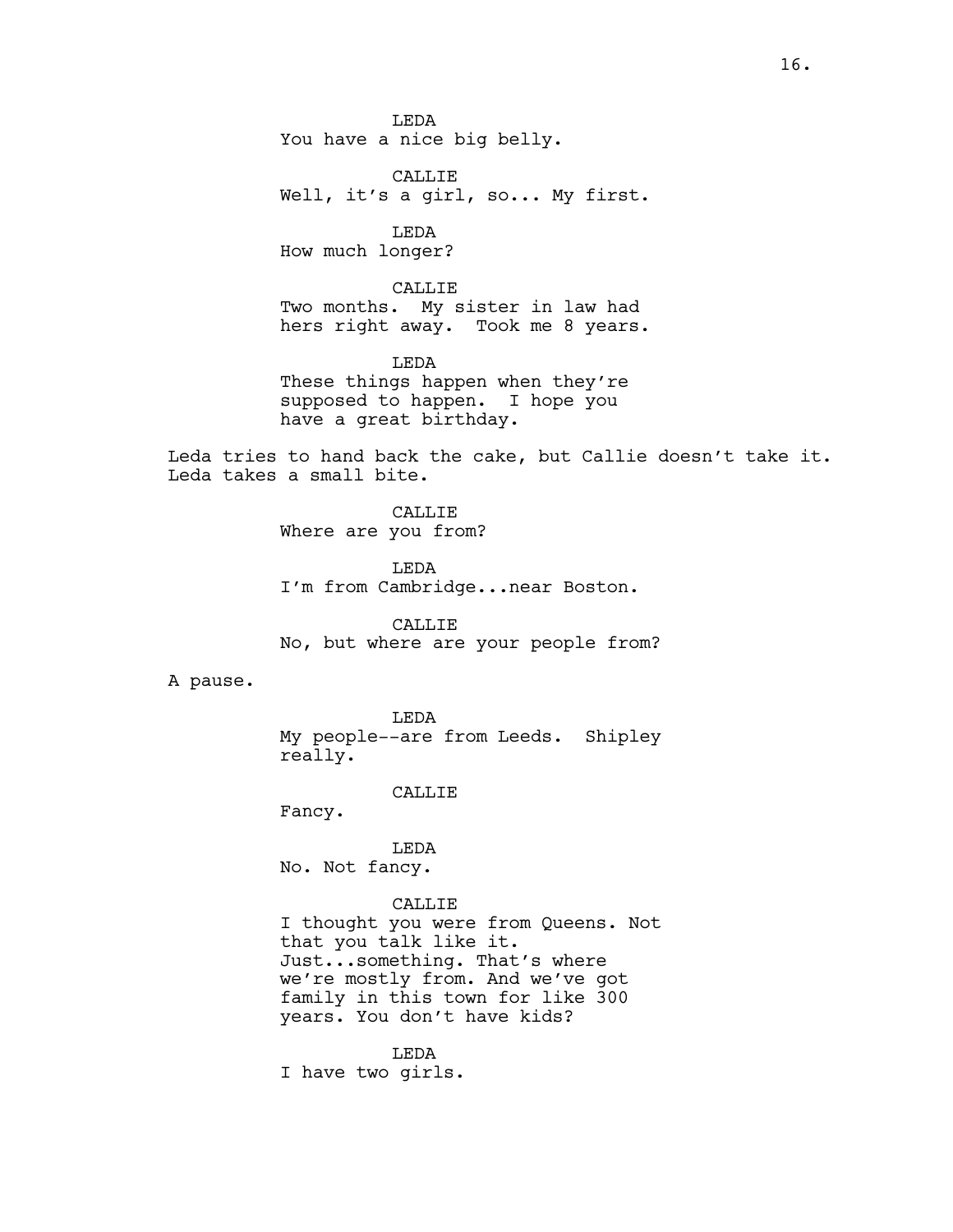LEDA
You have a nice big belly.

CALLIE
Well, it's a girl, so... My first.

LEDA
How much longer?

CALLIE
Two months. My sister in law had hers right away. Took me 8 years.

LEDA
These things happen when they're supposed to happen. I hope you have a great birthday.

Leda tries to hand back the cake, but Callie doesn't take it. Leda takes a small bite.

CALLIE
Where are you from?

LEDA
I'm from Cambridge...near Boston.

CALLIE
No, but where are your people from?

A pause.

LEDA
My people--are from Leeds. Shipley really.

CALLIE
Fancy.

LEDA
No. Not fancy.

CALLIE
I thought you were from Queens. Not that you talk like it. Just...something. That's where we're mostly from. And we've got family in this town for like 300 years. You don't have kids?

LEDA
I have two girls.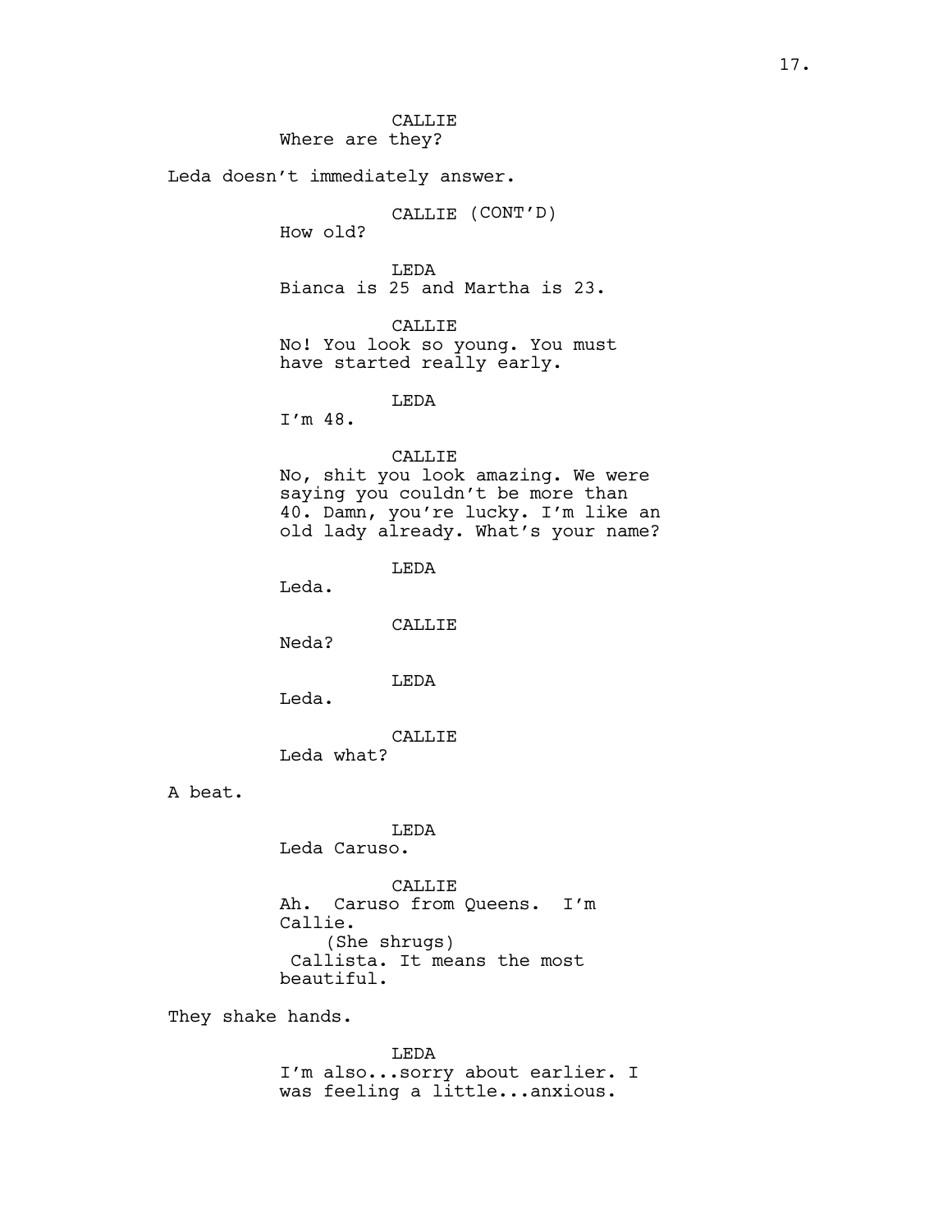CALLIE
Where are they?

Leda doesn't immediately answer.

CALLIE (CONT'D)
How old?

LEDA
Bianca is 25 and Martha is 23.

CALLIE
No! You look so young. You must have started really early.

LEDA
I'm 48.

CALLIE
No, shit you look amazing. We were saying you couldn't be more than 40. Damn, you're lucky. I'm like an old lady already. What's your name?

LEDA
Leda.

CALLIE
Neda?

LEDA
Leda.

CALLIE
Leda what?

A beat.

LEDA
Leda Caruso.

CALLIE
Ah. Caruso from Queens. I'm Callie.
(She shrugs)
Callista. It means the most beautiful.

They shake hands.

LEDA
I'm also...sorry about earlier. I was feeling a little...anxious.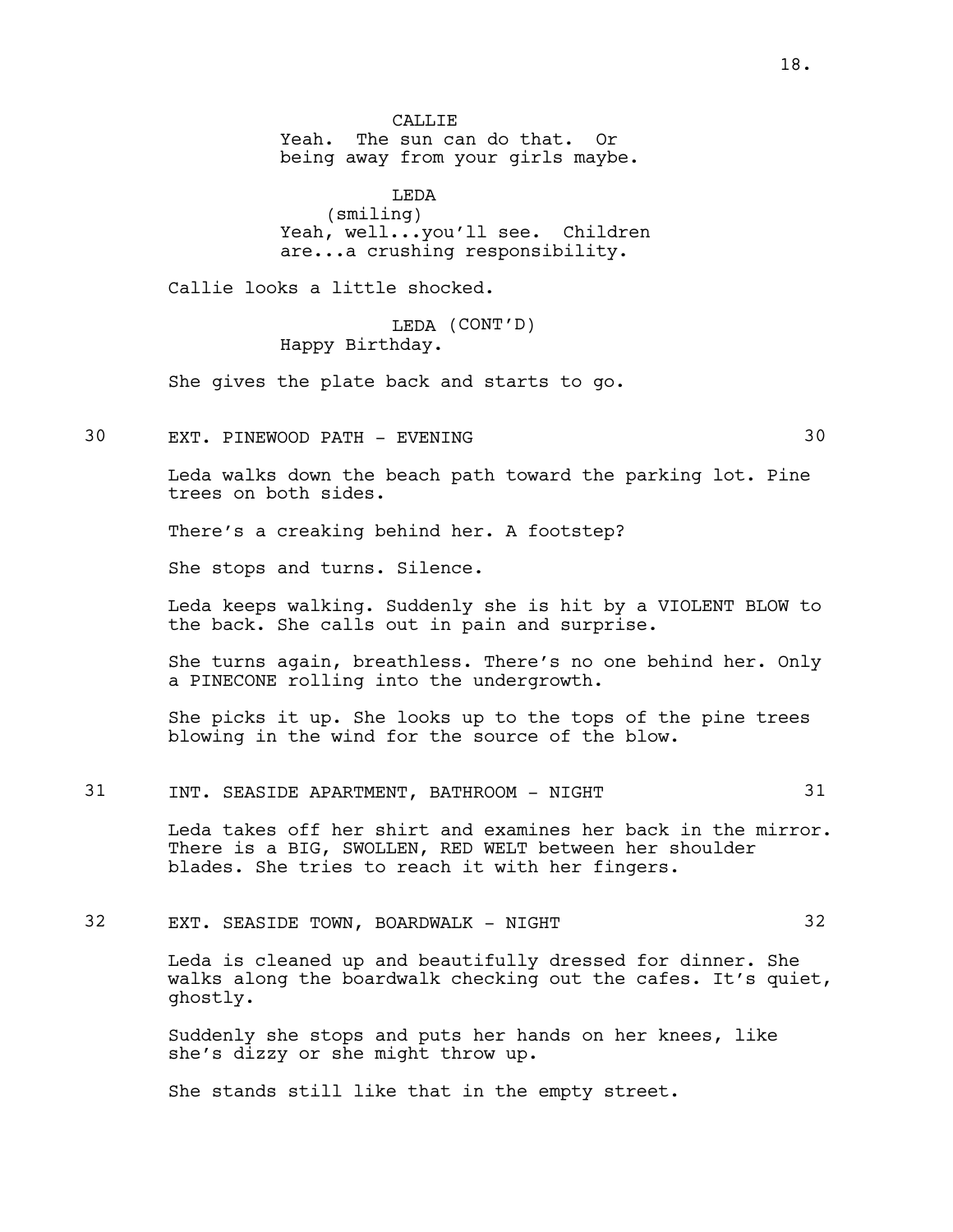CALLIE
Yeah. The sun can do that. Or being away from your girls maybe.

LEDA
(smiling)
Yeah, well...you'll see. Children are...a crushing responsibility.

Callie looks a little shocked.

LEDA (CONT'D)
Happy Birthday.

She gives the plate back and starts to go.

30 EXT. PINEWOOD PATH - EVENING 30

Leda walks down the beach path toward the parking lot. Pine trees on both sides.

There's a creaking behind her. A footstep?

She stops and turns. Silence.

Leda keeps walking. Suddenly she is hit by a VIOLENT BLOW to the back. She calls out in pain and surprise.

She turns again, breathless. There's no one behind her. Only a PINECONE rolling into the undergrowth.

She picks it up. She looks up to the tops of the pine trees blowing in the wind for the source of the blow.

31 INT. SEASIDE APARTMENT, BATHROOM - NIGHT 31

Leda takes off her shirt and examines her back in the mirror. There is a BIG, SWOLLEN, RED WELT between her shoulder blades. She tries to reach it with her fingers.

32 EXT. SEASIDE TOWN, BOARDWALK - NIGHT 32

Leda is cleaned up and beautifully dressed for dinner. She walks along the boardwalk checking out the cafes. It's quiet, ghostly.

Suddenly she stops and puts her hands on her knees, like she's dizzy or she might throw up.

She stands still like that in the empty street.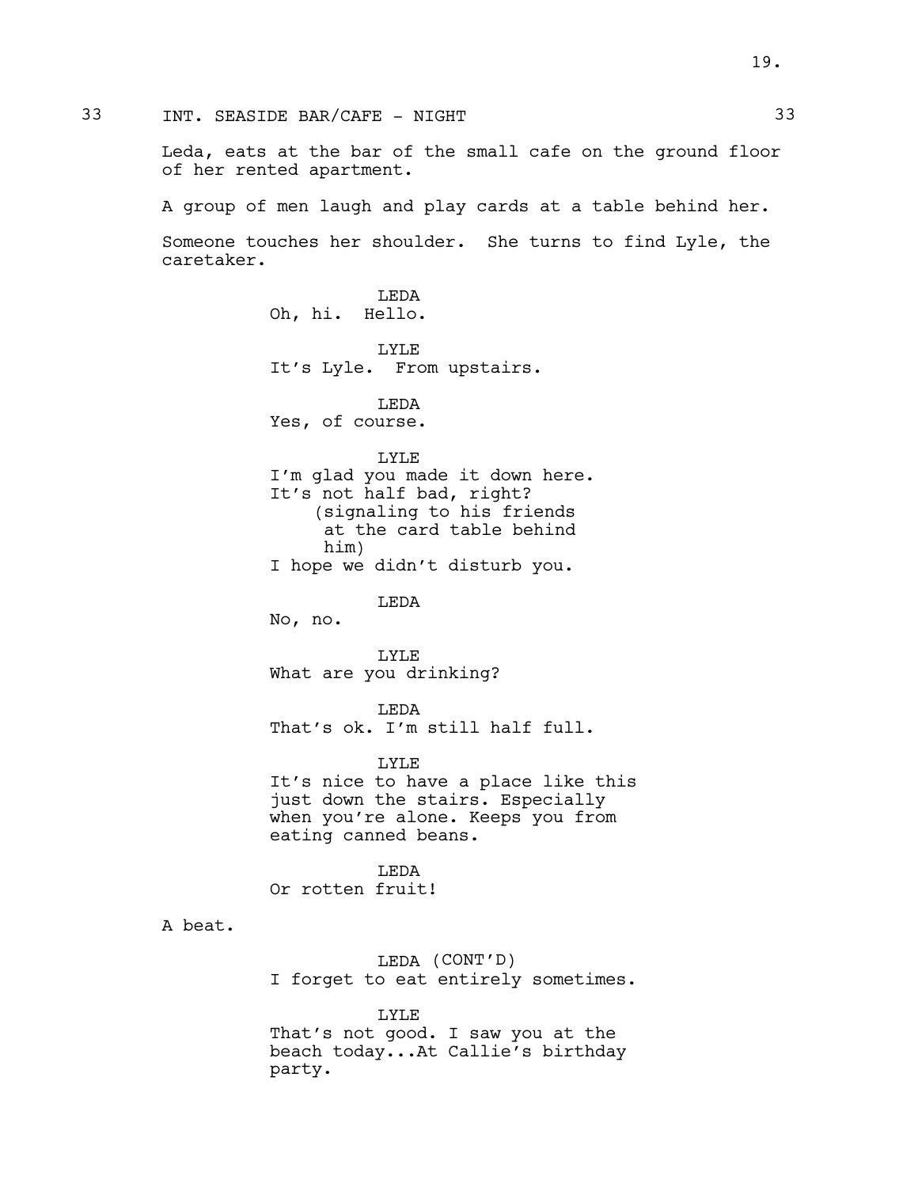33 INT. SEASIDE BAR/CAFE - NIGHT 33

Leda, eats at the bar of the small cafe on the ground floor of her rented apartment.

A group of men laugh and play cards at a table behind her.

Someone touches her shoulder. She turns to find Lyle, the caretaker.

LEDA
Oh, hi. Hello.

LYLE
It's Lyle. From upstairs.

LEDA
Yes, of course.

LYLE
I'm glad you made it down here. It's not half bad, right?
(signaling to his friends at the card table behind him)
I hope we didn't disturb you.

LEDA
No, no.

LYLE
What are you drinking?

LEDA
That's ok. I'm still half full.

LYLE
It's nice to have a place like this just down the stairs. Especially when you're alone. Keeps you from eating canned beans.

LEDA
Or rotten fruit!

A beat.

LEDA (CONT'D)
I forget to eat entirely sometimes.

LYLE
That's not good. I saw you at the beach today...At Callie's birthday party.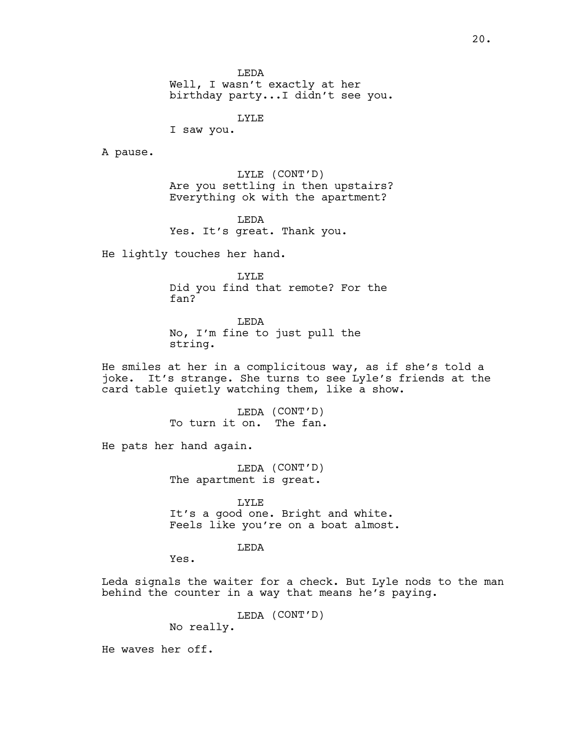LEDA

Well, I wasn't exactly at her birthday party...I didn't see you.

LYLE

I saw you.

A pause.

LYLE (CONT'D)

Are you settling in then upstairs? Everything ok with the apartment?

LEDA

Yes. It's great. Thank you.

He lightly touches her hand.

LYLE

Did you find that remote? For the fan?

LEDA

No, I'm fine to just pull the string.

He smiles at her in a complicitous way, as if she's told a joke. It's strange. She turns to see Lyle's friends at the card table quietly watching them, like a show.

LEDA (CONT'D)

To turn it on. The fan.

He pats her hand again.

LEDA (CONT'D)

The apartment is great.

LYLE

It's a good one. Bright and white. Feels like you're on a boat almost.

LEDA

Yes.

Leda signals the waiter for a check. But Lyle nods to the man behind the counter in a way that means he's paying.

LEDA (CONT'D)

No really.

He waves her off.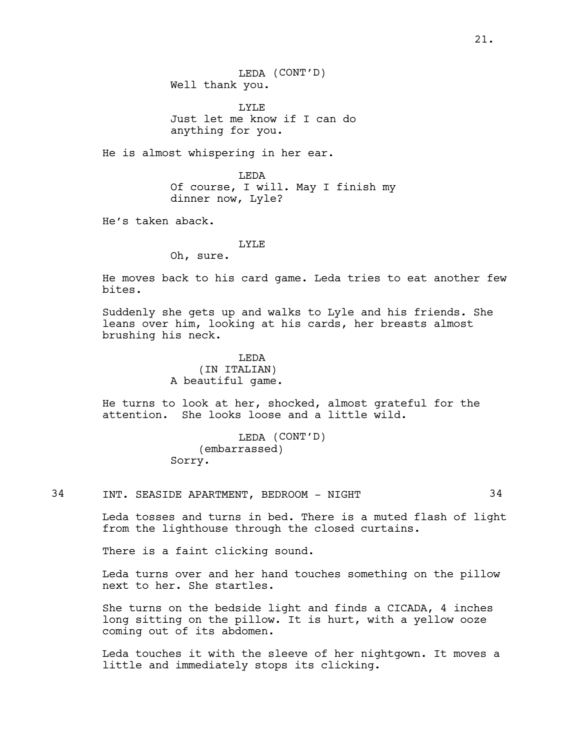LEDA (CONT'D)
Well thank you.

LYLE
Just let me know if I can do anything for you.

He is almost whispering in her ear.

LEDA
Of course, I will. May I finish my dinner now, Lyle?

He's taken aback.

LYLE
Oh, sure.

He moves back to his card game. Leda tries to eat another few bites.

Suddenly she gets up and walks to Lyle and his friends. She leans over him, looking at his cards, her breasts almost brushing his neck.

LEDA
(IN ITALIAN)
A beautiful game.

He turns to look at her, shocked, almost grateful for the attention. She looks loose and a little wild.

LEDA (CONT'D)
(embarrassed)
Sorry.

34 INT. SEASIDE APARTMENT, BEDROOM - NIGHT 34

Leda tosses and turns in bed. There is a muted flash of light from the lighthouse through the closed curtains.

There is a faint clicking sound.

Leda turns over and her hand touches something on the pillow next to her. She startles.

She turns on the bedside light and finds a CICADA, 4 inches long sitting on the pillow. It is hurt, with a yellow ooze coming out of its abdomen.

Leda touches it with the sleeve of her nightgown. It moves a little and immediately stops its clicking.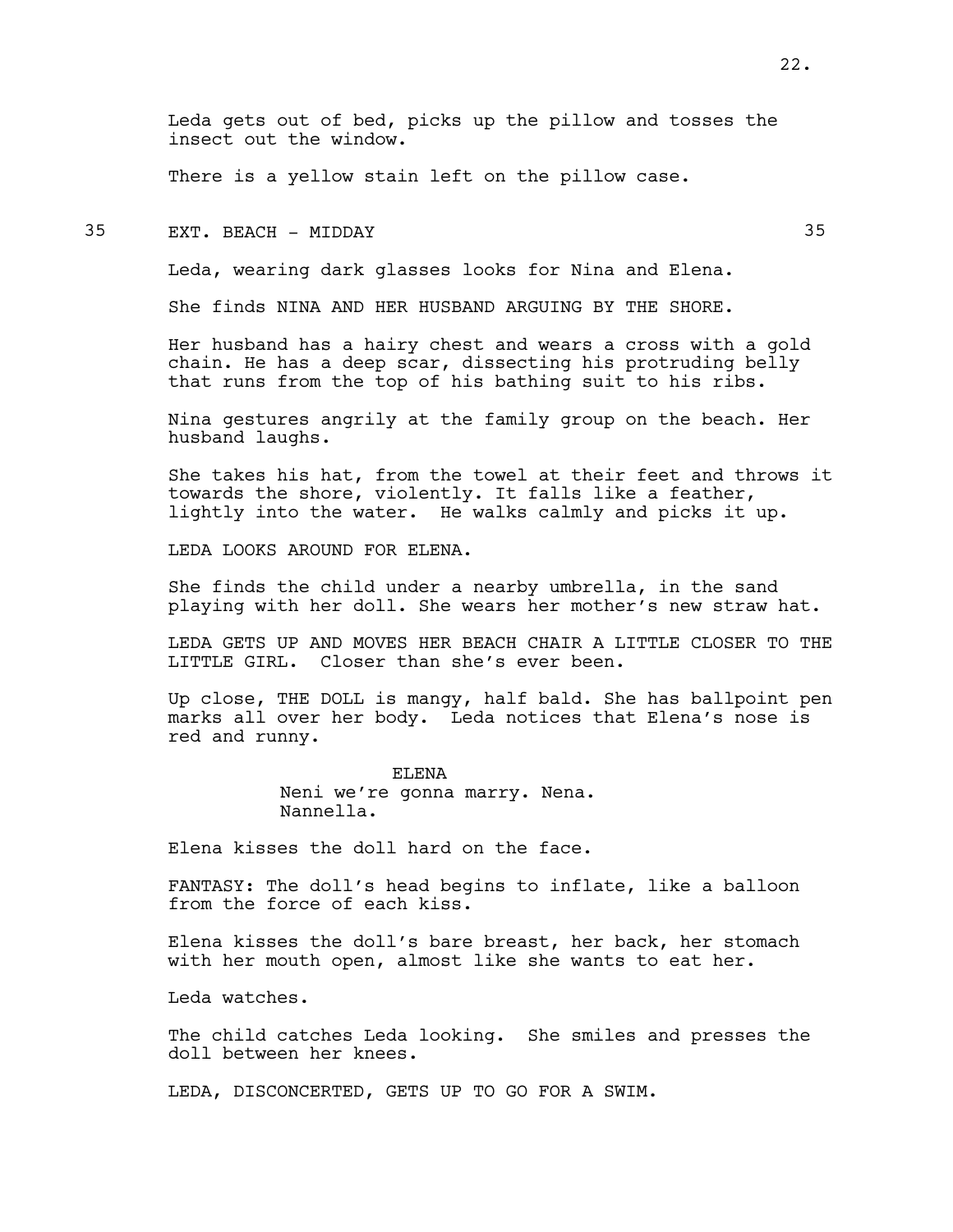Leda gets out of bed, picks up the pillow and tosses the insect out the window.

There is a yellow stain left on the pillow case.

35 EXT. BEACH - MIDDAY 35

Leda, wearing dark glasses looks for Nina and Elena.

She finds NINA AND HER HUSBAND ARGUING BY THE SHORE.

Her husband has a hairy chest and wears a cross with a gold chain. He has a deep scar, dissecting his protruding belly that runs from the top of his bathing suit to his ribs.

Nina gestures angrily at the family group on the beach. Her husband laughs.

She takes his hat, from the towel at their feet and throws it towards the shore, violently. It falls like a feather, lightly into the water. He walks calmly and picks it up.

LEDA LOOKS AROUND FOR ELENA.

She finds the child under a nearby umbrella, in the sand playing with her doll. She wears her mother's new straw hat.

LEDA GETS UP AND MOVES HER BEACH CHAIR A LITTLE CLOSER TO THE LITTLE GIRL. Closer than she's ever been.

Up close, THE DOLL is mangy, half bald. She has ballpoint pen marks all over her body. Leda notices that Elena's nose is red and runny.

ELENA
Neni we're gonna marry. Nena. Nannella.

Elena kisses the doll hard on the face.

FANTASY: The doll's head begins to inflate, like a balloon from the force of each kiss.

Elena kisses the doll's bare breast, her back, her stomach with her mouth open, almost like she wants to eat her.

Leda watches.

The child catches Leda looking. She smiles and presses the doll between her knees.

LEDA, DISCONCERTED, GETS UP TO GO FOR A SWIM.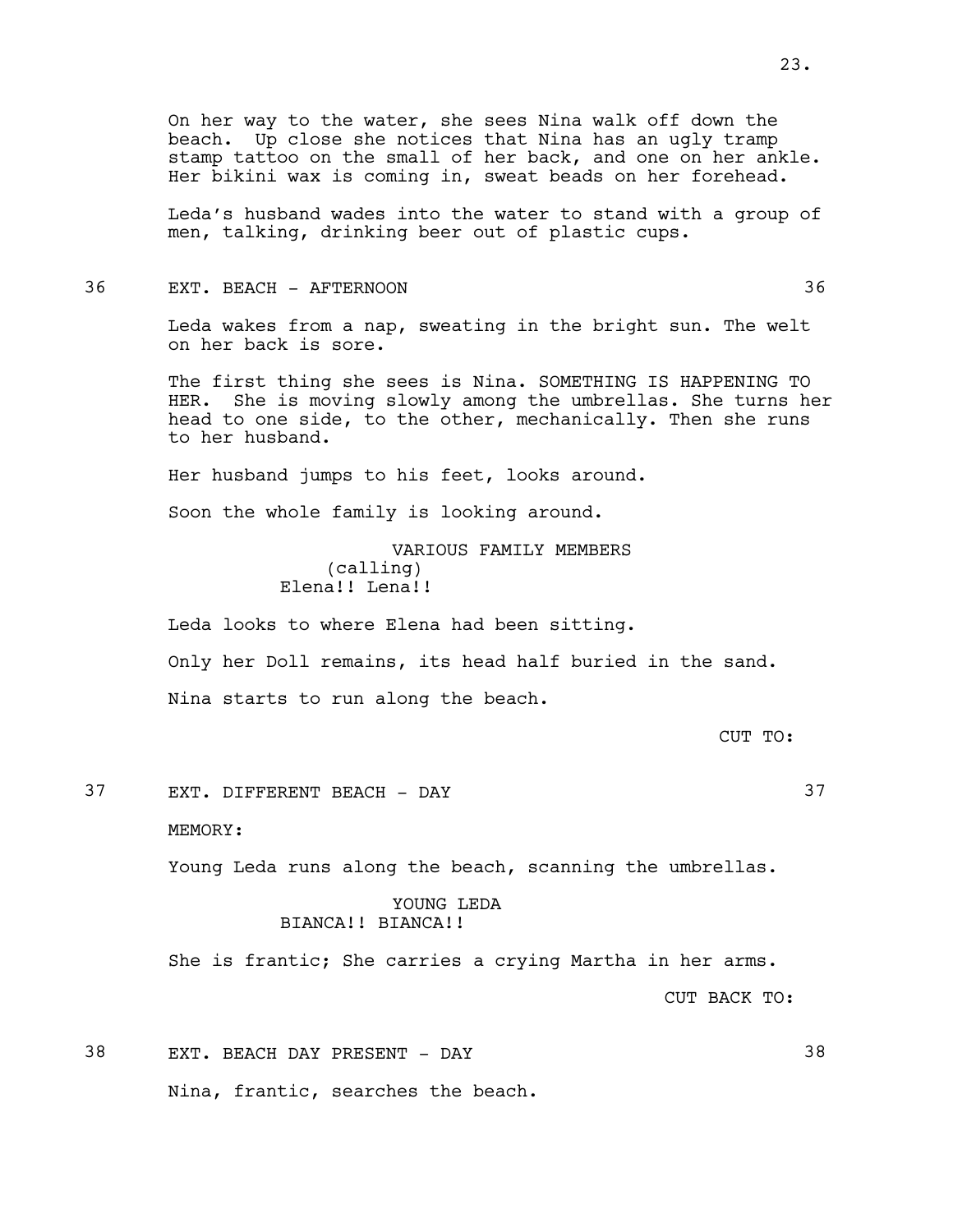On her way to the water, she sees Nina walk off down the beach. Up close she notices that Nina has an ugly tramp stamp tattoo on the small of her back, and one on her ankle. Her bikini wax is coming in, sweat beads on her forehead.

Leda's husband wades into the water to stand with a group of men, talking, drinking beer out of plastic cups.

36 EXT. BEACH - AFTERNOON 36

Leda wakes from a nap, sweating in the bright sun. The welt on her back is sore.

The first thing she sees is Nina. SOMETHING IS HAPPENING TO HER. She is moving slowly among the umbrellas. She turns her head to one side, to the other, mechanically. Then she runs to her husband.

Her husband jumps to his feet, looks around.

Soon the whole family is looking around.

VARIOUS FAMILY MEMBERS
(calling)
Elena!! Lena!!

Leda looks to where Elena had been sitting.

Only her Doll remains, its head half buried in the sand.

Nina starts to run along the beach.

CUT TO:

37 EXT. DIFFERENT BEACH - DAY 37

MEMORY:

Young Leda runs along the beach, scanning the umbrellas.

YOUNG LEDA
BIANCA!! BIANCA!!

She is frantic; She carries a crying Martha in her arms.

CUT BACK TO:

38 EXT. BEACH DAY PRESENT - DAY 38

Nina, frantic, searches the beach.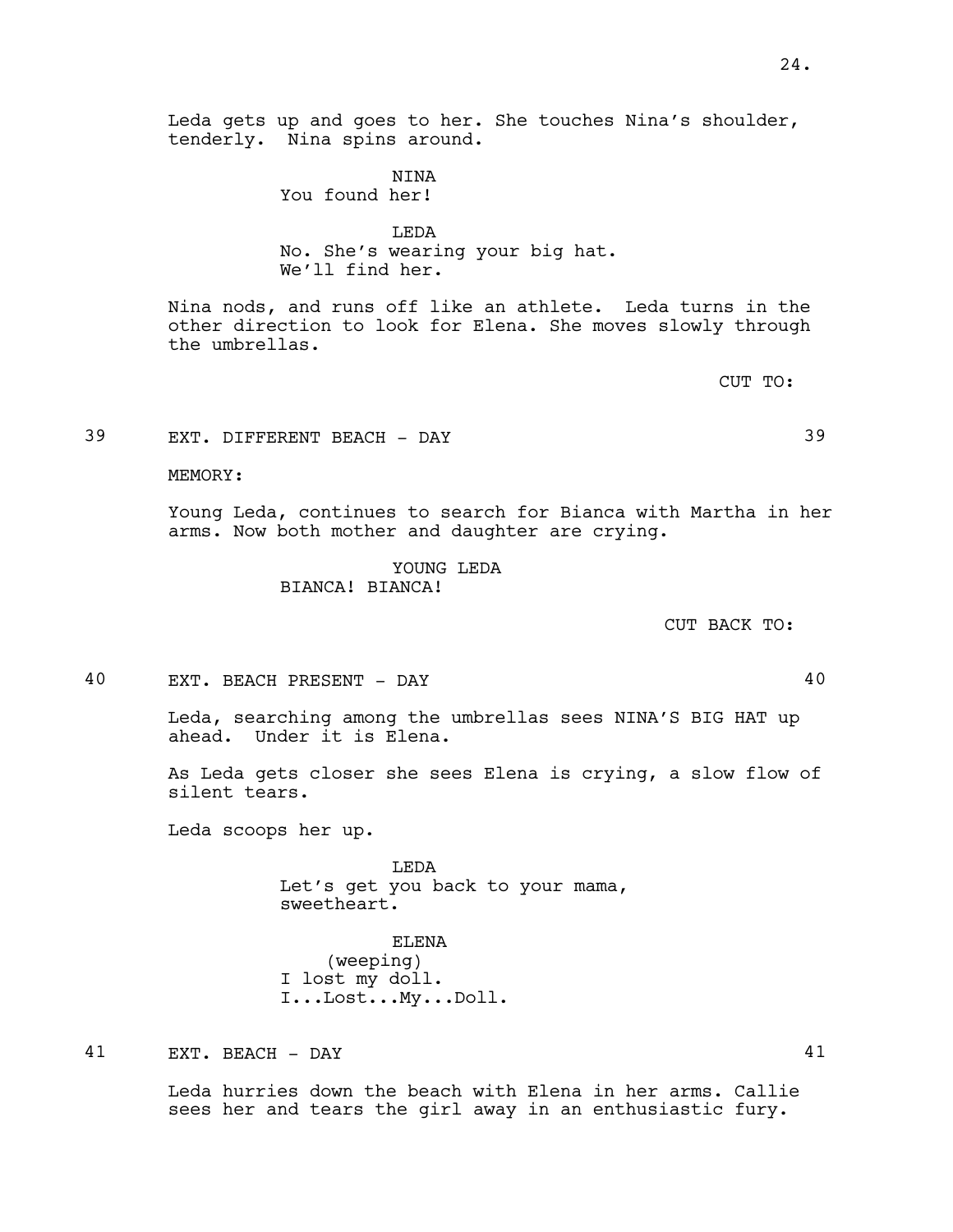Leda gets up and goes to her. She touches Nina's shoulder, tenderly. Nina spins around.

NINA
You found her!

LEDA
No. She's wearing your big hat.
We'll find her.

Nina nods, and runs off like an athlete. Leda turns in the other direction to look for Elena. She moves slowly through the umbrellas.

CUT TO:

39 EXT. DIFFERENT BEACH - DAY 39

MEMORY:

Young Leda, continues to search for Bianca with Martha in her arms. Now both mother and daughter are crying.

YOUNG LEDA
BIANCA! BIANCA!

CUT BACK TO:

40 EXT. BEACH PRESENT - DAY 40

Leda, searching among the umbrellas sees NINA'S BIG HAT up ahead. Under it is Elena.

As Leda gets closer she sees Elena is crying, a slow flow of silent tears.

Leda scoops her up.

LEDA
Let's get you back to your mama,
sweetheart.

ELENA
(weeping)
I lost my doll.
I...Lost...My...Doll.

41 EXT. BEACH - DAY 41

Leda hurries down the beach with Elena in her arms. Callie sees her and tears the girl away in an enthusiastic fury.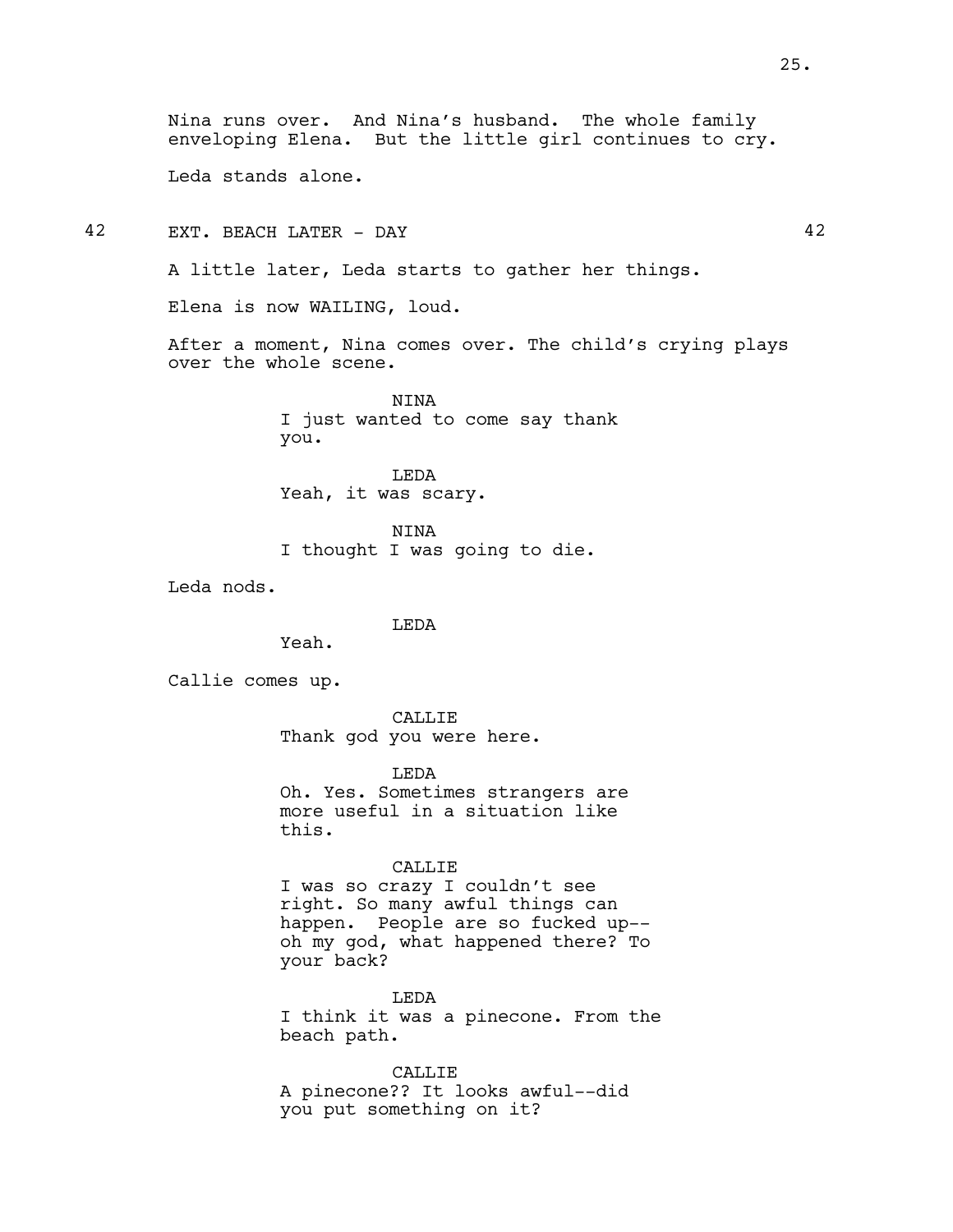Nina runs over. And Nina's husband. The whole family enveloping Elena. But the little girl continues to cry.

Leda stands alone.

42 EXT. BEACH LATER - DAY 42

A little later, Leda starts to gather her things.

Elena is now WAILING, loud.

After a moment, Nina comes over. The child's crying plays over the whole scene.

NINA
I just wanted to come say thank you.

LEDA
Yeah, it was scary.

NINA
I thought I was going to die.

Leda nods.

LEDA
Yeah.

Callie comes up.

CALLIE
Thank god you were here.

LEDA
Oh. Yes. Sometimes strangers are more useful in a situation like this.

CALLIE
I was so crazy I couldn't see right. So many awful things can happen. People are so fucked up-- oh my god, what happened there? To your back?

LEDA
I think it was a pinecone. From the beach path.

CALLIE
A pinecone?? It looks awful--did you put something on it?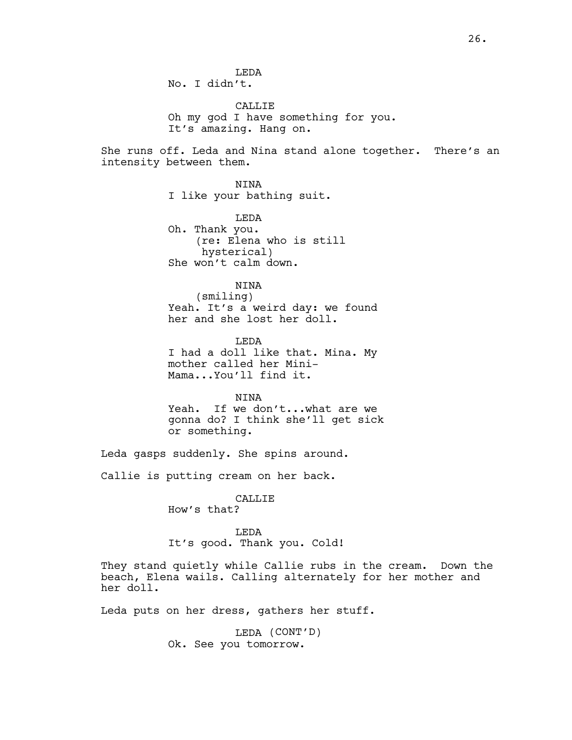LEDA
No. I didn't.

CALLIE
Oh my god I have something for you.
It's amazing. Hang on.

She runs off. Leda and Nina stand alone together. There's an intensity between them.

NINA
I like your bathing suit.

LEDA
Oh. Thank you.
(re: Elena who is still hysterical)
She won't calm down.

NINA
(smiling)
Yeah. It's a weird day: we found her and she lost her doll.

LEDA
I had a doll like that. Mina. My mother called her Mini-Mama...You'll find it.

NINA
Yeah. If we don't...what are we gonna do? I think she'll get sick or something.

Leda gasps suddenly. She spins around.

Callie is putting cream on her back.

CALLIE
How's that?

LEDA
It's good. Thank you. Cold!

They stand quietly while Callie rubs in the cream. Down the beach, Elena wails. Calling alternately for her mother and her doll.

Leda puts on her dress, gathers her stuff.

LEDA (CONT'D)
Ok. See you tomorrow.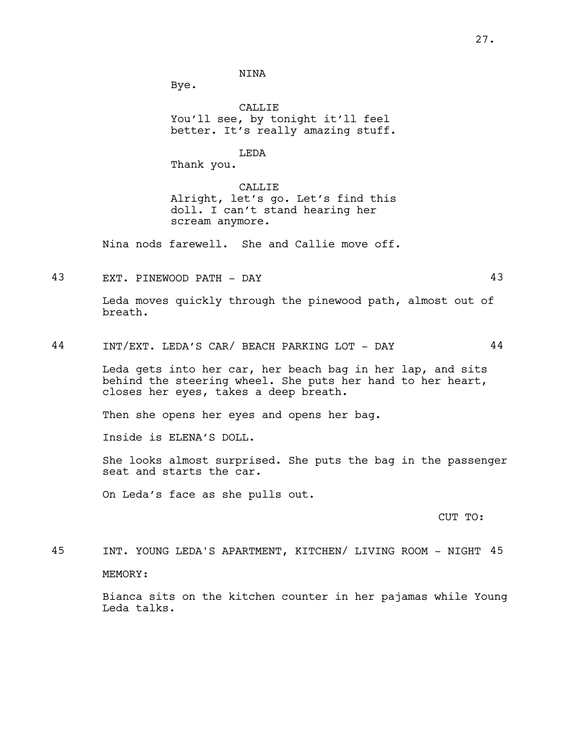NINA

Bye.

CALLIE

You'll see, by tonight it'll feel better. It's really amazing stuff.

LEDA

Thank you.

CALLIE

Alright, let's go. Let's find this doll. I can't stand hearing her scream anymore.

Nina nods farewell. She and Callie move off.

43 EXT. PINEWOOD PATH - DAY 43

Leda moves quickly through the pinewood path, almost out of breath.

44 INT/EXT. LEDA'S CAR/ BEACH PARKING LOT - DAY 44

Leda gets into her car, her beach bag in her lap, and sits behind the steering wheel. She puts her hand to her heart, closes her eyes, takes a deep breath.

Then she opens her eyes and opens her bag.

Inside is ELENA'S DOLL.

She looks almost surprised. She puts the bag in the passenger seat and starts the car.

On Leda's face as she pulls out.

CUT TO:

45 INT. YOUNG LEDA'S APARTMENT, KITCHEN/ LIVING ROOM - NIGHT 45

MEMORY:

Bianca sits on the kitchen counter in her pajamas while Young Leda talks.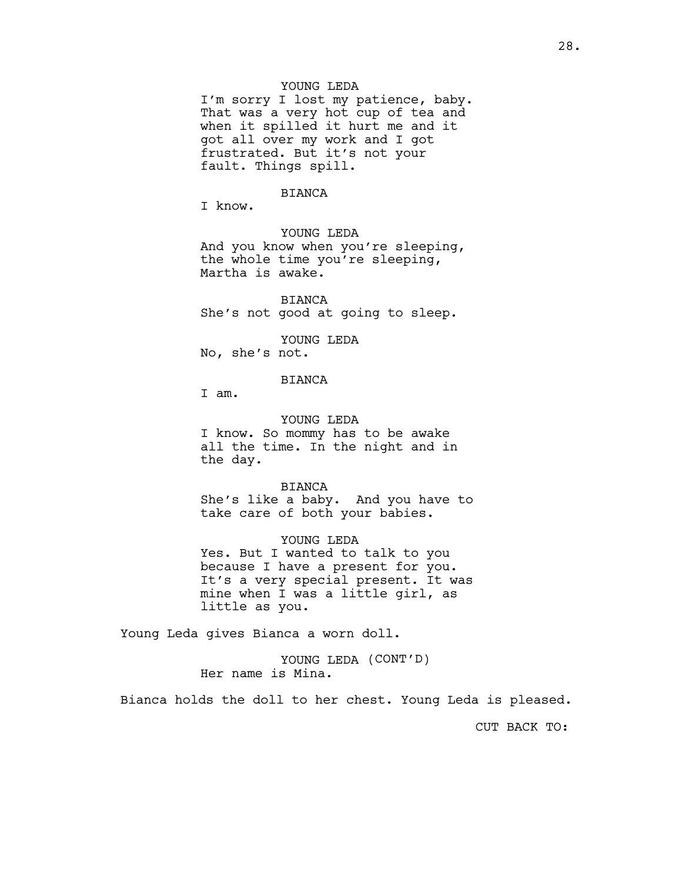YOUNG LEDA
I'm sorry I lost my patience, baby. That was a very hot cup of tea and when it spilled it hurt me and it got all over my work and I got frustrated. But it's not your fault. Things spill.

BIANCA
I know.

YOUNG LEDA
And you know when you're sleeping, the whole time you're sleeping, Martha is awake.

BIANCA
She's not good at going to sleep.

YOUNG LEDA
No, she's not.

BIANCA
I am.

YOUNG LEDA
I know. So mommy has to be awake all the time. In the night and in the day.

BIANCA
She's like a baby. And you have to take care of both your babies.

YOUNG LEDA
Yes. But I wanted to talk to you because I have a present for you. It's a very special present. It was mine when I was a little girl, as little as you.

Young Leda gives Bianca a worn doll.

YOUNG LEDA (CONT'D)
Her name is Mina.

Bianca holds the doll to her chest. Young Leda is pleased.

CUT BACK TO: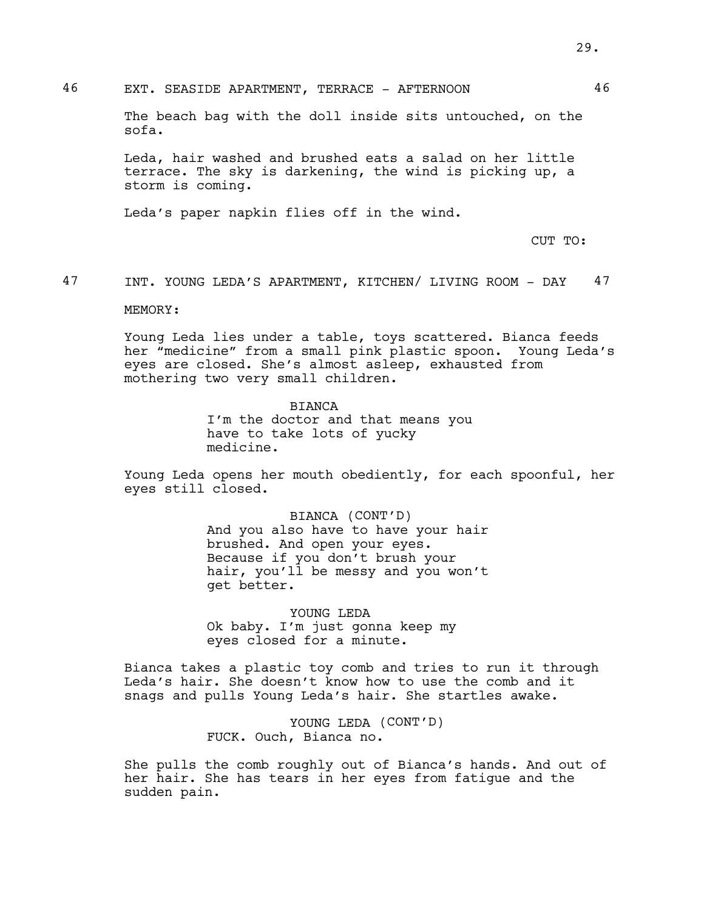46 EXT. SEASIDE APARTMENT, TERRACE - AFTERNOON 46

The beach bag with the doll inside sits untouched, on the sofa.

Leda, hair washed and brushed eats a salad on her little terrace. The sky is darkening, the wind is picking up, a storm is coming.

Leda's paper napkin flies off in the wind.

CUT TO:

47 INT. YOUNG LEDA'S APARTMENT, KITCHEN/ LIVING ROOM - DAY 47

MEMORY:

Young Leda lies under a table, toys scattered. Bianca feeds her "medicine" from a small pink plastic spoon. Young Leda's eyes are closed. She's almost asleep, exhausted from mothering two very small children.

BIANCA
I'm the doctor and that means you have to take lots of yucky medicine.

Young Leda opens her mouth obediently, for each spoonful, her eyes still closed.

BIANCA (CONT'D)
And you also have to have your hair brushed. And open your eyes. Because if you don't brush your hair, you'll be messy and you won't get better.

YOUNG LEDA
Ok baby. I'm just gonna keep my eyes closed for a minute.

Bianca takes a plastic toy comb and tries to run it through Leda's hair. She doesn't know how to use the comb and it snags and pulls Young Leda's hair. She startles awake.

YOUNG LEDA (CONT'D)
FUCK. Ouch, Bianca no.

She pulls the comb roughly out of Bianca's hands. And out of her hair. She has tears in her eyes from fatigue and the sudden pain.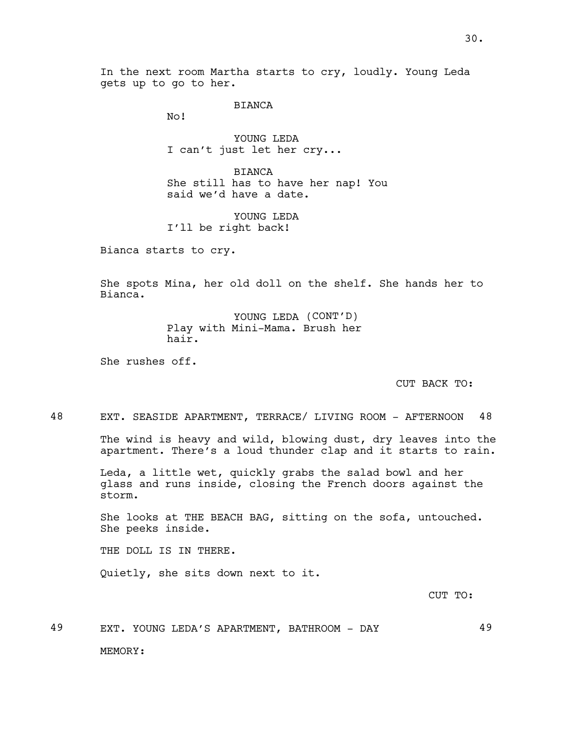In the next room Martha starts to cry, loudly. Young Leda gets up to go to her.

BIANCA
No!

YOUNG LEDA
I can't just let her cry...

BIANCA
She still has to have her nap! You said we'd have a date.

YOUNG LEDA
I'll be right back!

Bianca starts to cry.

She spots Mina, her old doll on the shelf. She hands her to Bianca.

YOUNG LEDA (CONT'D)
Play with Mini-Mama. Brush her hair.

She rushes off.

CUT BACK TO:

48 EXT. SEASIDE APARTMENT, TERRACE/ LIVING ROOM - AFTERNOON 48

The wind is heavy and wild, blowing dust, dry leaves into the apartment. There's a loud thunder clap and it starts to rain.

Leda, a little wet, quickly grabs the salad bowl and her glass and runs inside, closing the French doors against the storm.

She looks at THE BEACH BAG, sitting on the sofa, untouched. She peeks inside.

THE DOLL IS IN THERE.

Quietly, she sits down next to it.

CUT TO:

49 EXT. YOUNG LEDA'S APARTMENT, BATHROOM - DAY 49

MEMORY: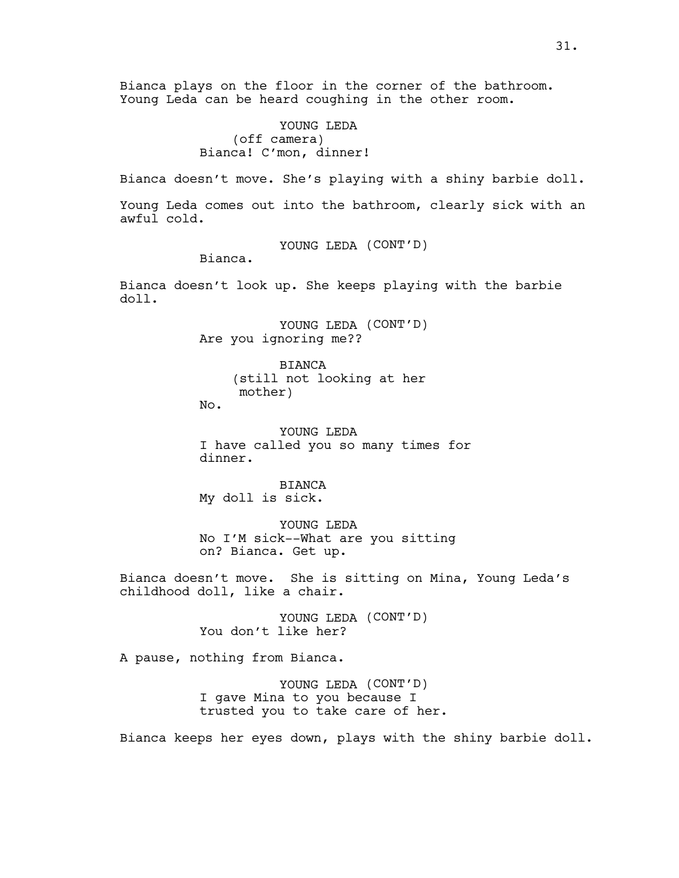Bianca plays on the floor in the corner of the bathroom. Young Leda can be heard coughing in the other room.

YOUNG LEDA
(off camera)
Bianca! C'mon, dinner!

Bianca doesn't move. She's playing with a shiny barbie doll.

Young Leda comes out into the bathroom, clearly sick with an awful cold.

YOUNG LEDA (CONT'D)
Bianca.

Bianca doesn't look up. She keeps playing with the barbie doll.

YOUNG LEDA (CONT'D)
Are you ignoring me??

BIANCA
(still not looking at her mother)
No.

YOUNG LEDA
I have called you so many times for dinner.

BIANCA
My doll is sick.

YOUNG LEDA
No I'M sick--What are you sitting on? Bianca. Get up.

Bianca doesn't move. She is sitting on Mina, Young Leda's childhood doll, like a chair.

YOUNG LEDA (CONT'D)
You don't like her?

A pause, nothing from Bianca.

YOUNG LEDA (CONT'D)
I gave Mina to you because I trusted you to take care of her.

Bianca keeps her eyes down, plays with the shiny barbie doll.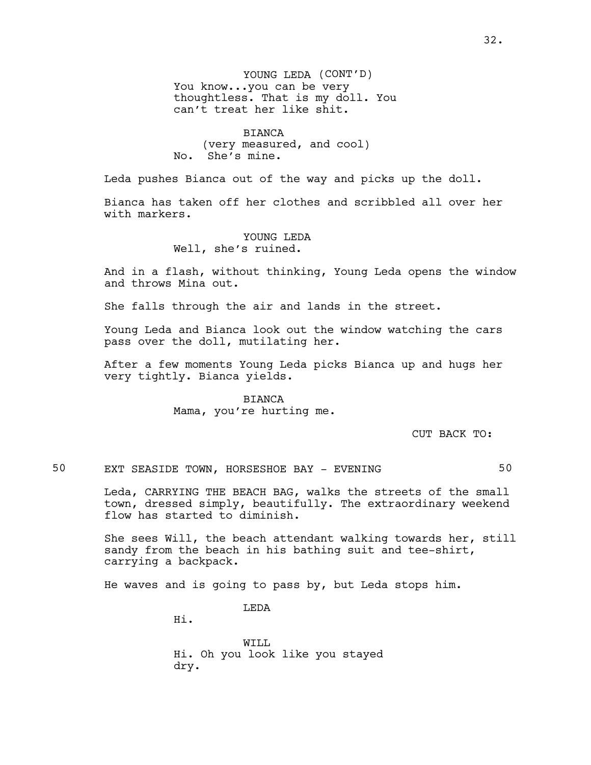YOUNG LEDA (CONT'D)
You know...you can be very thoughtless. That is my doll. You can't treat her like shit.

BIANCA
(very measured, and cool)
No. She's mine.

Leda pushes Bianca out of the way and picks up the doll.

Bianca has taken off her clothes and scribbled all over her with markers.

YOUNG LEDA
Well, she's ruined.

And in a flash, without thinking, Young Leda opens the window and throws Mina out.

She falls through the air and lands in the street.

Young Leda and Bianca look out the window watching the cars pass over the doll, mutilating her.

After a few moments Young Leda picks Bianca up and hugs her very tightly. Bianca yields.

BIANCA
Mama, you're hurting me.

CUT BACK TO:

50 EXT SEASIDE TOWN, HORSESHOE BAY - EVENING 50

Leda, CARRYING THE BEACH BAG, walks the streets of the small town, dressed simply, beautifully. The extraordinary weekend flow has started to diminish.

She sees Will, the beach attendant walking towards her, still sandy from the beach in his bathing suit and tee-shirt, carrying a backpack.

He waves and is going to pass by, but Leda stops him.

LEDA
Hi.

WILL
Hi. Oh you look like you stayed dry.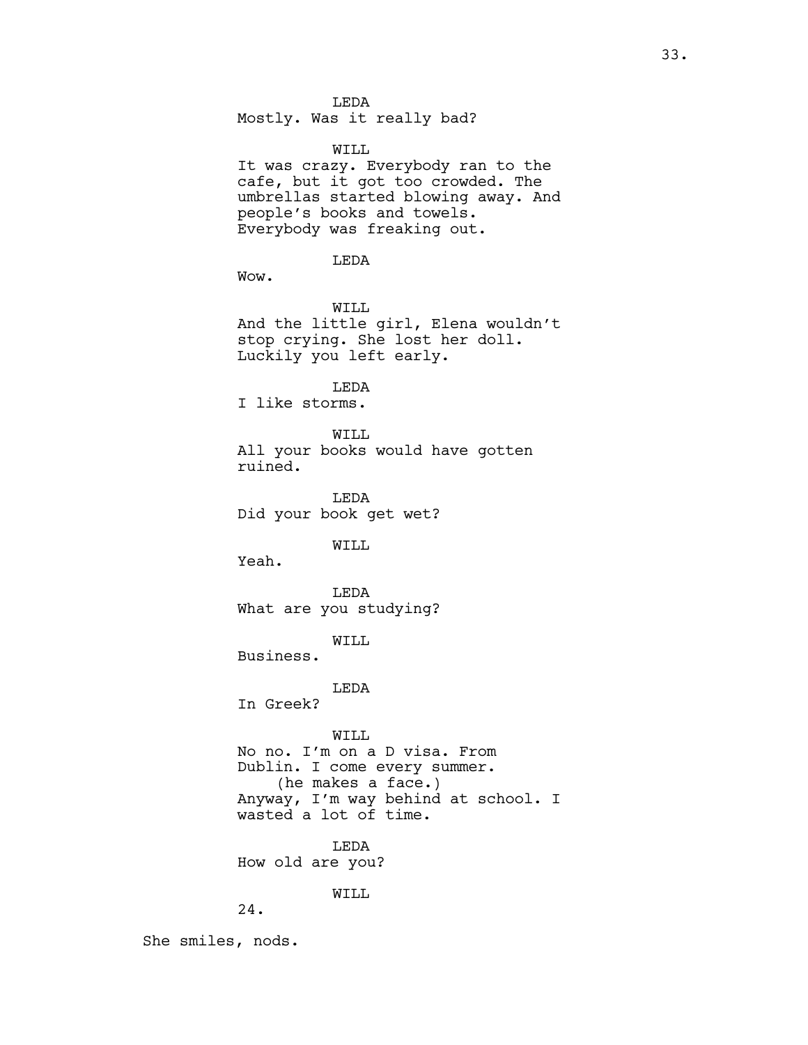LEDA
Mostly. Was it really bad?

WILL
It was crazy. Everybody ran to the cafe, but it got too crowded. The umbrellas started blowing away. And people's books and towels. Everybody was freaking out.

LEDA
Wow.

WILL
And the little girl, Elena wouldn't stop crying. She lost her doll. Luckily you left early.

LEDA
I like storms.

WILL
All your books would have gotten ruined.

LEDA
Did your book get wet?

WILL
Yeah.

LEDA
What are you studying?

WILL
Business.

LEDA
In Greek?

WILL
No no. I'm on a D visa. From Dublin. I come every summer.
(he makes a face.)
Anyway, I'm way behind at school. I wasted a lot of time.

LEDA
How old are you?

WILL
24.

She smiles, nods.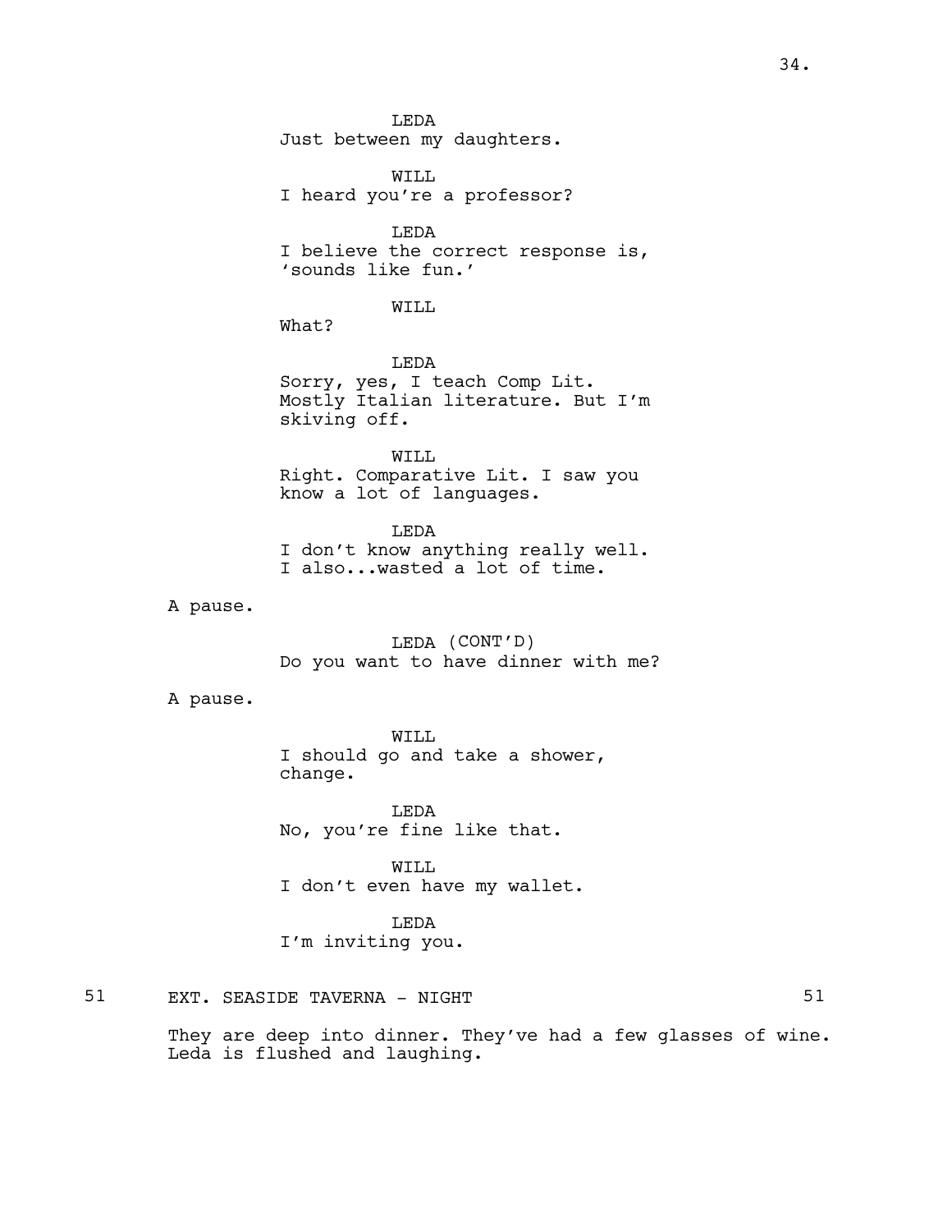LEDA
Just between my daughters.

WILL
I heard you're a professor?

LEDA
I believe the correct response is, 'sounds like fun.'

WILL
What?

LEDA
Sorry, yes, I teach Comp Lit. Mostly Italian literature. But I'm skiving off.

WILL
Right. Comparative Lit. I saw you know a lot of languages.

LEDA
I don't know anything really well. I also...wasted a lot of time.

A pause.

LEDA (CONT'D)
Do you want to have dinner with me?

A pause.

WILL
I should go and take a shower, change.

LEDA
No, you're fine like that.

WILL
I don't even have my wallet.

LEDA
I'm inviting you.

51 EXT. SEASIDE TAVERNA - NIGHT 51

They are deep into dinner. They've had a few glasses of wine. Leda is flushed and laughing.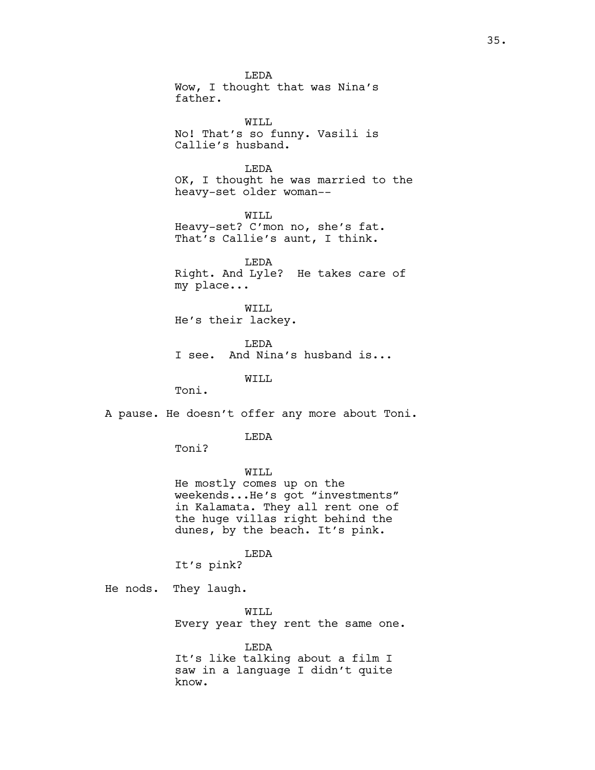LEDA
Wow, I thought that was Nina's father.

WILL
No! That's so funny. Vasili is Callie's husband.

LEDA
OK, I thought he was married to the heavy-set older woman--

WILL
Heavy-set? C'mon no, she's fat. That's Callie's aunt, I think.

LEDA
Right. And Lyle? He takes care of my place...

WILL
He's their lackey.

LEDA
I see. And Nina's husband is...

WILL
Toni.

A pause. He doesn't offer any more about Toni.

LEDA
Toni?

WILL
He mostly comes up on the weekends...He's got "investments" in Kalamata. They all rent one of the huge villas right behind the dunes, by the beach. It's pink.

LEDA
It's pink?

He nods. They laugh.

WILL
Every year they rent the same one.

LEDA
It's like talking about a film I saw in a language I didn't quite know.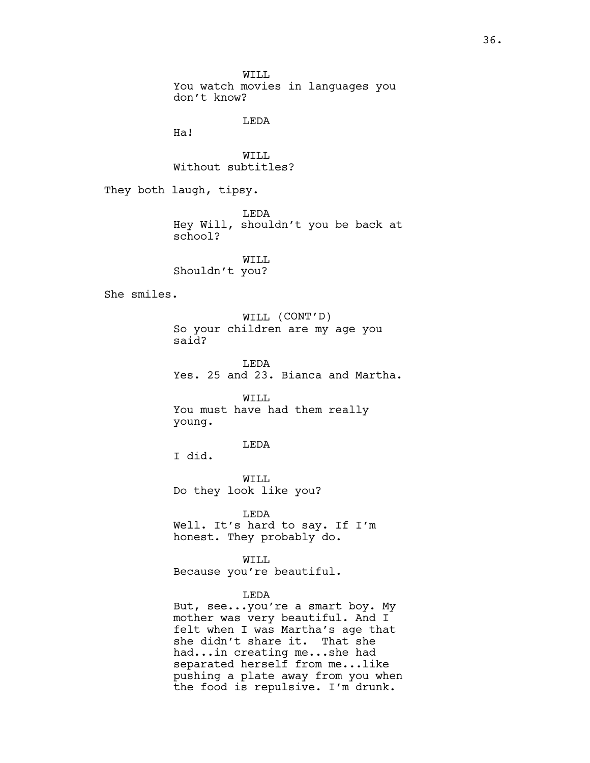WILL
You watch movies in languages you don't know?

LEDA
Ha!

WILL
Without subtitles?

They both laugh, tipsy.

LEDA
Hey Will, shouldn't you be back at school?

WILL
Shouldn't you?

She smiles.

WILL (CONT'D)
So your children are my age you said?

LEDA
Yes. 25 and 23. Bianca and Martha.

WILL
You must have had them really young.

LEDA
I did.

WILL
Do they look like you?

LEDA
Well. It's hard to say. If I'm honest. They probably do.

WILL
Because you're beautiful.

LEDA
But, see...you're a smart boy. My mother was very beautiful. And I felt when I was Martha's age that she didn't share it. That she had...in creating me...she had separated herself from me...like pushing a plate away from you when the food is repulsive. I'm drunk.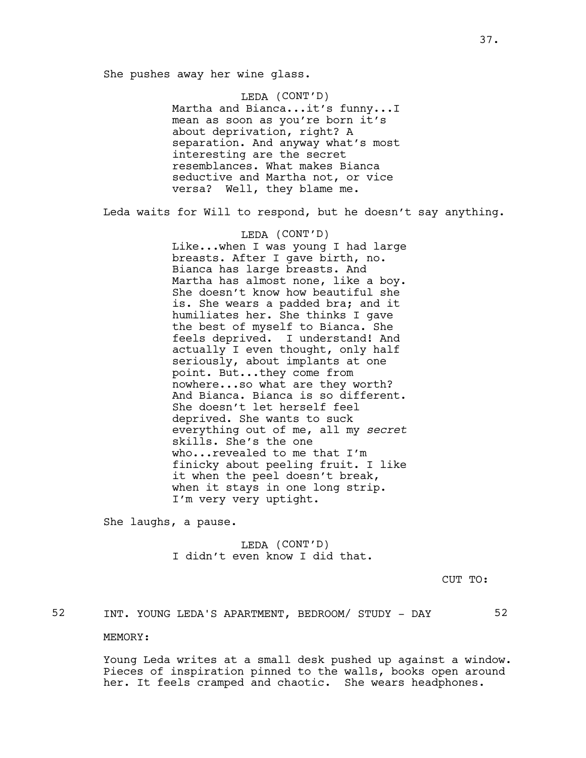She pushes away her wine glass.

LEDA (CONT'D)
Martha and Bianca...it's funny...I mean as soon as you're born it's about deprivation, right? A separation. And anyway what's most interesting are the secret resemblances. What makes Bianca seductive and Martha not, or vice versa? Well, they blame me.

Leda waits for Will to respond, but he doesn't say anything.

LEDA (CONT'D)
Like...when I was young I had large breasts. After I gave birth, no. Bianca has large breasts. And Martha has almost none, like a boy. She doesn't know how beautiful she is. She wears a padded bra; and it humiliates her. She thinks I gave the best of myself to Bianca. She feels deprived. I understand! And actually I even thought, only half seriously, about implants at one point. But...they come from nowhere...so what are they worth? And Bianca. Bianca is so different. She doesn't let herself feel deprived. She wants to suck everything out of me, all my *secret* skills. She's the one who...revealed to me that I'm finicky about peeling fruit. I like it when the peel doesn't break, when it stays in one long strip. I'm very very uptight.

She laughs, a pause.

LEDA (CONT'D)
I didn't even know I did that.

CUT TO:

52 INT. YOUNG LEDA'S APARTMENT, BEDROOM/ STUDY - DAY 52

MEMORY:

Young Leda writes at a small desk pushed up against a window. Pieces of inspiration pinned to the walls, books open around her. It feels cramped and chaotic. She wears headphones.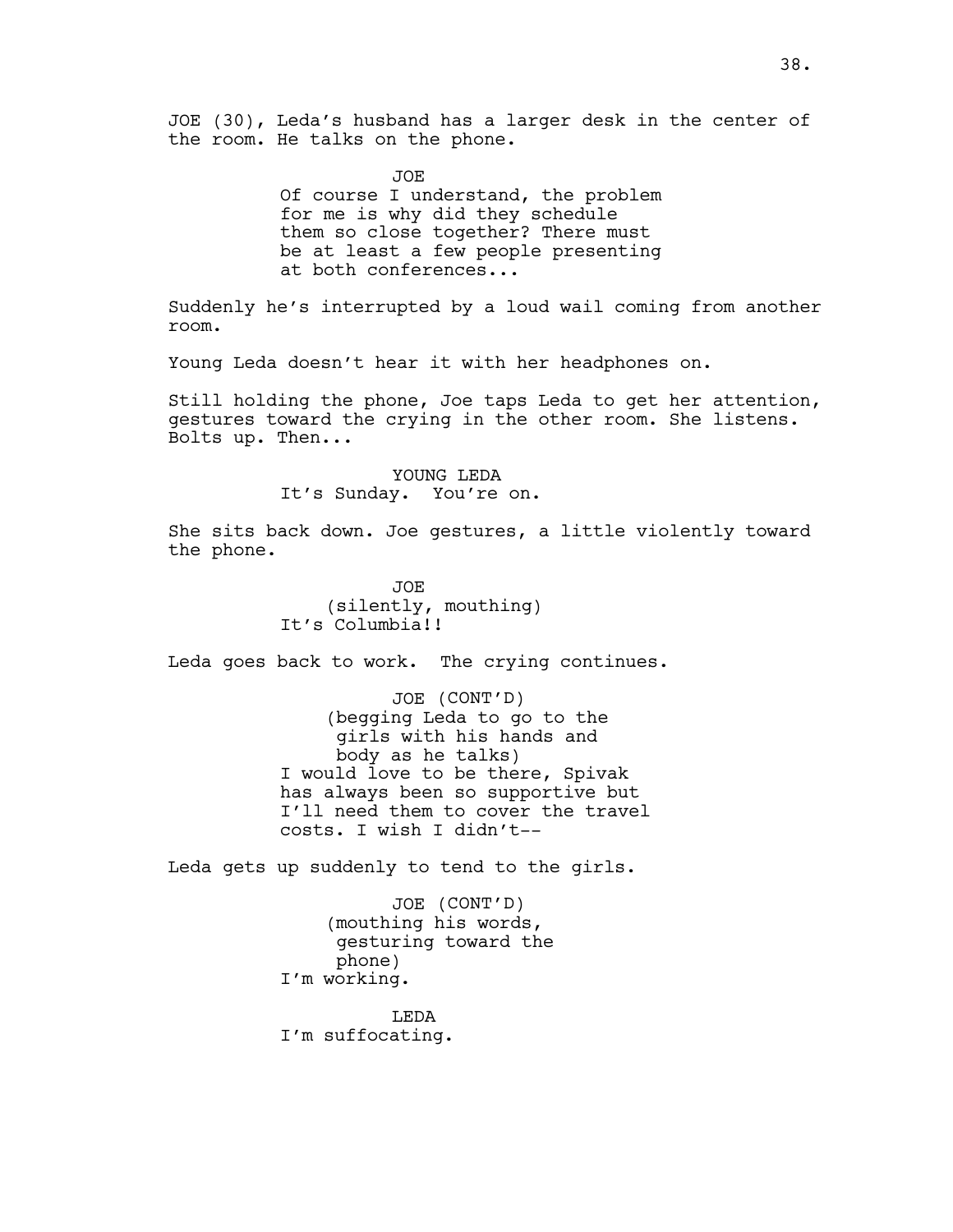JOE (30), Leda's husband has a larger desk in the center of the room. He talks on the phone.

JOE
Of course I understand, the problem for me is why did they schedule them so close together? There must be at least a few people presenting at both conferences...

Suddenly he's interrupted by a loud wail coming from another room.

Young Leda doesn't hear it with her headphones on.

Still holding the phone, Joe taps Leda to get her attention, gestures toward the crying in the other room. She listens. Bolts up. Then...

YOUNG LEDA
It's Sunday. You're on.

She sits back down. Joe gestures, a little violently toward the phone.

JOE
(silently, mouthing)
It's Columbia!!

Leda goes back to work. The crying continues.

JOE (CONT'D)
(begging Leda to go to the girls with his hands and body as he talks)
I would love to be there, Spivak has always been so supportive but I'll need them to cover the travel costs. I wish I didn't--

Leda gets up suddenly to tend to the girls.

JOE (CONT'D)
(mouthing his words, gesturing toward the phone)
I'm working.

LEDA
I'm suffocating.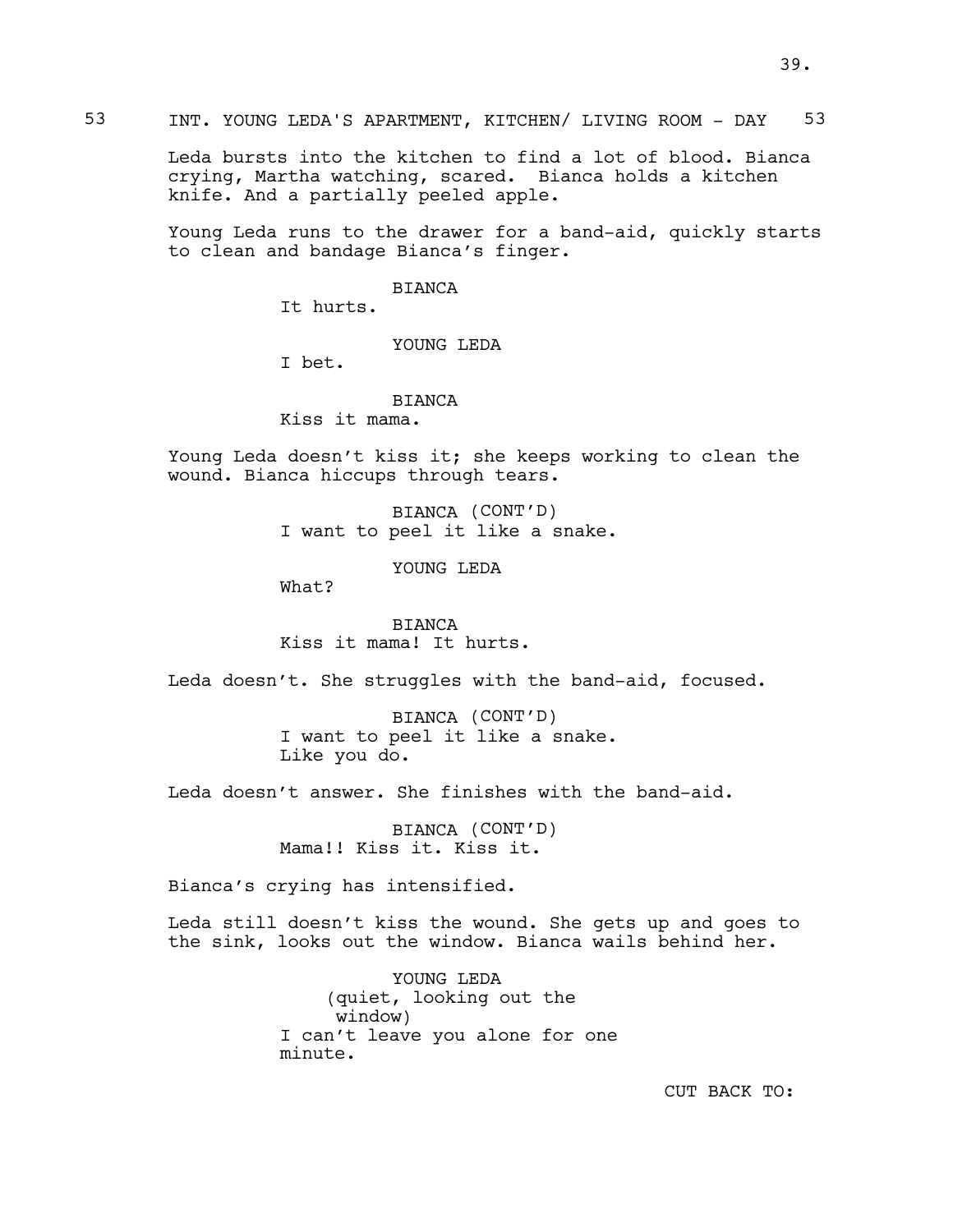53 INT. YOUNG LEDA'S APARTMENT, KITCHEN/ LIVING ROOM - DAY 53

Leda bursts into the kitchen to find a lot of blood. Bianca crying, Martha watching, scared. Bianca holds a kitchen knife. And a partially peeled apple.

Young Leda runs to the drawer for a band-aid, quickly starts to clean and bandage Bianca's finger.

BIANCA

It hurts.

YOUNG LEDA

I bet.

BIANCA

Kiss it mama.

Young Leda doesn't kiss it; she keeps working to clean the wound. Bianca hiccups through tears.

BIANCA (CONT'D)

I want to peel it like a snake.

YOUNG LEDA

What?

BIANCA

Kiss it mama! It hurts.

Leda doesn't. She struggles with the band-aid, focused.

BIANCA (CONT'D)

I want to peel it like a snake.
Like you do.

Leda doesn't answer. She finishes with the band-aid.

BIANCA (CONT'D)

Mama!! Kiss it. Kiss it.

Bianca's crying has intensified.

Leda still doesn't kiss the wound. She gets up and goes to the sink, looks out the window. Bianca wails behind her.

YOUNG LEDA

(quiet, looking out the window)

I can't leave you alone for one minute.

CUT BACK TO: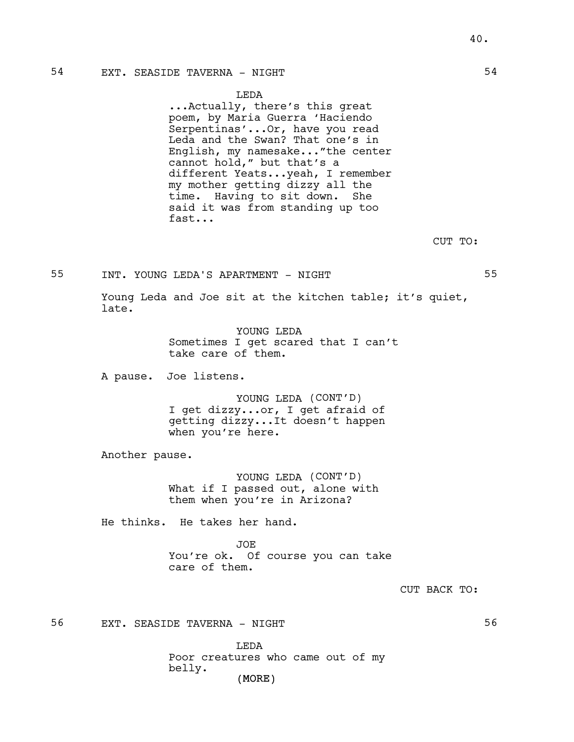54 EXT. SEASIDE TAVERNA - NIGHT 54

LEDA
...Actually, there's this great poem, by Maria Guerra 'Haciendo Serpentinas'...Or, have you read Leda and the Swan? That one's in English, my namesake..."the center cannot hold," but that's a different Yeats...yeah, I remember my mother getting dizzy all the time. Having to sit down. She said it was from standing up too fast...

CUT TO:

55 INT. YOUNG LEDA'S APARTMENT - NIGHT 55

Young Leda and Joe sit at the kitchen table; it's quiet, late.

YOUNG LEDA
Sometimes I get scared that I can't take care of them.

A pause. Joe listens.

YOUNG LEDA (CONT'D)
I get dizzy...or, I get afraid of getting dizzy...It doesn't happen when you're here.

Another pause.

YOUNG LEDA (CONT'D)
What if I passed out, alone with them when you're in Arizona?

He thinks. He takes her hand.

JOE
You're ok. Of course you can take care of them.

CUT BACK TO:

56 EXT. SEASIDE TAVERNA - NIGHT 56

LEDA
Poor creatures who came out of my belly.
(MORE)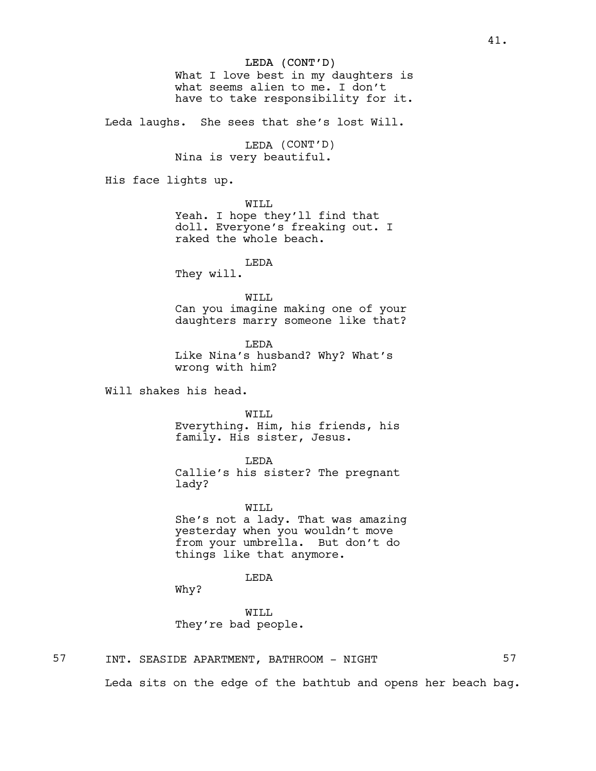LEDA (CONT'D)
What I love best in my daughters is what seems alien to me. I don't have to take responsibility for it.

Leda laughs. She sees that she's lost Will.

LEDA (CONT'D)
Nina is very beautiful.

His face lights up.

WILL
Yeah. I hope they'll find that doll. Everyone's freaking out. I raked the whole beach.

LEDA
They will.

WILL
Can you imagine making one of your daughters marry someone like that?

LEDA
Like Nina's husband? Why? What's wrong with him?

Will shakes his head.

WILL
Everything. Him, his friends, his family. His sister, Jesus.

LEDA
Callie's his sister? The pregnant lady?

WILL
She's not a lady. That was amazing yesterday when you wouldn't move from your umbrella. But don't do things like that anymore.

LEDA
Why?

WILL
They're bad people.

57 INT. SEASIDE APARTMENT, BATHROOM - NIGHT 57

Leda sits on the edge of the bathtub and opens her beach bag.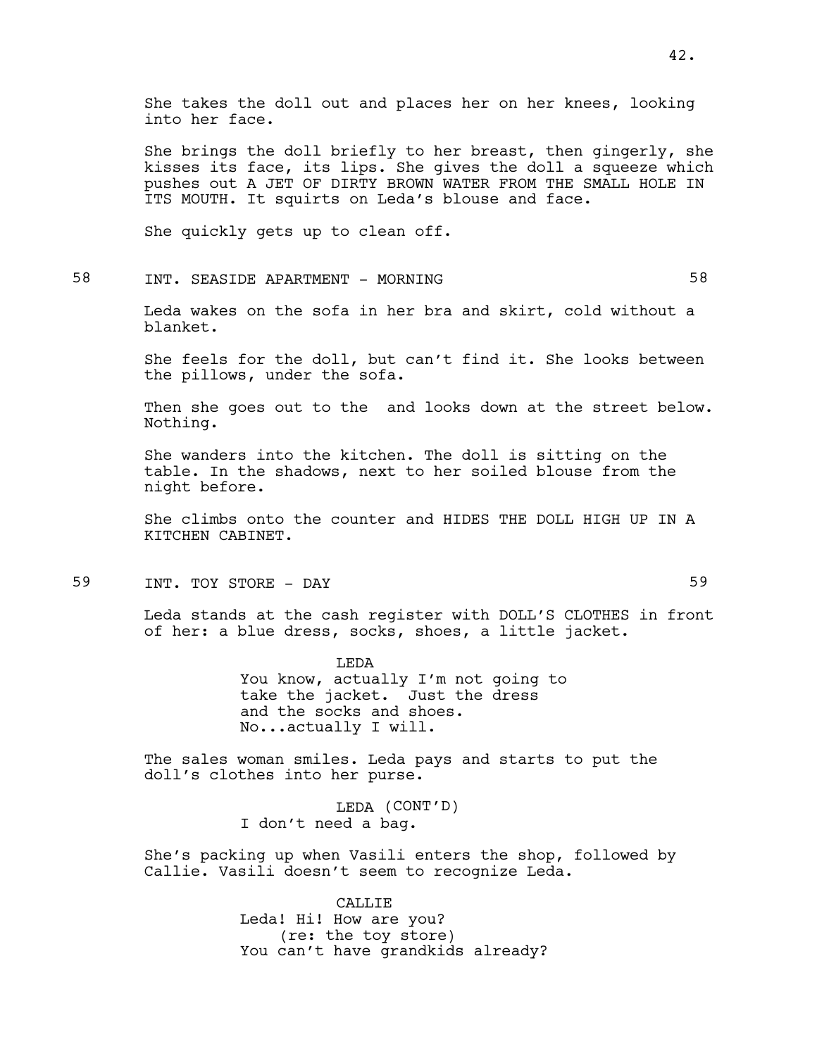She takes the doll out and places her on her knees, looking into her face.

She brings the doll briefly to her breast, then gingerly, she kisses its face, its lips. She gives the doll a squeeze which pushes out A JET OF DIRTY BROWN WATER FROM THE SMALL HOLE IN ITS MOUTH. It squirts on Leda's blouse and face.

She quickly gets up to clean off.

58 INT. SEASIDE APARTMENT - MORNING 58

Leda wakes on the sofa in her bra and skirt, cold without a blanket.

She feels for the doll, but can't find it. She looks between the pillows, under the sofa.

Then she goes out to the  and looks down at the street below. Nothing.

She wanders into the kitchen. The doll is sitting on the table. In the shadows, next to her soiled blouse from the night before.

She climbs onto the counter and HIDES THE DOLL HIGH UP IN A KITCHEN CABINET.

59 INT. TOY STORE - DAY 59

Leda stands at the cash register with DOLL'S CLOTHES in front of her: a blue dress, socks, shoes, a little jacket.

LEDA
You know, actually I'm not going to take the jacket. Just the dress and the socks and shoes.
No...actually I will.

The sales woman smiles. Leda pays and starts to put the doll's clothes into her purse.

LEDA (CONT'D)
I don't need a bag.

She's packing up when Vasili enters the shop, followed by Callie. Vasili doesn't seem to recognize Leda.

CALLIE
Leda! Hi! How are you?
(re: the toy store)
You can't have grandkids already?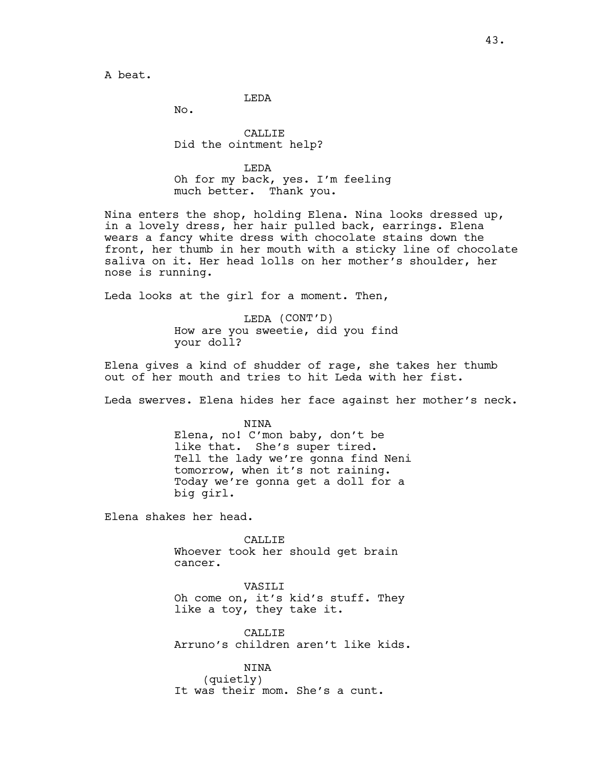A beat.

LEDA

No.

CALLIE

Did the ointment help?

LEDA

Oh for my back, yes. I'm feeling much better. Thank you.

Nina enters the shop, holding Elena. Nina looks dressed up, in a lovely dress, her hair pulled back, earrings. Elena wears a fancy white dress with chocolate stains down the front, her thumb in her mouth with a sticky line of chocolate saliva on it. Her head lolls on her mother's shoulder, her nose is running.

Leda looks at the girl for a moment. Then,

LEDA (CONT'D)

How are you sweetie, did you find your doll?

Elena gives a kind of shudder of rage, she takes her thumb out of her mouth and tries to hit Leda with her fist.

Leda swerves. Elena hides her face against her mother's neck.

NINA

Elena, no! C'mon baby, don't be like that. She's super tired. Tell the lady we're gonna find Neni tomorrow, when it's not raining. Today we're gonna get a doll for a big girl.

Elena shakes her head.

CALLIE

Whoever took her should get brain cancer.

VASILI

Oh come on, it's kid's stuff. They like a toy, they take it.

CALLIE

Arruno's children aren't like kids.

NINA

(quietly)

It was their mom. She's a cunt.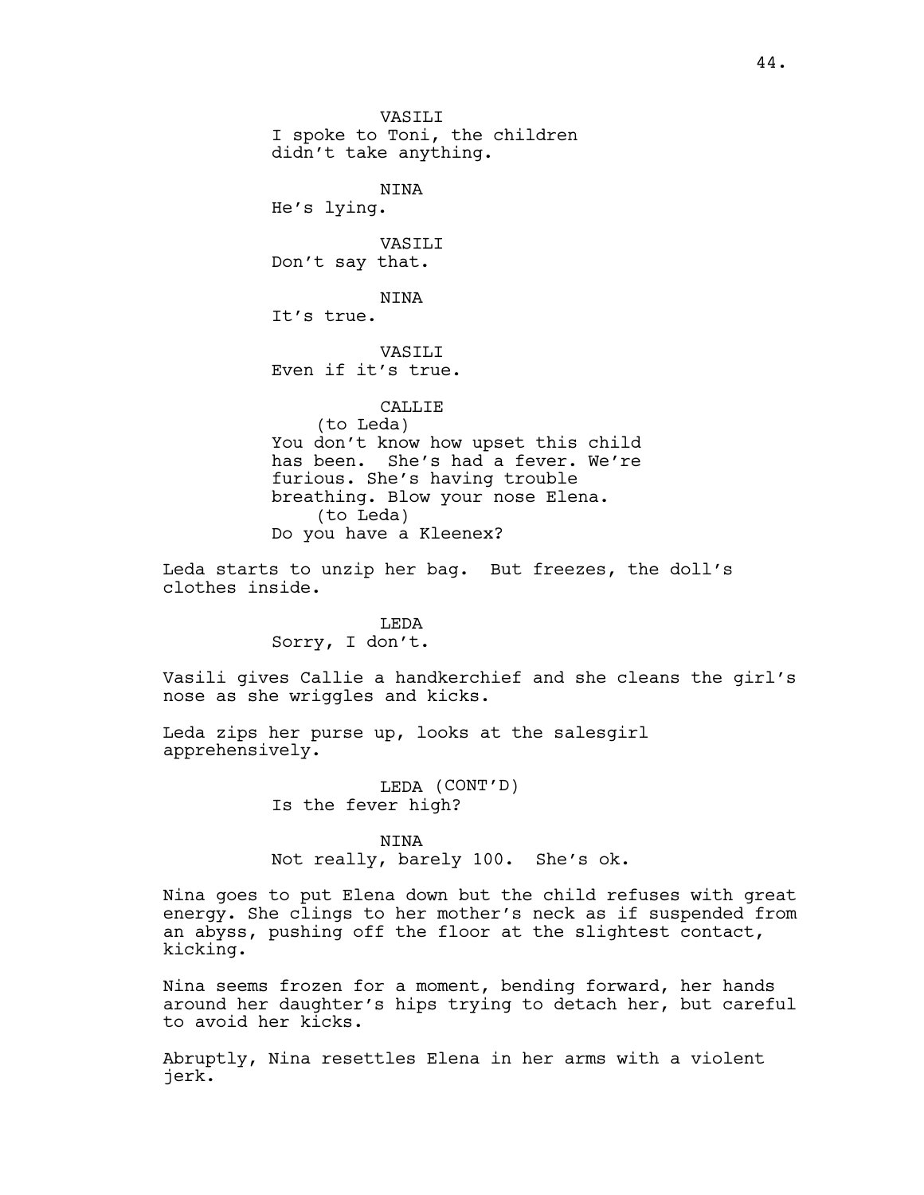VASILI
I spoke to Toni, the children didn't take anything.

NINA
He's lying.

VASILI
Don't say that.

NINA
It's true.

VASILI
Even if it's true.

CALLIE
(to Leda)
You don't know how upset this child has been. She's had a fever. We're furious. She's having trouble breathing. Blow your nose Elena.
(to Leda)
Do you have a Kleenex?

Leda starts to unzip her bag. But freezes, the doll's clothes inside.

LEDA
Sorry, I don't.

Vasili gives Callie a handkerchief and she cleans the girl's nose as she wriggles and kicks.

Leda zips her purse up, looks at the salesgirl apprehensively.

LEDA (CONT'D)
Is the fever high?

NINA
Not really, barely 100. She's ok.

Nina goes to put Elena down but the child refuses with great energy. She clings to her mother's neck as if suspended from an abyss, pushing off the floor at the slightest contact, kicking.

Nina seems frozen for a moment, bending forward, her hands around her daughter's hips trying to detach her, but careful to avoid her kicks.

Abruptly, Nina resettles Elena in her arms with a violent jerk.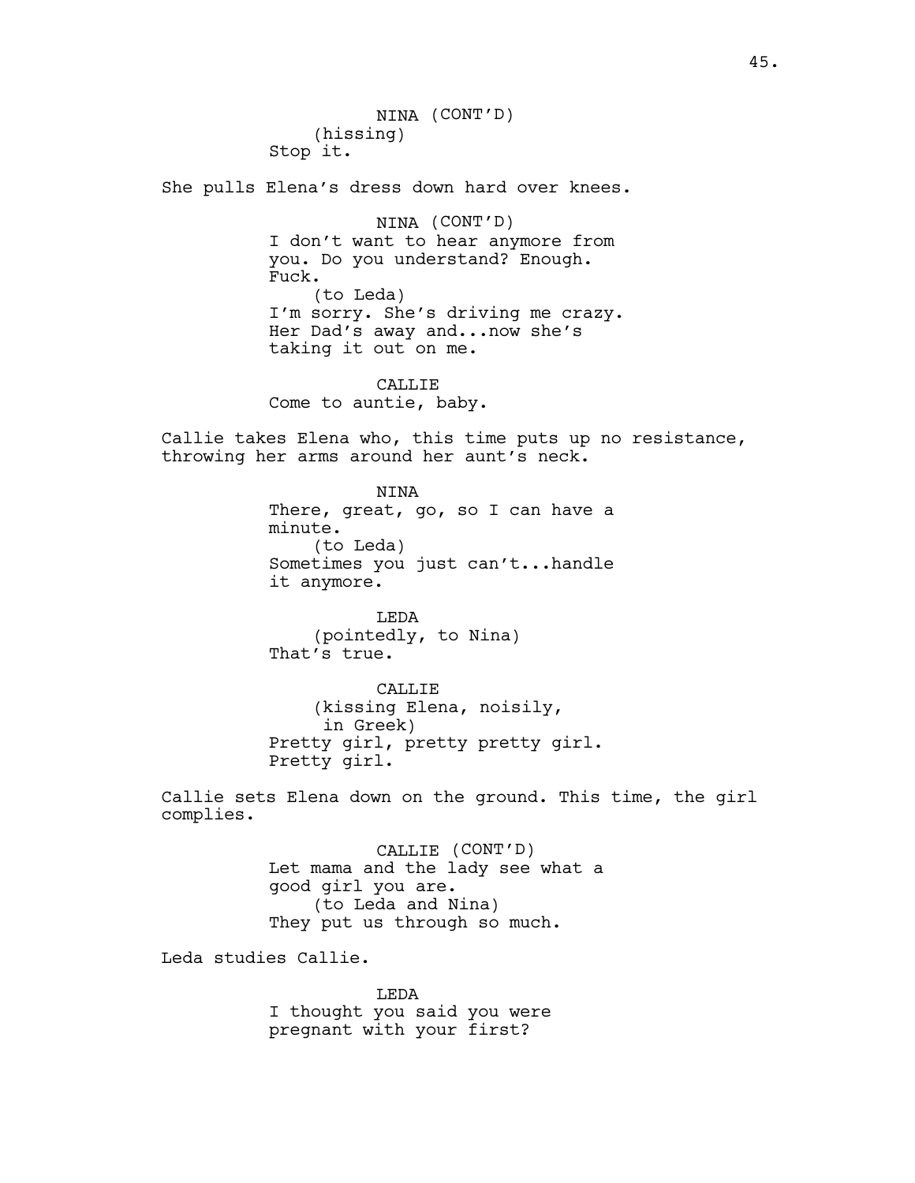NINA (CONT'D)
(hissing)
Stop it.

She pulls Elena's dress down hard over knees.

NINA (CONT'D)
I don't want to hear anymore from you. Do you understand? Enough. Fuck.
(to Leda)
I'm sorry. She's driving me crazy. Her Dad's away and...now she's taking it out on me.

CALLIE
Come to auntie, baby.

Callie takes Elena who, this time puts up no resistance, throwing her arms around her aunt's neck.

NINA
There, great, go, so I can have a minute.
(to Leda)
Sometimes you just can't...handle it anymore.

LEDA
(pointedly, to Nina)
That's true.

CALLIE
(kissing Elena, noisily, in Greek)
Pretty girl, pretty pretty girl. Pretty girl.

Callie sets Elena down on the ground. This time, the girl complies.

CALLIE (CONT'D)
Let mama and the lady see what a good girl you are.
(to Leda and Nina)
They put us through so much.

Leda studies Callie.

LEDA
I thought you said you were pregnant with your first?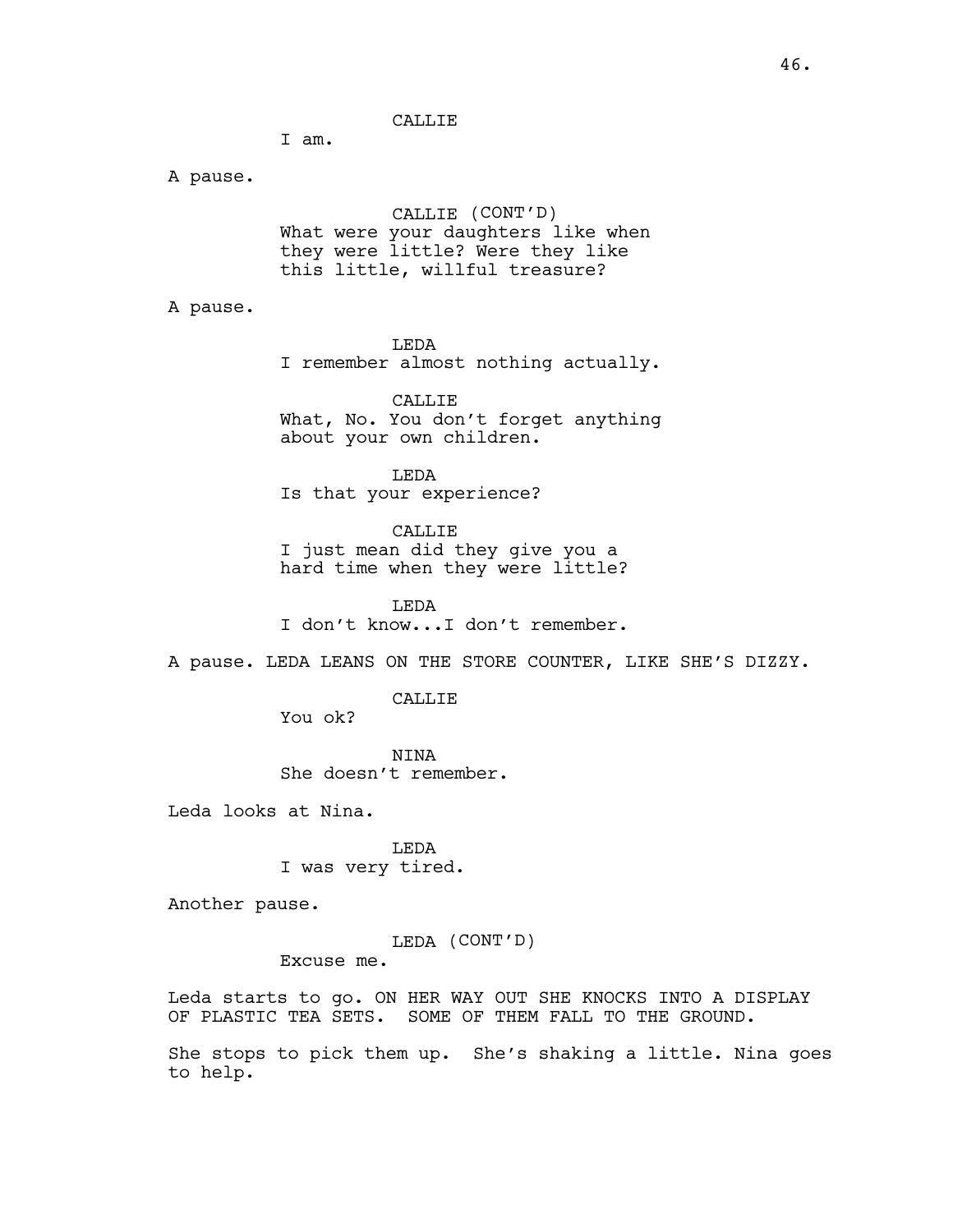CALLIE

I am.

A pause.

CALLIE (CONT'D)

What were your daughters like when they were little? Were they like this little, willful treasure?

A pause.

LEDA

I remember almost nothing actually.

CALLIE

What, No. You don't forget anything about your own children.

LEDA

Is that your experience?

CALLIE

I just mean did they give you a hard time when they were little?

LEDA

I don't know...I don't remember.

A pause. LEDA LEANS ON THE STORE COUNTER, LIKE SHE'S DIZZY.

CALLIE

You ok?

NINA

She doesn't remember.

Leda looks at Nina.

LEDA

I was very tired.

Another pause.

LEDA (CONT'D)

Excuse me.

Leda starts to go. ON HER WAY OUT SHE KNOCKS INTO A DISPLAY OF PLASTIC TEA SETS. SOME OF THEM FALL TO THE GROUND.

She stops to pick them up. She's shaking a little. Nina goes to help.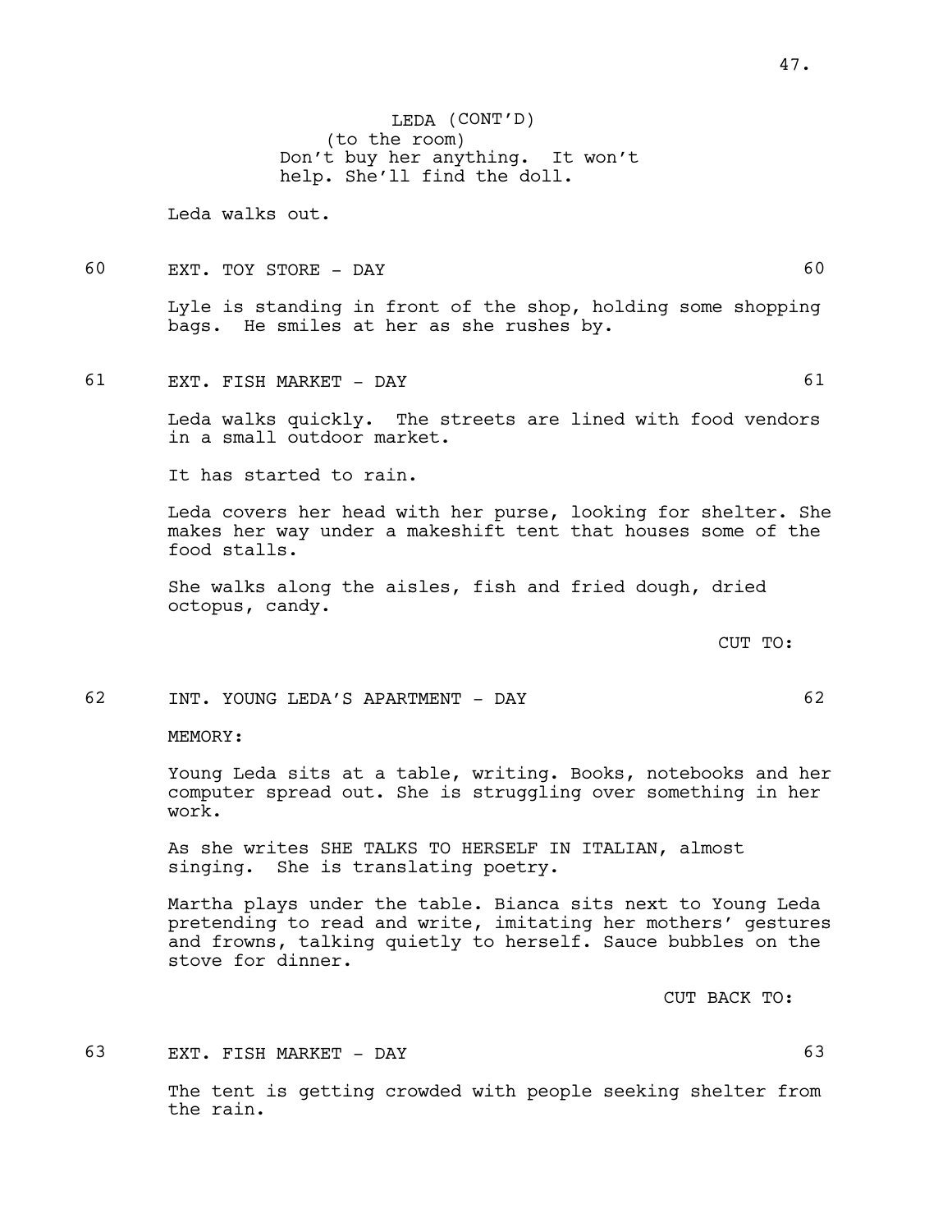LEDA (CONT'D)
(to the room)
Don't buy her anything. It won't help. She'll find the doll.

Leda walks out.

60 EXT. TOY STORE - DAY 60

Lyle is standing in front of the shop, holding some shopping bags. He smiles at her as she rushes by.

61 EXT. FISH MARKET - DAY 61

Leda walks quickly. The streets are lined with food vendors in a small outdoor market.

It has started to rain.

Leda covers her head with her purse, looking for shelter. She makes her way under a makeshift tent that houses some of the food stalls.

She walks along the aisles, fish and fried dough, dried octopus, candy.

CUT TO:

62 INT. YOUNG LEDA'S APARTMENT - DAY 62

MEMORY:

Young Leda sits at a table, writing. Books, notebooks and her computer spread out. She is struggling over something in her work.

As she writes SHE TALKS TO HERSELF IN ITALIAN, almost singing. She is translating poetry.

Martha plays under the table. Bianca sits next to Young Leda pretending to read and write, imitating her mothers' gestures and frowns, talking quietly to herself. Sauce bubbles on the stove for dinner.

CUT BACK TO:

63 EXT. FISH MARKET - DAY 63

The tent is getting crowded with people seeking shelter from the rain.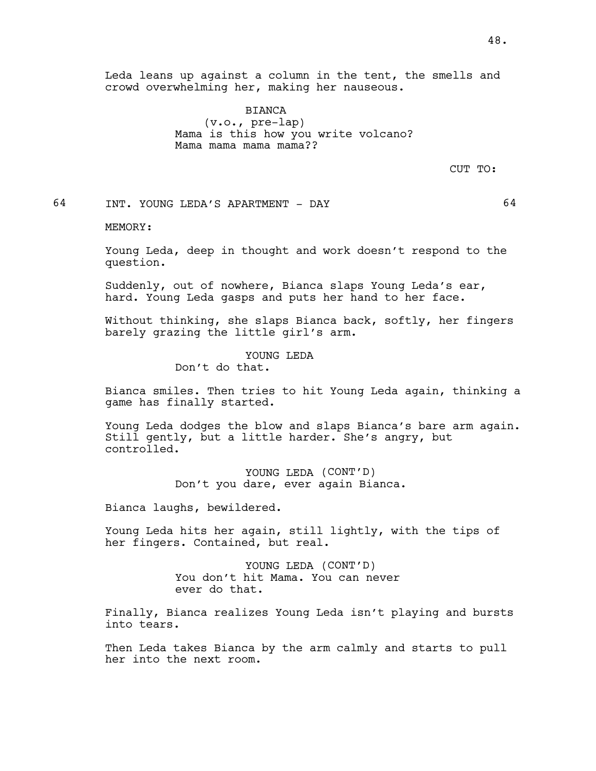Leda leans up against a column in the tent, the smells and crowd overwhelming her, making her nauseous.

BIANCA
(v.o., pre-lap)
Mama is this how you write volcano?
Mama mama mama mama??

CUT TO:

64 INT. YOUNG LEDA'S APARTMENT - DAY 64

MEMORY:

Young Leda, deep in thought and work doesn't respond to the question.

Suddenly, out of nowhere, Bianca slaps Young Leda's ear, hard. Young Leda gasps and puts her hand to her face.

Without thinking, she slaps Bianca back, softly, her fingers barely grazing the little girl's arm.

YOUNG LEDA
Don't do that.

Bianca smiles. Then tries to hit Young Leda again, thinking a game has finally started.

Young Leda dodges the blow and slaps Bianca's bare arm again. Still gently, but a little harder. She's angry, but controlled.

YOUNG LEDA (CONT'D)
Don't you dare, ever again Bianca.

Bianca laughs, bewildered.

Young Leda hits her again, still lightly, with the tips of her fingers. Contained, but real.

YOUNG LEDA (CONT'D)
You don't hit Mama. You can never
ever do that.

Finally, Bianca realizes Young Leda isn't playing and bursts into tears.

Then Leda takes Bianca by the arm calmly and starts to pull her into the next room.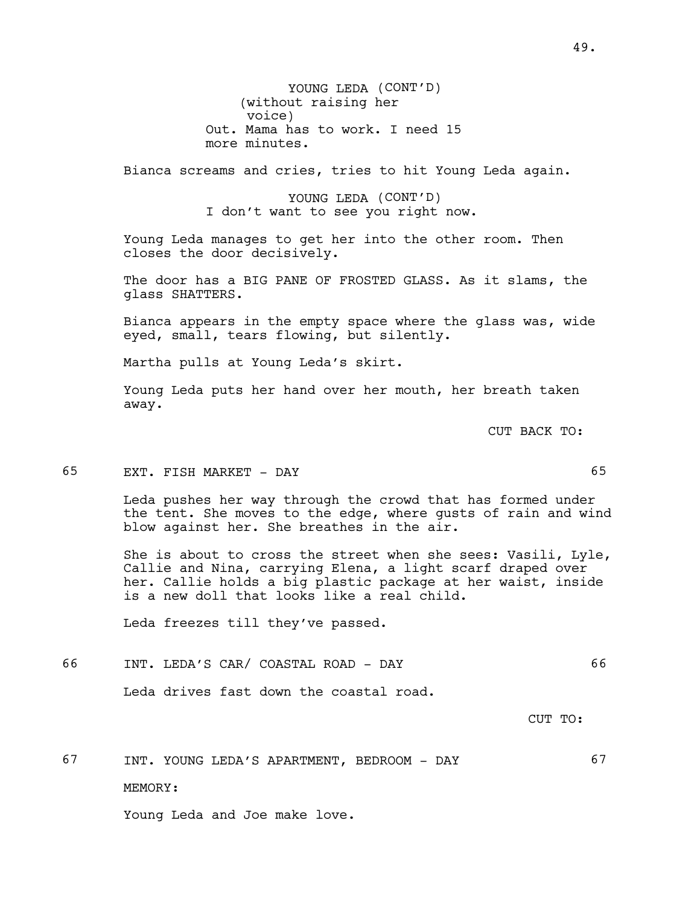YOUNG LEDA (CONT'D)
(without raising her voice)
Out. Mama has to work. I need 15 more minutes.

Bianca screams and cries, tries to hit Young Leda again.

YOUNG LEDA (CONT'D)
I don't want to see you right now.

Young Leda manages to get her into the other room. Then closes the door decisively.

The door has a BIG PANE OF FROSTED GLASS. As it slams, the glass SHATTERS.

Bianca appears in the empty space where the glass was, wide eyed, small, tears flowing, but silently.

Martha pulls at Young Leda's skirt.

Young Leda puts her hand over her mouth, her breath taken away.

CUT BACK TO:

65 EXT. FISH MARKET - DAY 65

Leda pushes her way through the crowd that has formed under the tent. She moves to the edge, where gusts of rain and wind blow against her. She breathes in the air.

She is about to cross the street when she sees: Vasili, Lyle, Callie and Nina, carrying Elena, a light scarf draped over her. Callie holds a big plastic package at her waist, inside is a new doll that looks like a real child.

Leda freezes till they've passed.

66 INT. LEDA'S CAR/ COASTAL ROAD - DAY 66

Leda drives fast down the coastal road.

CUT TO:

67 INT. YOUNG LEDA'S APARTMENT, BEDROOM - DAY 67

MEMORY:

Young Leda and Joe make love.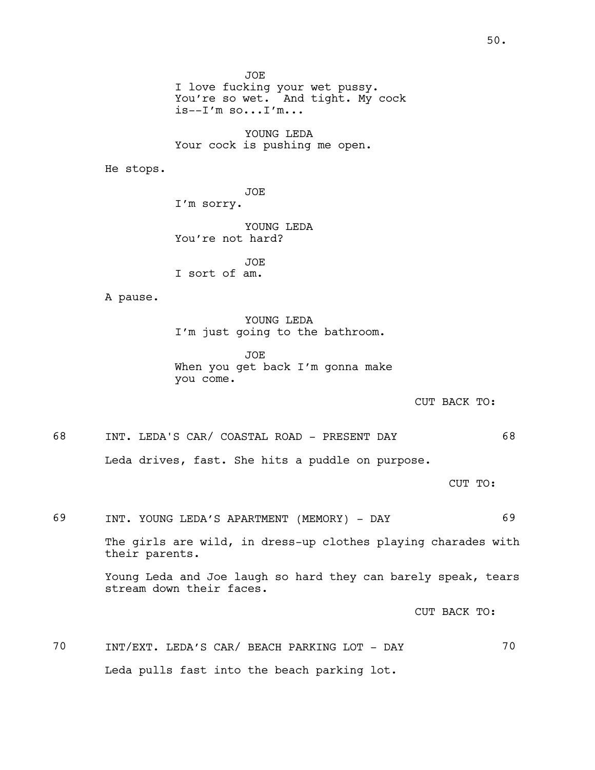JOE
I love fucking your wet pussy. You're so wet.  And tight. My cock is--I'm so...I'm...

YOUNG LEDA
Your cock is pushing me open.

He stops.

JOE
I'm sorry.

YOUNG LEDA
You're not hard?

JOE
I sort of am.

A pause.

YOUNG LEDA
I'm just going to the bathroom.

JOE
When you get back I'm gonna make you come.

CUT BACK TO:

68 INT. LEDA'S CAR/ COASTAL ROAD - PRESENT DAY 68

Leda drives, fast. She hits a puddle on purpose.

CUT TO:

69 INT. YOUNG LEDA'S APARTMENT (MEMORY) - DAY 69

The girls are wild, in dress-up clothes playing charades with their parents.

Young Leda and Joe laugh so hard they can barely speak, tears stream down their faces.

CUT BACK TO:

70 INT/EXT. LEDA'S CAR/ BEACH PARKING LOT - DAY 70

Leda pulls fast into the beach parking lot.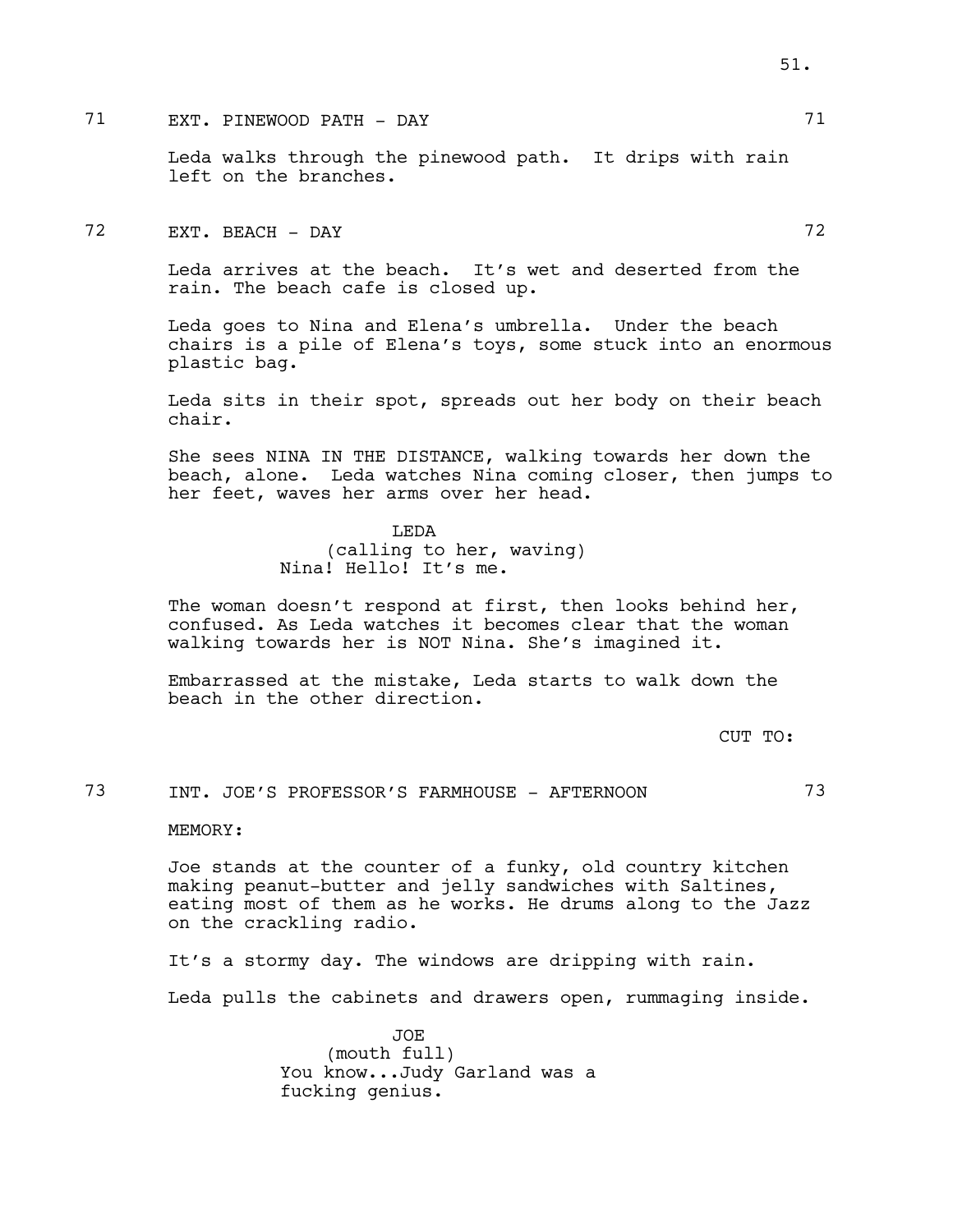71 EXT. PINEWOOD PATH - DAY 71

Leda walks through the pinewood path. It drips with rain left on the branches.

72 EXT. BEACH - DAY 72

Leda arrives at the beach. It's wet and deserted from the rain. The beach cafe is closed up.

Leda goes to Nina and Elena's umbrella. Under the beach chairs is a pile of Elena's toys, some stuck into an enormous plastic bag.

Leda sits in their spot, spreads out her body on their beach chair.

She sees NINA IN THE DISTANCE, walking towards her down the beach, alone. Leda watches Nina coming closer, then jumps to her feet, waves her arms over her head.

LEDA
(calling to her, waving)
Nina! Hello! It's me.

The woman doesn't respond at first, then looks behind her, confused. As Leda watches it becomes clear that the woman walking towards her is NOT Nina. She's imagined it.

Embarrassed at the mistake, Leda starts to walk down the beach in the other direction.

CUT TO:

73 INT. JOE'S PROFESSOR'S FARMHOUSE - AFTERNOON 73

MEMORY:

Joe stands at the counter of a funky, old country kitchen making peanut-butter and jelly sandwiches with Saltines, eating most of them as he works. He drums along to the Jazz on the crackling radio.

It's a stormy day. The windows are dripping with rain.

Leda pulls the cabinets and drawers open, rummaging inside.

JOE
(mouth full)
You know...Judy Garland was a fucking genius.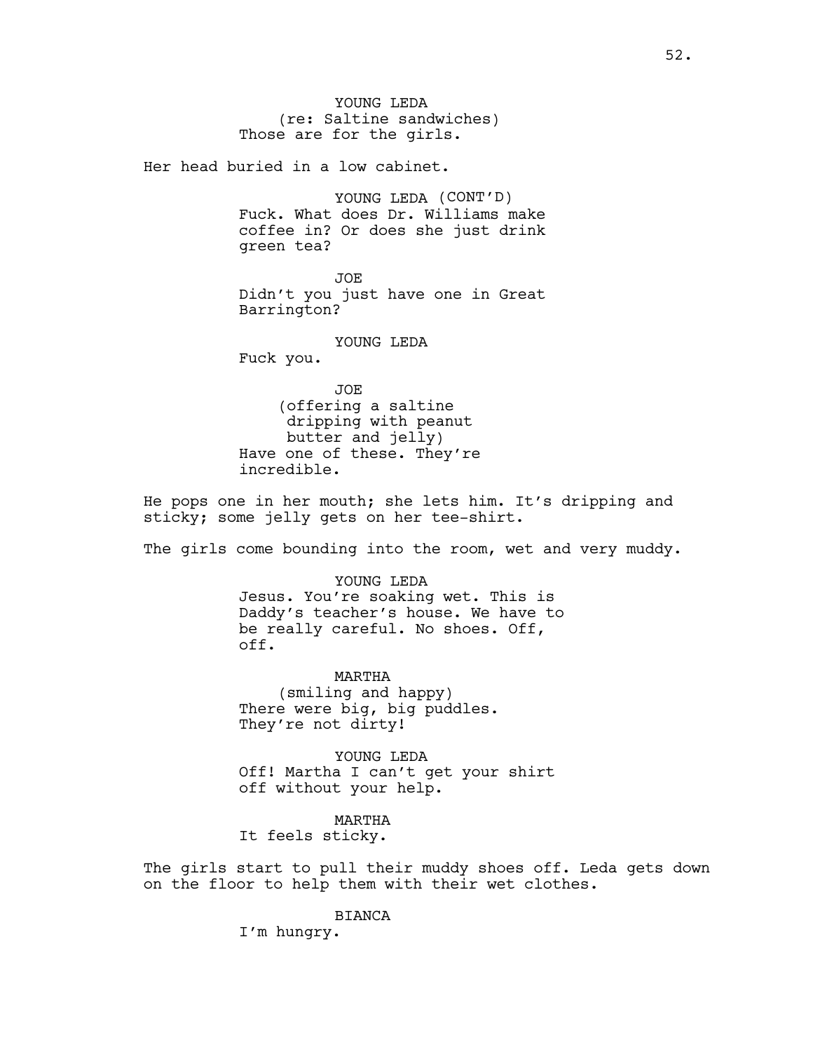YOUNG LEDA
(re: Saltine sandwiches)
Those are for the girls.

Her head buried in a low cabinet.

YOUNG LEDA (CONT'D)
Fuck. What does Dr. Williams make coffee in? Or does she just drink green tea?

JOE
Didn't you just have one in Great Barrington?

YOUNG LEDA
Fuck you.

JOE
(offering a saltine dripping with peanut butter and jelly)
Have one of these. They're incredible.

He pops one in her mouth; she lets him. It's dripping and sticky; some jelly gets on her tee-shirt.

The girls come bounding into the room, wet and very muddy.

YOUNG LEDA
Jesus. You're soaking wet. This is Daddy's teacher's house. We have to be really careful. No shoes. Off, off.

MARTHA
(smiling and happy)
There were big, big puddles. They're not dirty!

YOUNG LEDA
Off! Martha I can't get your shirt off without your help.

MARTHA
It feels sticky.

The girls start to pull their muddy shoes off. Leda gets down on the floor to help them with their wet clothes.

BIANCA
I'm hungry.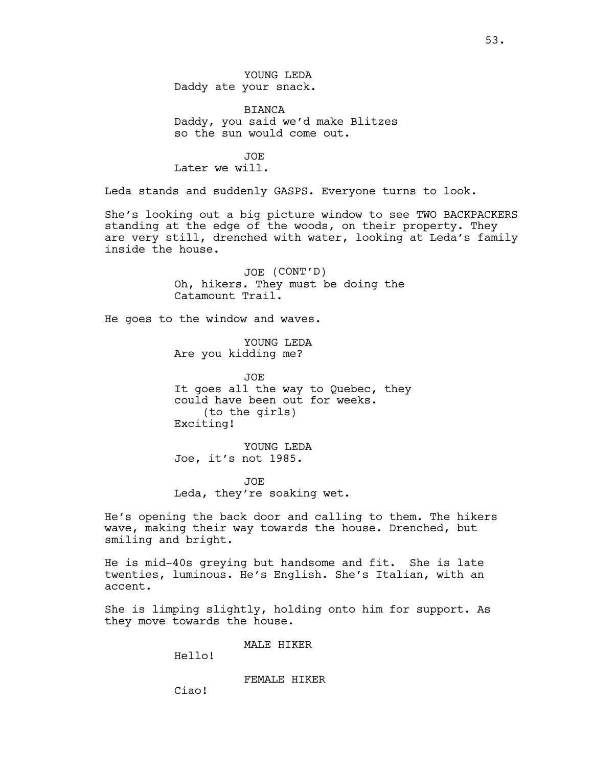YOUNG LEDA
Daddy ate your snack.

BIANCA
Daddy, you said we'd make Blitzes
so the sun would come out.

JOE
Later we will.

Leda stands and suddenly GASPS. Everyone turns to look.

She's looking out a big picture window to see TWO BACKPACKERS standing at the edge of the woods, on their property. They are very still, drenched with water, looking at Leda's family inside the house.

JOE (CONT'D)
Oh, hikers. They must be doing the
Catamount Trail.

He goes to the window and waves.

YOUNG LEDA
Are you kidding me?

JOE
It goes all the way to Quebec, they
could have been out for weeks.
(to the girls)
Exciting!

YOUNG LEDA
Joe, it's not 1985.

JOE
Leda, they're soaking wet.

He's opening the back door and calling to them. The hikers wave, making their way towards the house. Drenched, but smiling and bright.

He is mid-40s greying but handsome and fit. She is late twenties, luminous. He's English. She's Italian, with an accent.

She is limping slightly, holding onto him for support. As they move towards the house.

MALE HIKER
Hello!

FEMALE HIKER
Ciao!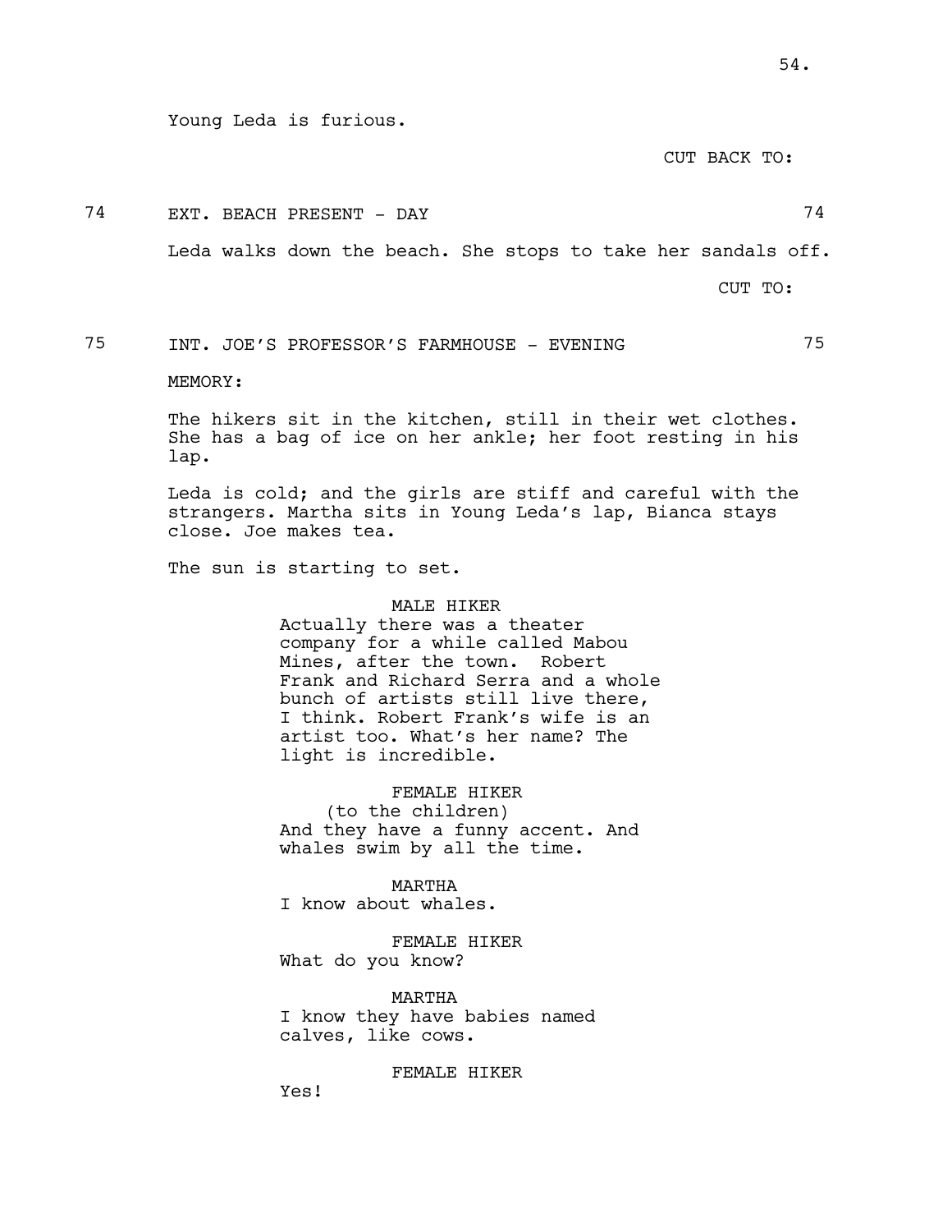Young Leda is furious.

CUT BACK TO:

74 EXT. BEACH PRESENT - DAY 74

Leda walks down the beach. She stops to take her sandals off.

CUT TO:

75 INT. JOE'S PROFESSOR'S FARMHOUSE - EVENING 75

MEMORY:

The hikers sit in the kitchen, still in their wet clothes. She has a bag of ice on her ankle; her foot resting in his lap.

Leda is cold; and the girls are stiff and careful with the strangers. Martha sits in Young Leda's lap, Bianca stays close. Joe makes tea.

The sun is starting to set.

MALE HIKER
Actually there was a theater company for a while called Mabou Mines, after the town. Robert Frank and Richard Serra and a whole bunch of artists still live there, I think. Robert Frank's wife is an artist too. What's her name? The light is incredible.

FEMALE HIKER
(to the children)
And they have a funny accent. And whales swim by all the time.

MARTHA
I know about whales.

FEMALE HIKER
What do you know?

MARTHA
I know they have babies named calves, like cows.

FEMALE HIKER
Yes!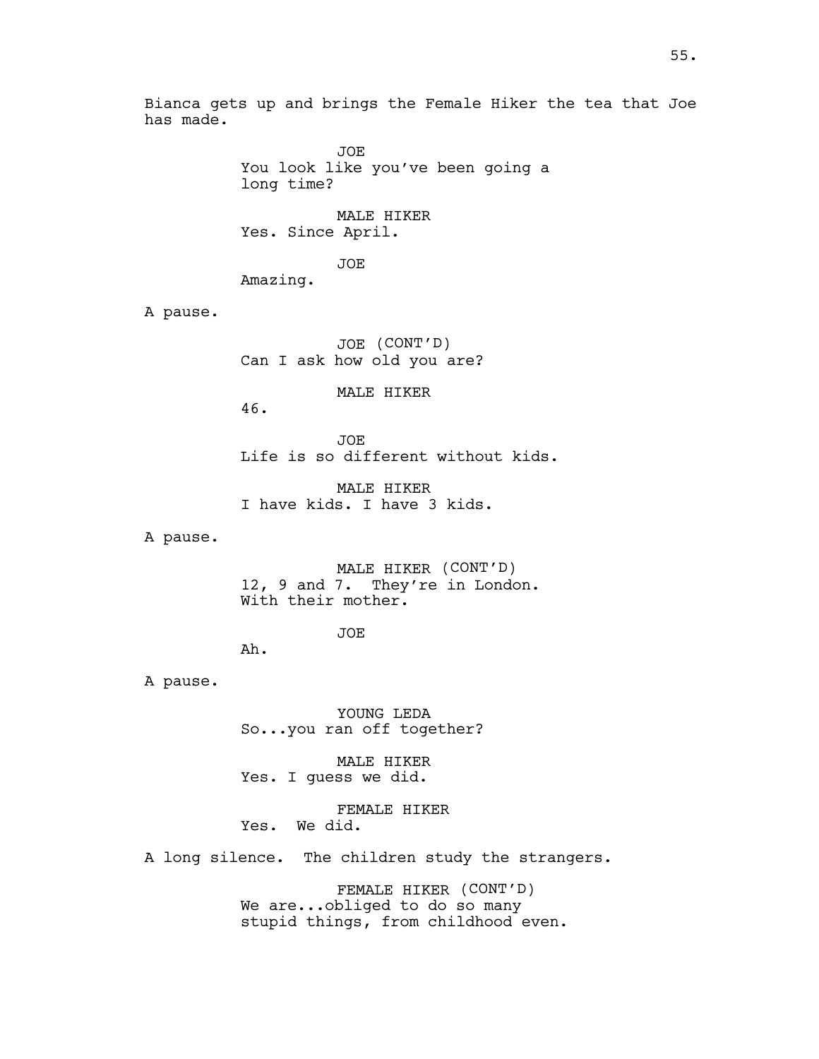Bianca gets up and brings the Female Hiker the tea that Joe has made.

JOE
You look like you've been going a long time?

MALE HIKER
Yes. Since April.

JOE
Amazing.

A pause.

JOE (CONT'D)
Can I ask how old you are?

MALE HIKER
46.

JOE
Life is so different without kids.

MALE HIKER
I have kids. I have 3 kids.

A pause.

MALE HIKER (CONT'D)
12, 9 and 7. They're in London. With their mother.

JOE
Ah.

A pause.

YOUNG LEDA
So...you ran off together?

MALE HIKER
Yes. I guess we did.

FEMALE HIKER
Yes. We did.

A long silence. The children study the strangers.

FEMALE HIKER (CONT'D)
We are...obliged to do so many stupid things, from childhood even.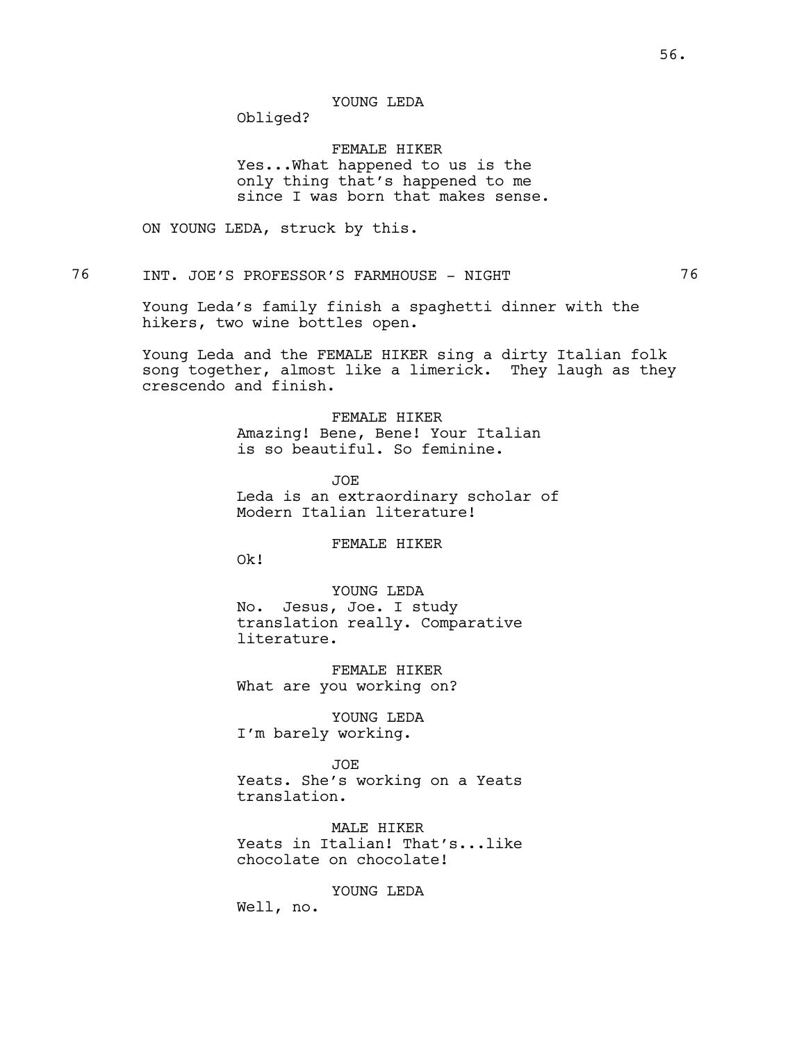YOUNG LEDA
Obliged?

FEMALE HIKER
Yes...What happened to us is the only thing that's happened to me since I was born that makes sense.

ON YOUNG LEDA, struck by this.

76 INT. JOE'S PROFESSOR'S FARMHOUSE - NIGHT 76

Young Leda's family finish a spaghetti dinner with the hikers, two wine bottles open.

Young Leda and the FEMALE HIKER sing a dirty Italian folk song together, almost like a limerick. They laugh as they crescendo and finish.

FEMALE HIKER
Amazing! Bene, Bene! Your Italian is so beautiful. So feminine.

JOE
Leda is an extraordinary scholar of Modern Italian literature!

FEMALE HIKER
Ok!

YOUNG LEDA
No. Jesus, Joe. I study translation really. Comparative literature.

FEMALE HIKER
What are you working on?

YOUNG LEDA
I'm barely working.

JOE
Yeats. She's working on a Yeats translation.

MALE HIKER
Yeats in Italian! That's...like chocolate on chocolate!

YOUNG LEDA
Well, no.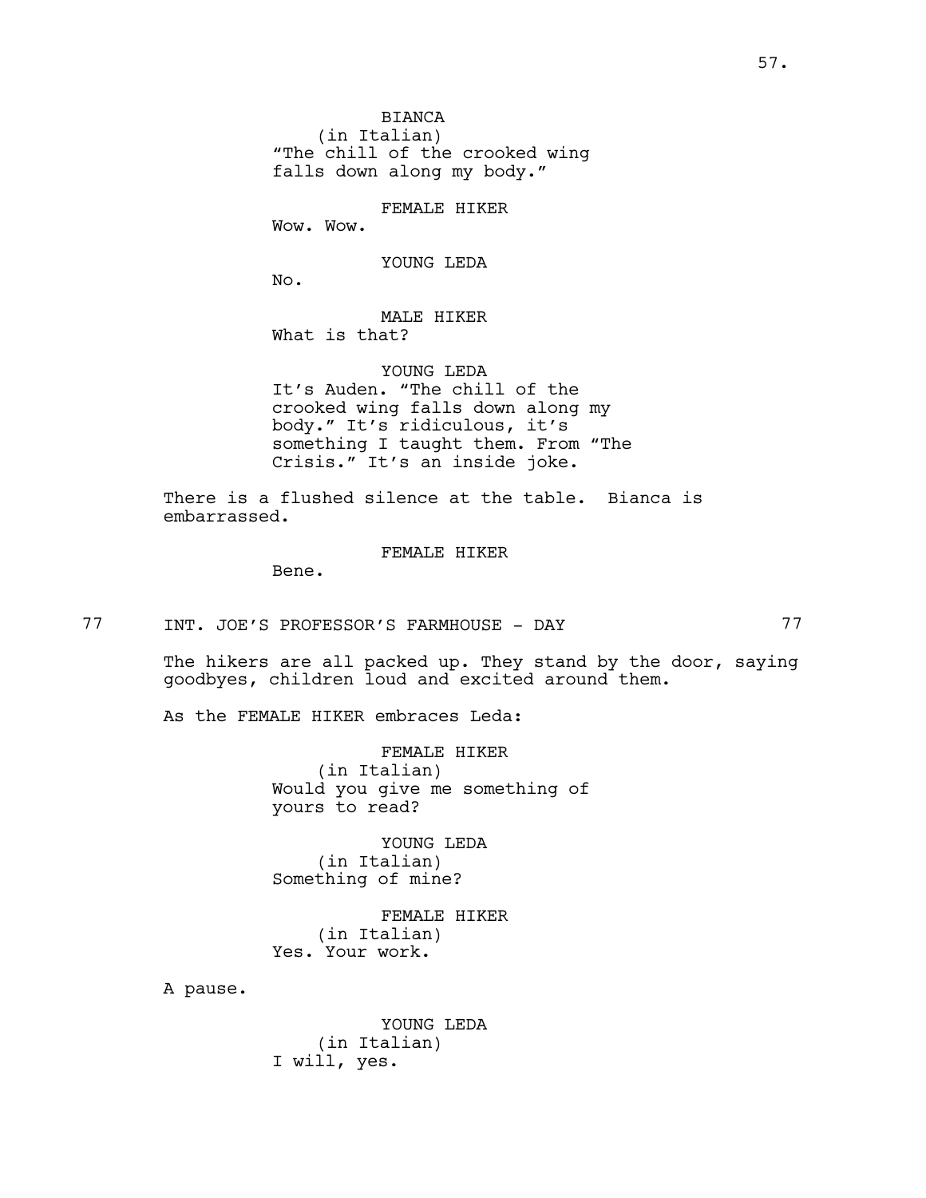BIANCA
(in Italian)
"The chill of the crooked wing
falls down along my body."

FEMALE HIKER
Wow. Wow.

YOUNG LEDA
No.

MALE HIKER
What is that?

YOUNG LEDA
It's Auden. "The chill of the
crooked wing falls down along my
body." It's ridiculous, it's
something I taught them. From "The
Crisis." It's an inside joke.

There is a flushed silence at the table. Bianca is embarrassed.

FEMALE HIKER
Bene.

77 INT. JOE'S PROFESSOR'S FARMHOUSE - DAY 77

The hikers are all packed up. They stand by the door, saying goodbyes, children loud and excited around them.

As the FEMALE HIKER embraces Leda:

FEMALE HIKER
(in Italian)
Would you give me something of
yours to read?

YOUNG LEDA
(in Italian)
Something of mine?

FEMALE HIKER
(in Italian)
Yes. Your work.

A pause.

YOUNG LEDA
(in Italian)
I will, yes.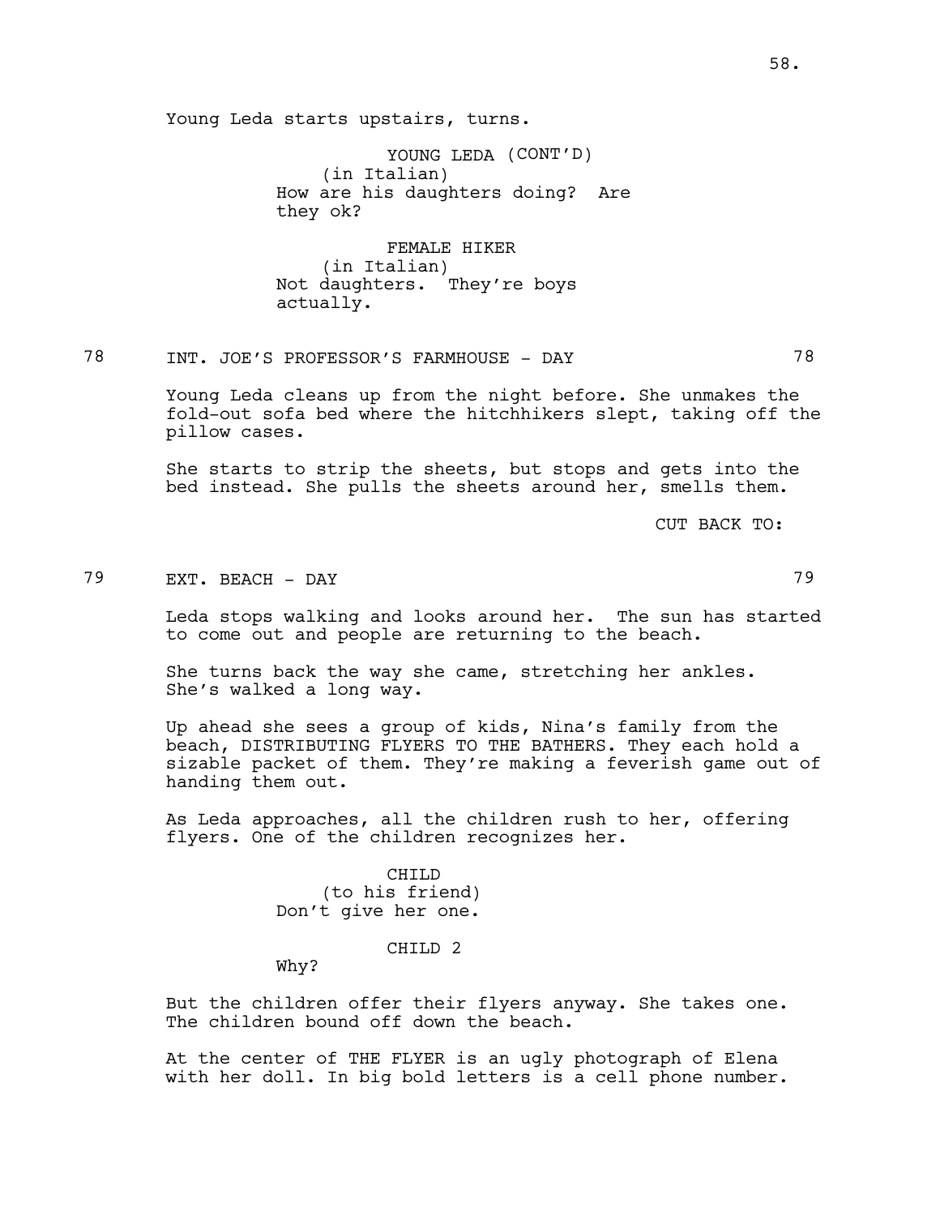Young Leda starts upstairs, turns.

YOUNG LEDA (CONT'D)
(in Italian)
How are his daughters doing? Are they ok?

FEMALE HIKER
(in Italian)
Not daughters. They're boys actually.

78 INT. JOE'S PROFESSOR'S FARMHOUSE - DAY 78

Young Leda cleans up from the night before. She unmakes the fold-out sofa bed where the hitchhikers slept, taking off the pillow cases.

She starts to strip the sheets, but stops and gets into the bed instead. She pulls the sheets around her, smells them.

CUT BACK TO:

79 EXT. BEACH - DAY 79

Leda stops walking and looks around her. The sun has started to come out and people are returning to the beach.

She turns back the way she came, stretching her ankles. She's walked a long way.

Up ahead she sees a group of kids, Nina's family from the beach, DISTRIBUTING FLYERS TO THE BATHERS. They each hold a sizable packet of them. They're making a feverish game out of handing them out.

As Leda approaches, all the children rush to her, offering flyers. One of the children recognizes her.

CHILD
(to his friend)
Don't give her one.

CHILD 2
Why?

But the children offer their flyers anyway. She takes one. The children bound off down the beach.

At the center of THE FLYER is an ugly photograph of Elena with her doll. In big bold letters is a cell phone number.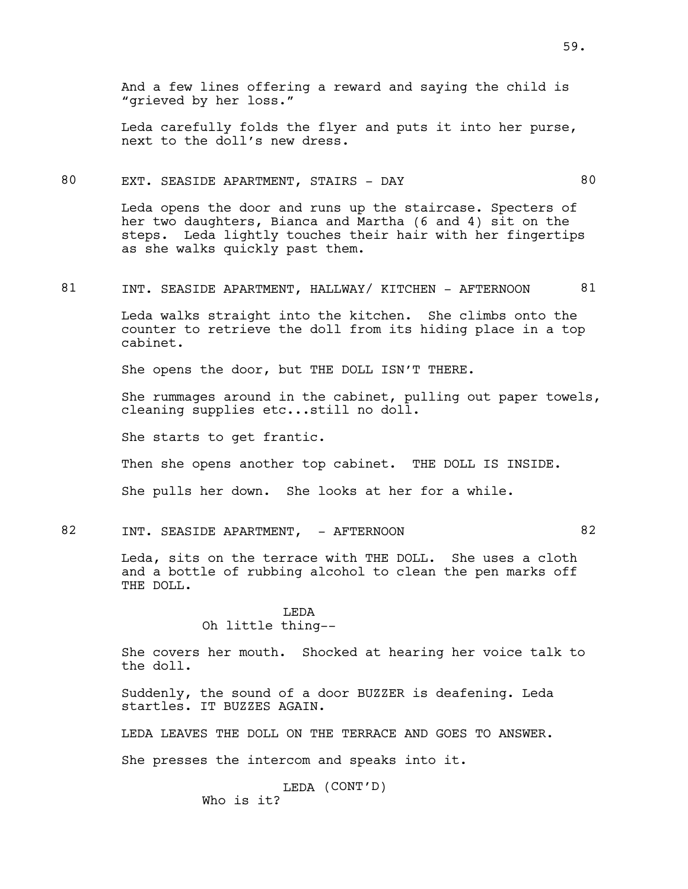And a few lines offering a reward and saying the child is "grieved by her loss."

Leda carefully folds the flyer and puts it into her purse, next to the doll's new dress.

80 EXT. SEASIDE APARTMENT, STAIRS - DAY 80

Leda opens the door and runs up the staircase. Specters of her two daughters, Bianca and Martha (6 and 4) sit on the steps. Leda lightly touches their hair with her fingertips as she walks quickly past them.

81 INT. SEASIDE APARTMENT, HALLWAY/ KITCHEN - AFTERNOON 81

Leda walks straight into the kitchen. She climbs onto the counter to retrieve the doll from its hiding place in a top cabinet.

She opens the door, but THE DOLL ISN'T THERE.

She rummages around in the cabinet, pulling out paper towels, cleaning supplies etc...still no doll.

She starts to get frantic.

Then she opens another top cabinet. THE DOLL IS INSIDE.

She pulls her down. She looks at her for a while.

82 INT. SEASIDE APARTMENT, - AFTERNOON 82

Leda, sits on the terrace with THE DOLL. She uses a cloth and a bottle of rubbing alcohol to clean the pen marks off THE DOLL.

LEDA
Oh little thing--

She covers her mouth. Shocked at hearing her voice talk to the doll.

Suddenly, the sound of a door BUZZER is deafening. Leda startles. IT BUZZES AGAIN.

LEDA LEAVES THE DOLL ON THE TERRACE AND GOES TO ANSWER.

She presses the intercom and speaks into it.

LEDA (CONT'D)
Who is it?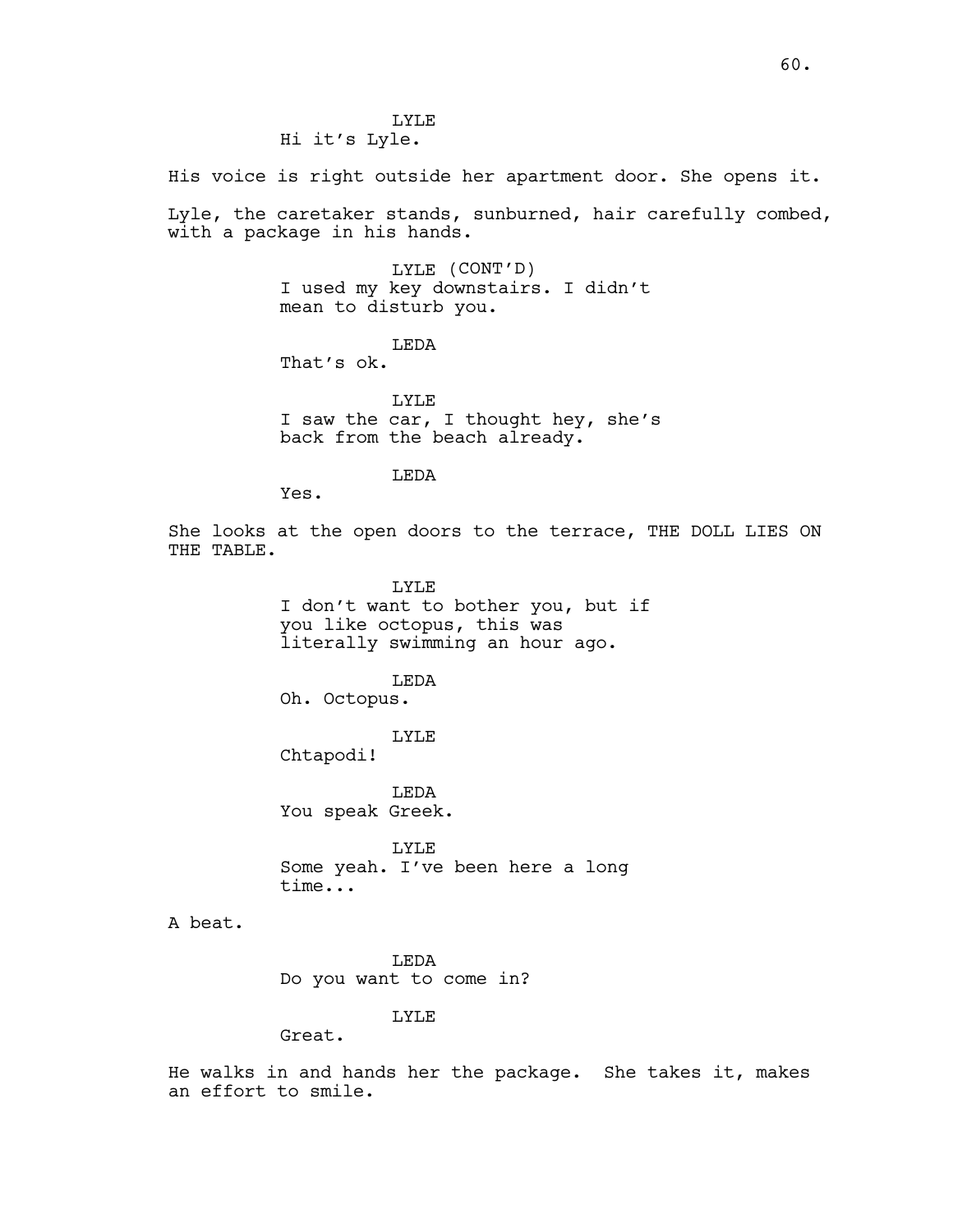LYLE
Hi it's Lyle.

His voice is right outside her apartment door. She opens it.

Lyle, the caretaker stands, sunburned, hair carefully combed, with a package in his hands.

LYLE (CONT'D)
I used my key downstairs. I didn't mean to disturb you.

LEDA
That's ok.

LYLE
I saw the car, I thought hey, she's back from the beach already.

LEDA
Yes.

She looks at the open doors to the terrace, THE DOLL LIES ON THE TABLE.

LYLE
I don't want to bother you, but if you like octopus, this was literally swimming an hour ago.

LEDA
Oh. Octopus.

LYLE
Chtapodi!

LEDA
You speak Greek.

LYLE
Some yeah. I've been here a long time...

A beat.

LEDA
Do you want to come in?

LYLE
Great.

He walks in and hands her the package. She takes it, makes an effort to smile.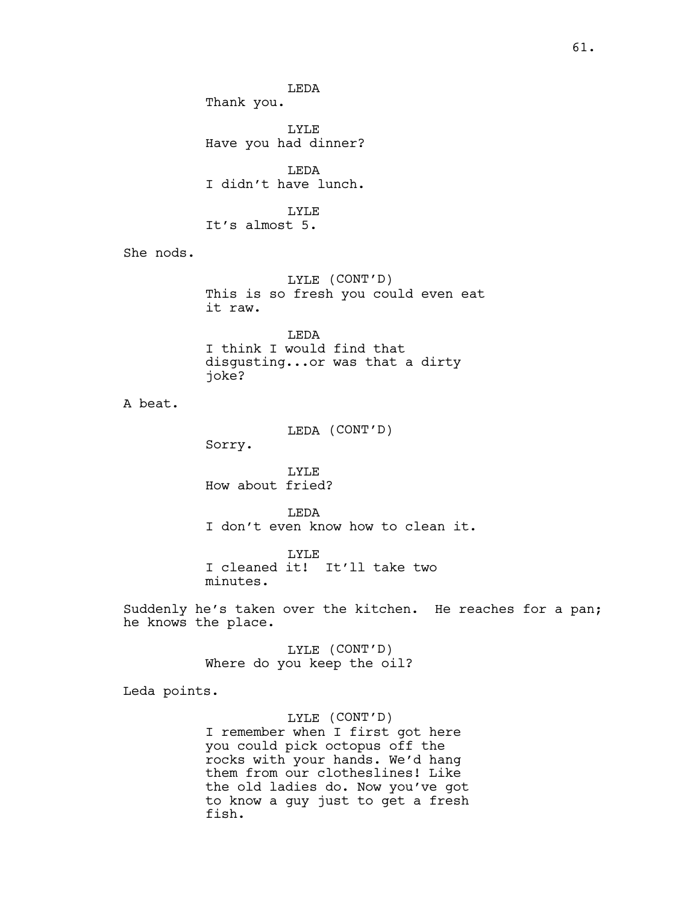LEDA
Thank you.

LYLE
Have you had dinner?

LEDA
I didn't have lunch.

LYLE
It's almost 5.

She nods.

LYLE (CONT'D)
This is so fresh you could even eat it raw.

LEDA
I think I would find that disgusting...or was that a dirty joke?

A beat.

LEDA (CONT'D)
Sorry.

LYLE
How about fried?

LEDA
I don't even know how to clean it.

LYLE
I cleaned it! It'll take two minutes.

Suddenly he's taken over the kitchen. He reaches for a pan; he knows the place.

LYLE (CONT'D)
Where do you keep the oil?

Leda points.

LYLE (CONT'D)
I remember when I first got here you could pick octopus off the rocks with your hands. We'd hang them from our clotheslines! Like the old ladies do. Now you've got to know a guy just to get a fresh fish.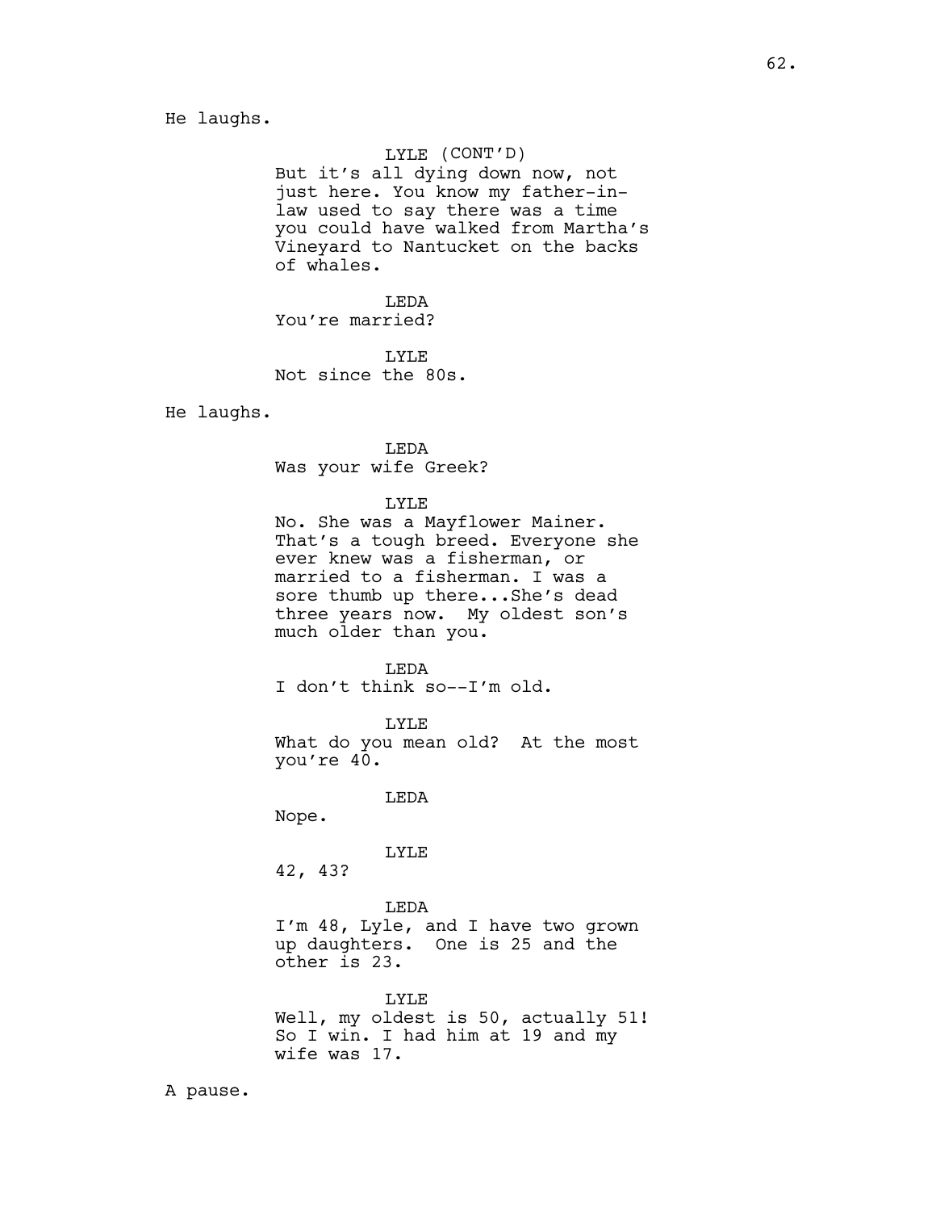He laughs.

LYLE (CONT'D)
But it's all dying down now, not just here. You know my father-in-law used to say there was a time you could have walked from Martha's Vineyard to Nantucket on the backs of whales.

LEDA
You're married?

LYLE
Not since the 80s.

He laughs.

LEDA
Was your wife Greek?

LYLE
No. She was a Mayflower Mainer. That's a tough breed. Everyone she ever knew was a fisherman, or married to a fisherman. I was a sore thumb up there...She's dead three years now. My oldest son's much older than you.

LEDA
I don't think so--I'm old.

LYLE
What do you mean old? At the most you're 40.

LEDA
Nope.

LYLE
42, 43?

LEDA
I'm 48, Lyle, and I have two grown up daughters. One is 25 and the other is 23.

LYLE
Well, my oldest is 50, actually 51! So I win. I had him at 19 and my wife was 17.

A pause.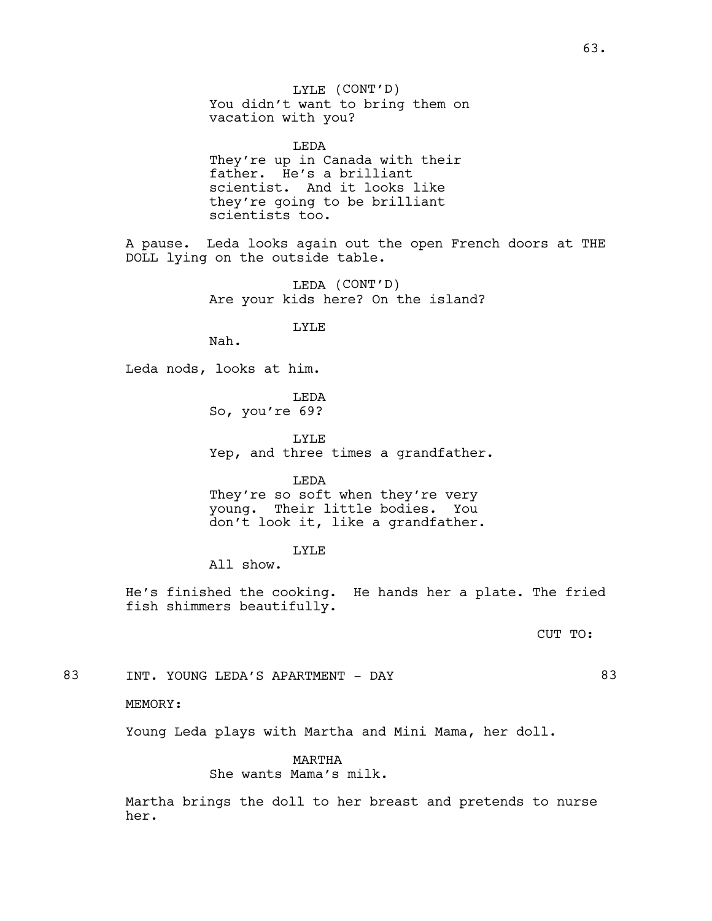LYLE (CONT'D)
You didn't want to bring them on vacation with you?

LEDA
They're up in Canada with their father. He's a brilliant scientist. And it looks like they're going to be brilliant scientists too.

A pause. Leda looks again out the open French doors at THE DOLL lying on the outside table.

LEDA (CONT'D)
Are your kids here? On the island?

LYLE
Nah.

Leda nods, looks at him.

LEDA
So, you're 69?

LYLE
Yep, and three times a grandfather.

LEDA
They're so soft when they're very young. Their little bodies. You don't look it, like a grandfather.

LYLE
All show.

He's finished the cooking. He hands her a plate. The fried fish shimmers beautifully.

CUT TO:

83 INT. YOUNG LEDA'S APARTMENT - DAY 83

MEMORY:

Young Leda plays with Martha and Mini Mama, her doll.

MARTHA
She wants Mama's milk.

Martha brings the doll to her breast and pretends to nurse her.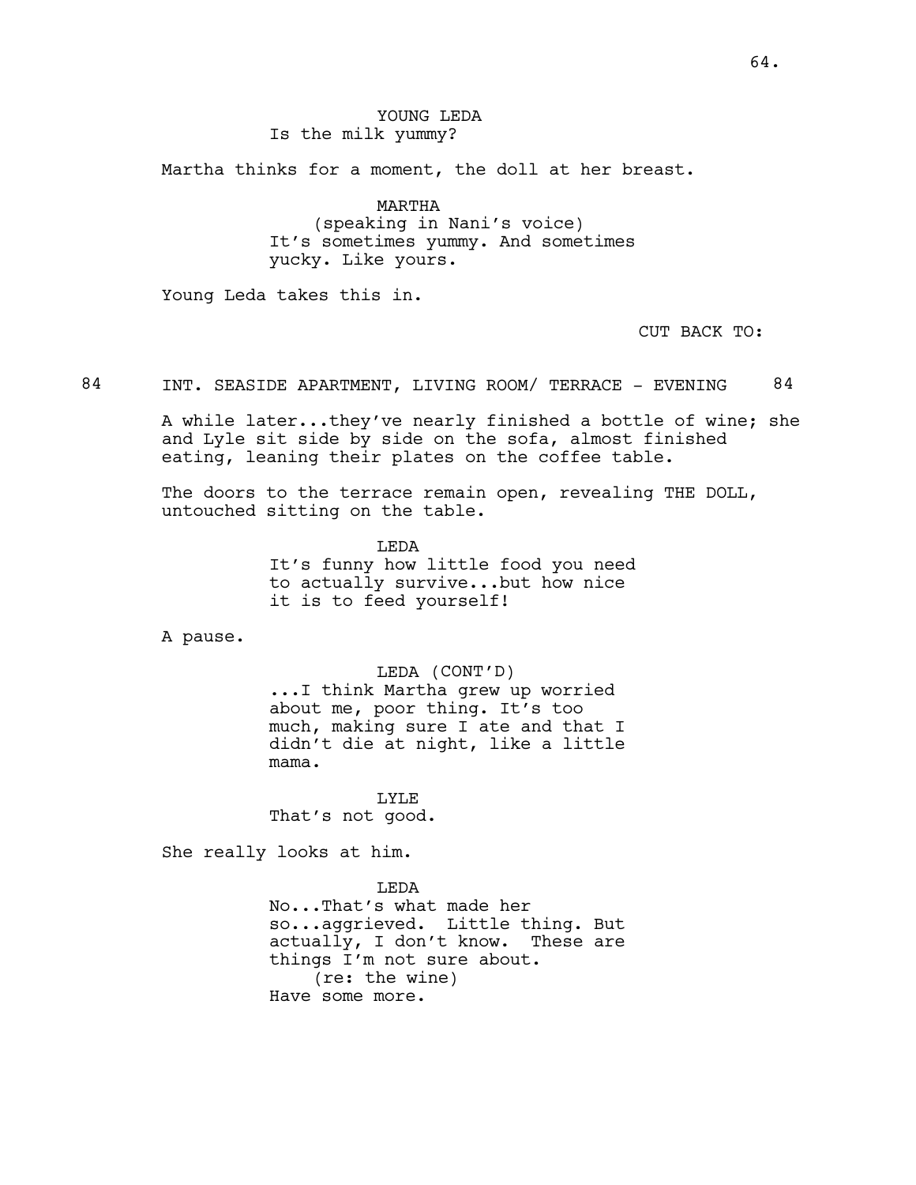YOUNG LEDA
Is the milk yummy?

Martha thinks for a moment, the doll at her breast.

MARTHA
(speaking in Nani's voice)
It's sometimes yummy. And sometimes yucky. Like yours.

Young Leda takes this in.

CUT BACK TO:

84 INT. SEASIDE APARTMENT, LIVING ROOM/ TERRACE - EVENING 84

A while later...they've nearly finished a bottle of wine; she and Lyle sit side by side on the sofa, almost finished eating, leaning their plates on the coffee table.

The doors to the terrace remain open, revealing THE DOLL, untouched sitting on the table.

LEDA
It's funny how little food you need to actually survive...but how nice it is to feed yourself!

A pause.

LEDA (CONT'D)
...I think Martha grew up worried about me, poor thing. It's too much, making sure I ate and that I didn't die at night, like a little mama.

LYLE
That's not good.

She really looks at him.

LEDA
No...That's what made her so...aggrieved. Little thing. But actually, I don't know. These are things I'm not sure about.
(re: the wine)
Have some more.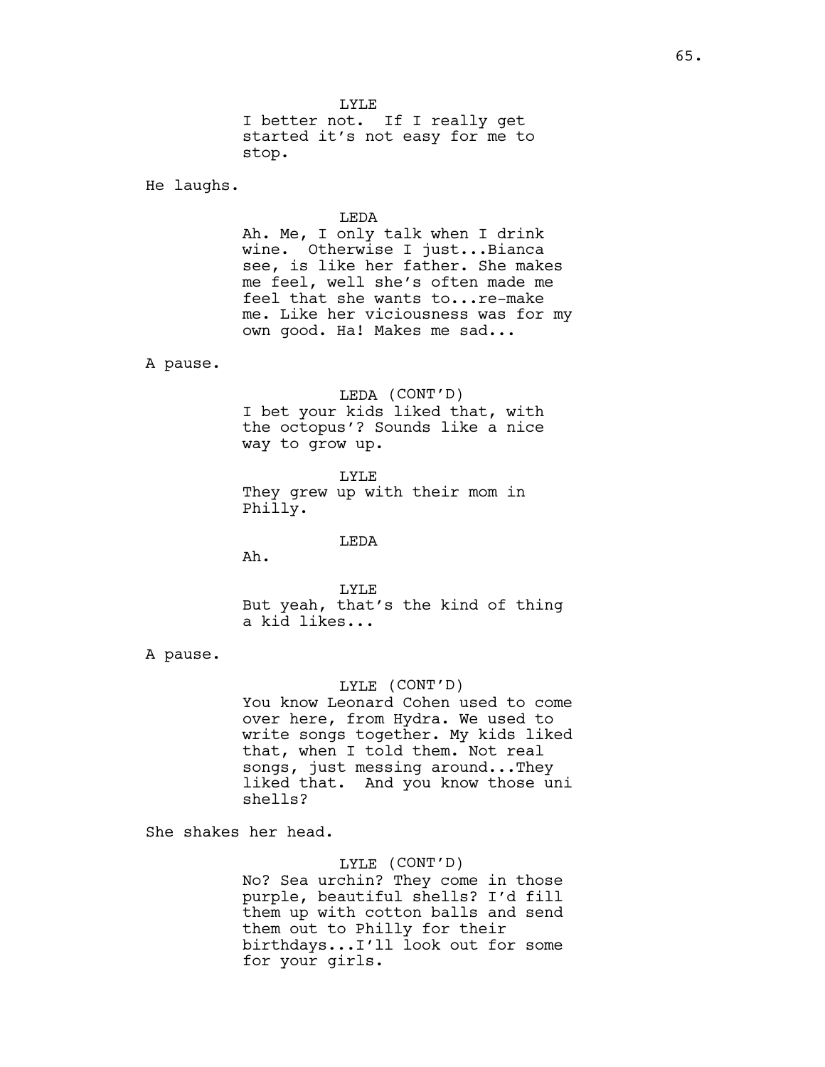LYLE

I better not. If I really get started it's not easy for me to stop.

He laughs.

LEDA

Ah. Me, I only talk when I drink wine. Otherwise I just...Bianca see, is like her father. She makes me feel, well she's often made me feel that she wants to...re-make me. Like her viciousness was for my own good. Ha! Makes me sad...

A pause.

LEDA (CONT'D)

I bet your kids liked that, with the octopus'? Sounds like a nice way to grow up.

LYLE

They grew up with their mom in Philly.

LEDA

Ah.

LYLE

But yeah, that's the kind of thing a kid likes...

A pause.

LYLE (CONT'D)

You know Leonard Cohen used to come over here, from Hydra. We used to write songs together. My kids liked that, when I told them. Not real songs, just messing around...They liked that. And you know those uni shells?

She shakes her head.

LYLE (CONT'D)

No? Sea urchin? They come in those purple, beautiful shells? I'd fill them up with cotton balls and send them out to Philly for their birthdays...I'll look out for some for your girls.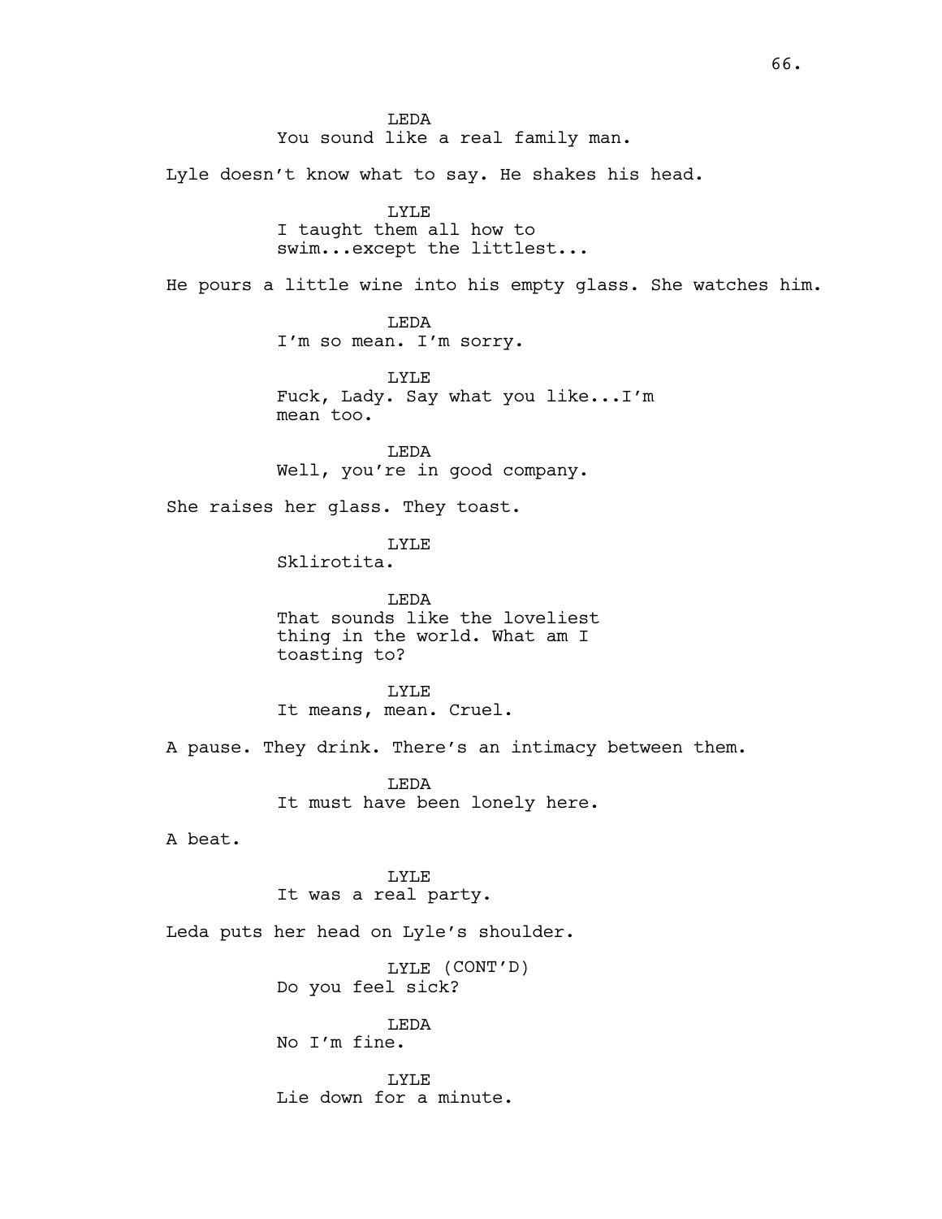LEDA
You sound like a real family man.

Lyle doesn't know what to say. He shakes his head.

LYLE
I taught them all how to swim...except the littlest...

He pours a little wine into his empty glass. She watches him.

LEDA
I'm so mean. I'm sorry.

LYLE
Fuck, Lady. Say what you like...I'm mean too.

LEDA
Well, you're in good company.

She raises her glass. They toast.

LYLE
Sklirotita.

LEDA
That sounds like the loveliest thing in the world. What am I toasting to?

LYLE
It means, mean. Cruel.

A pause. They drink. There's an intimacy between them.

LEDA
It must have been lonely here.

A beat.

LYLE
It was a real party.

Leda puts her head on Lyle's shoulder.

LYLE (CONT'D)
Do you feel sick?

LEDA
No I'm fine.

LYLE
Lie down for a minute.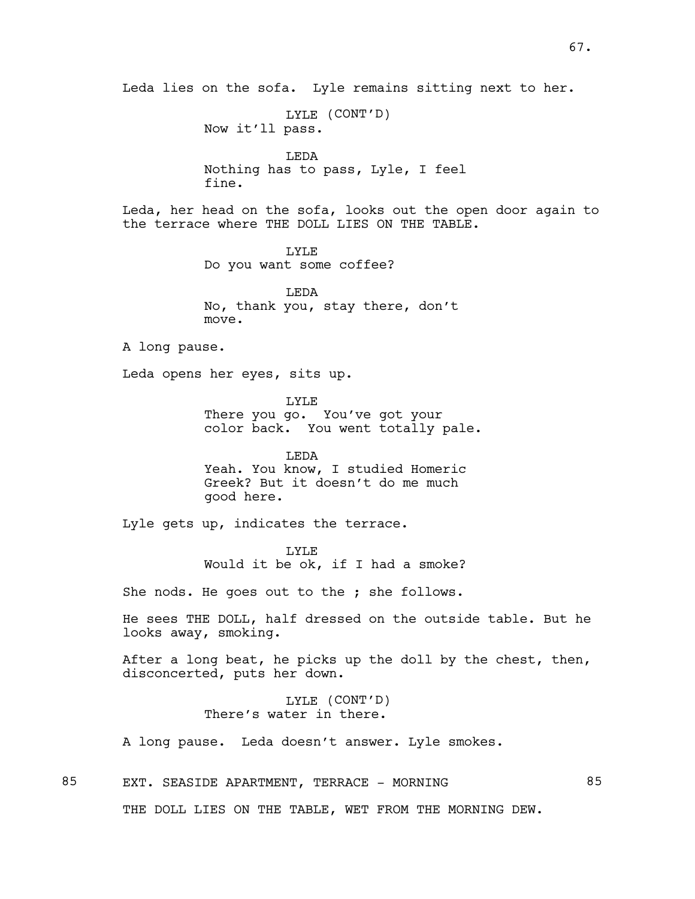Leda lies on the sofa. Lyle remains sitting next to her.

LYLE (CONT'D)
Now it'll pass.

LEDA
Nothing has to pass, Lyle, I feel fine.

Leda, her head on the sofa, looks out the open door again to the terrace where THE DOLL LIES ON THE TABLE.

LYLE
Do you want some coffee?

LEDA
No, thank you, stay there, don't move.

A long pause.

Leda opens her eyes, sits up.

LYLE
There you go. You've got your color back. You went totally pale.

LEDA
Yeah. You know, I studied Homeric Greek? But it doesn't do me much good here.

Lyle gets up, indicates the terrace.

LYLE
Would it be ok, if I had a smoke?

She nods. He goes out to the ; she follows.

He sees THE DOLL, half dressed on the outside table. But he looks away, smoking.

After a long beat, he picks up the doll by the chest, then, disconcerted, puts her down.

LYLE (CONT'D)
There's water in there.

A long pause. Leda doesn't answer. Lyle smokes.

85 EXT. SEASIDE APARTMENT, TERRACE - MORNING 85

THE DOLL LIES ON THE TABLE, WET FROM THE MORNING DEW.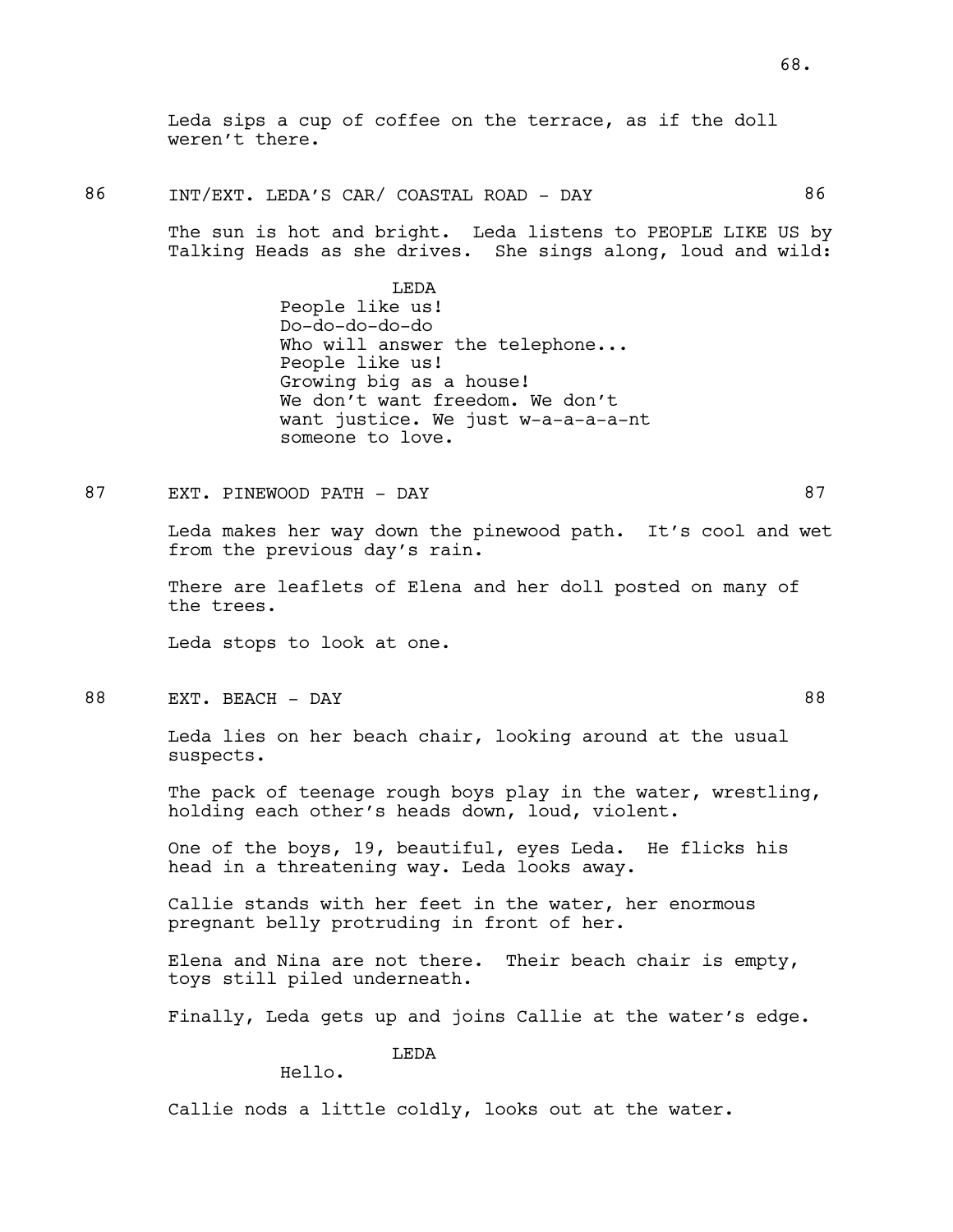Leda sips a cup of coffee on the terrace, as if the doll weren't there.

86 INT/EXT. LEDA'S CAR/ COASTAL ROAD - DAY 86

The sun is hot and bright. Leda listens to PEOPLE LIKE US by Talking Heads as she drives. She sings along, loud and wild:

LEDA
People like us!
Do-do-do-do-do
Who will answer the telephone...
People like us!
Growing big as a house!
We don't want freedom. We don't want justice. We just w-a-a-a-a-nt someone to love.

87 EXT. PINEWOOD PATH - DAY 87

Leda makes her way down the pinewood path. It's cool and wet from the previous day's rain.

There are leaflets of Elena and her doll posted on many of the trees.

Leda stops to look at one.

88 EXT. BEACH - DAY 88

Leda lies on her beach chair, looking around at the usual suspects.

The pack of teenage rough boys play in the water, wrestling, holding each other's heads down, loud, violent.

One of the boys, 19, beautiful, eyes Leda. He flicks his head in a threatening way. Leda looks away.

Callie stands with her feet in the water, her enormous pregnant belly protruding in front of her.

Elena and Nina are not there. Their beach chair is empty, toys still piled underneath.

Finally, Leda gets up and joins Callie at the water's edge.

LEDA
Hello.

Callie nods a little coldly, looks out at the water.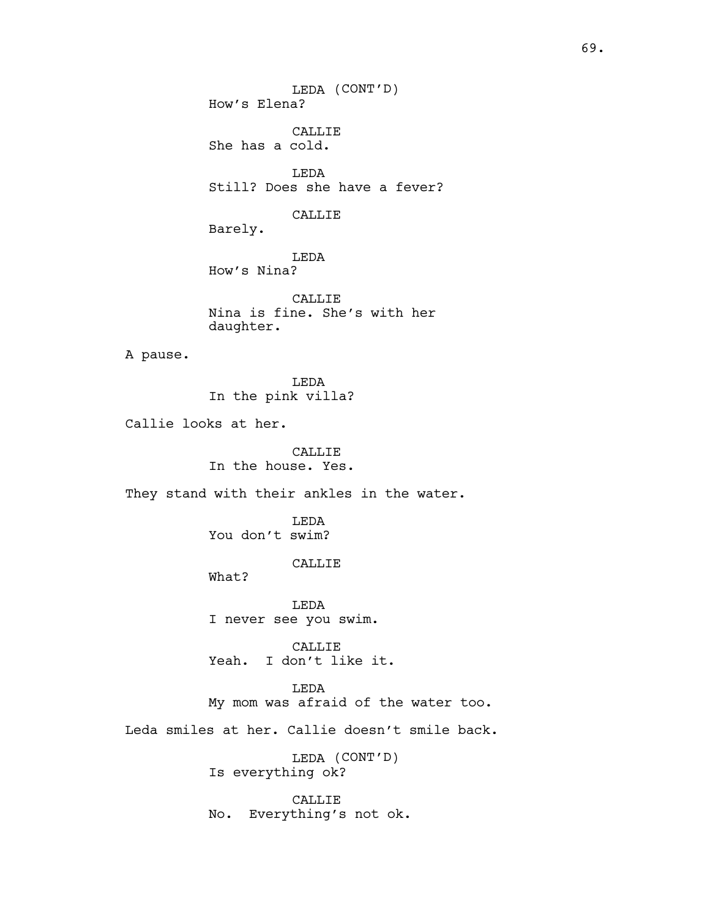LEDA (CONT'D)
How's Elena?

CALLIE
She has a cold.

LEDA
Still? Does she have a fever?

CALLIE
Barely.

LEDA
How's Nina?

CALLIE
Nina is fine. She's with her daughter.

A pause.

LEDA
In the pink villa?

Callie looks at her.

CALLIE
In the house. Yes.

They stand with their ankles in the water.

LEDA
You don't swim?

CALLIE
What?

LEDA
I never see you swim.

CALLIE
Yeah. I don't like it.

LEDA
My mom was afraid of the water too.

Leda smiles at her. Callie doesn't smile back.

LEDA (CONT'D)
Is everything ok?

CALLIE
No. Everything's not ok.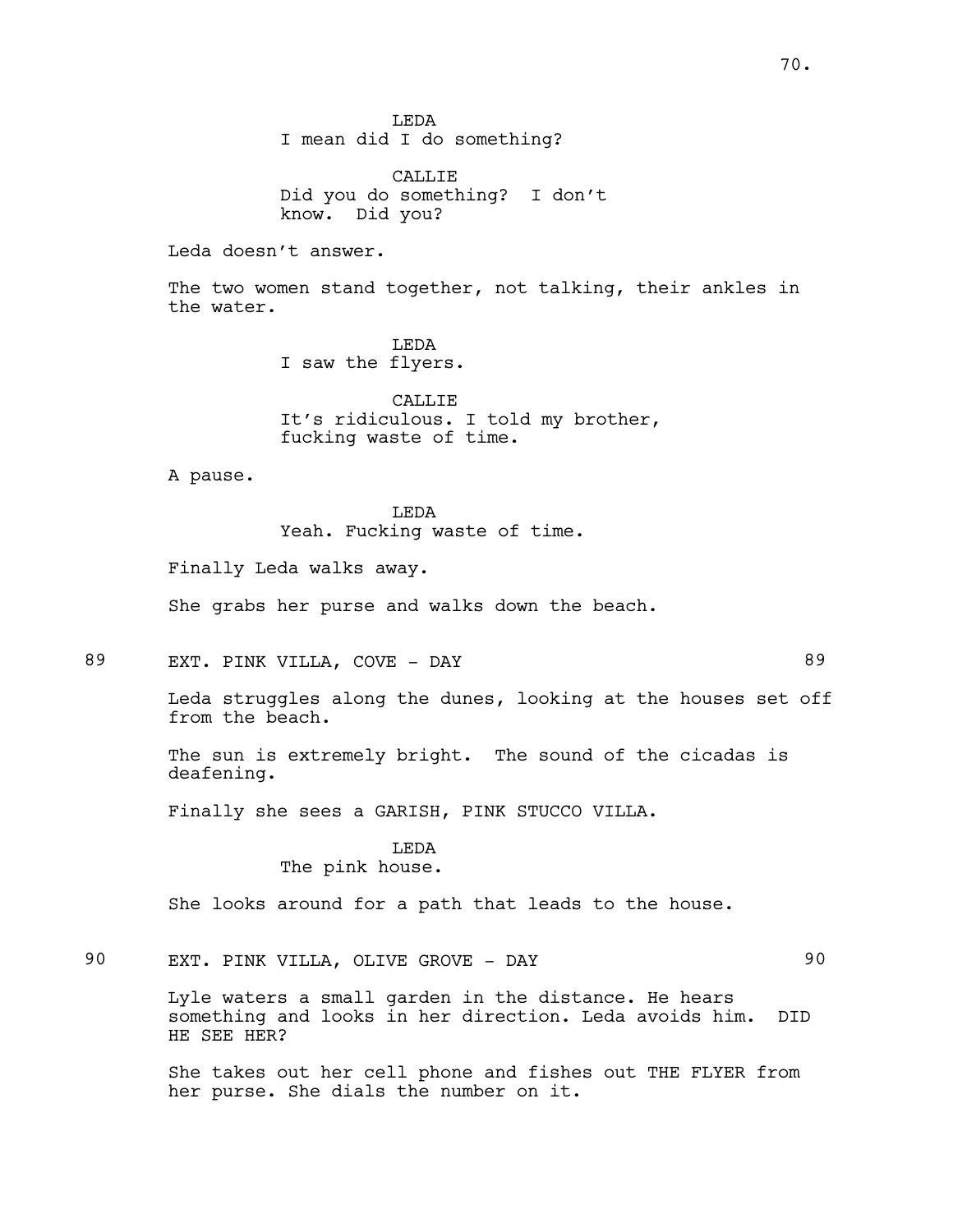LEDA
I mean did I do something?

CALLIE
Did you do something? I don't know. Did you?

Leda doesn't answer.

The two women stand together, not talking, their ankles in the water.

LEDA
I saw the flyers.

CALLIE
It's ridiculous. I told my brother, fucking waste of time.

A pause.

LEDA
Yeah. Fucking waste of time.

Finally Leda walks away.

She grabs her purse and walks down the beach.

89 EXT. PINK VILLA, COVE - DAY 89

Leda struggles along the dunes, looking at the houses set off from the beach.

The sun is extremely bright. The sound of the cicadas is deafening.

Finally she sees a GARISH, PINK STUCCO VILLA.

LEDA
The pink house.

She looks around for a path that leads to the house.

90 EXT. PINK VILLA, OLIVE GROVE - DAY 90

Lyle waters a small garden in the distance. He hears something and looks in her direction. Leda avoids him. DID HE SEE HER?

She takes out her cell phone and fishes out THE FLYER from her purse. She dials the number on it.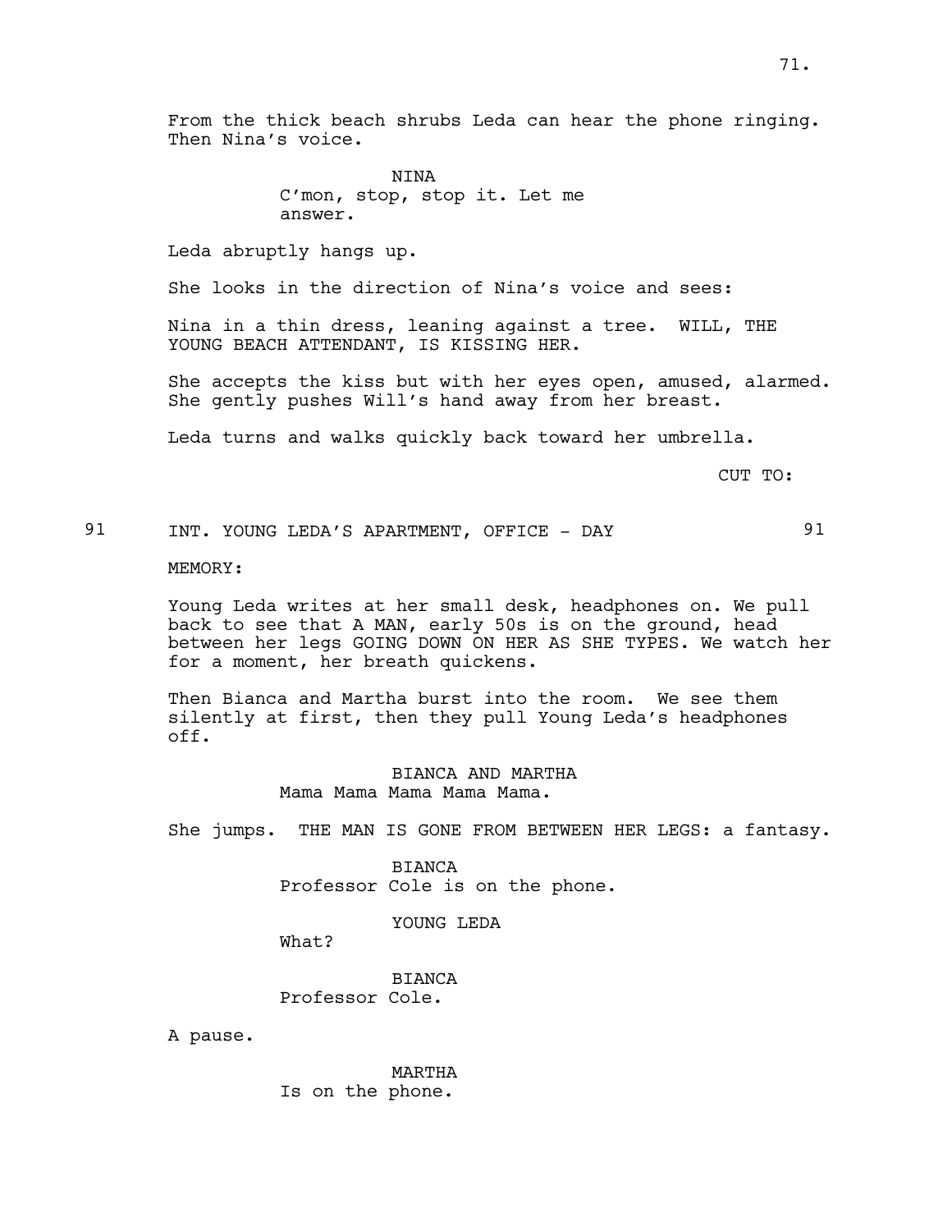From the thick beach shrubs Leda can hear the phone ringing. Then Nina's voice.

NINA
C'mon, stop, stop it. Let me answer.

Leda abruptly hangs up.

She looks in the direction of Nina's voice and sees:

Nina in a thin dress, leaning against a tree. WILL, THE YOUNG BEACH ATTENDANT, IS KISSING HER.

She accepts the kiss but with her eyes open, amused, alarmed. She gently pushes Will's hand away from her breast.

Leda turns and walks quickly back toward her umbrella.

CUT TO:

91 INT. YOUNG LEDA'S APARTMENT, OFFICE - DAY 91

MEMORY:

Young Leda writes at her small desk, headphones on. We pull back to see that A MAN, early 50s is on the ground, head between her legs GOING DOWN ON HER AS SHE TYPES. We watch her for a moment, her breath quickens.

Then Bianca and Martha burst into the room. We see them silently at first, then they pull Young Leda's headphones off.

BIANCA AND MARTHA
Mama Mama Mama Mama Mama.

She jumps. THE MAN IS GONE FROM BETWEEN HER LEGS: a fantasy.

BIANCA
Professor Cole is on the phone.

YOUNG LEDA
What?

BIANCA
Professor Cole.

A pause.

MARTHA
Is on the phone.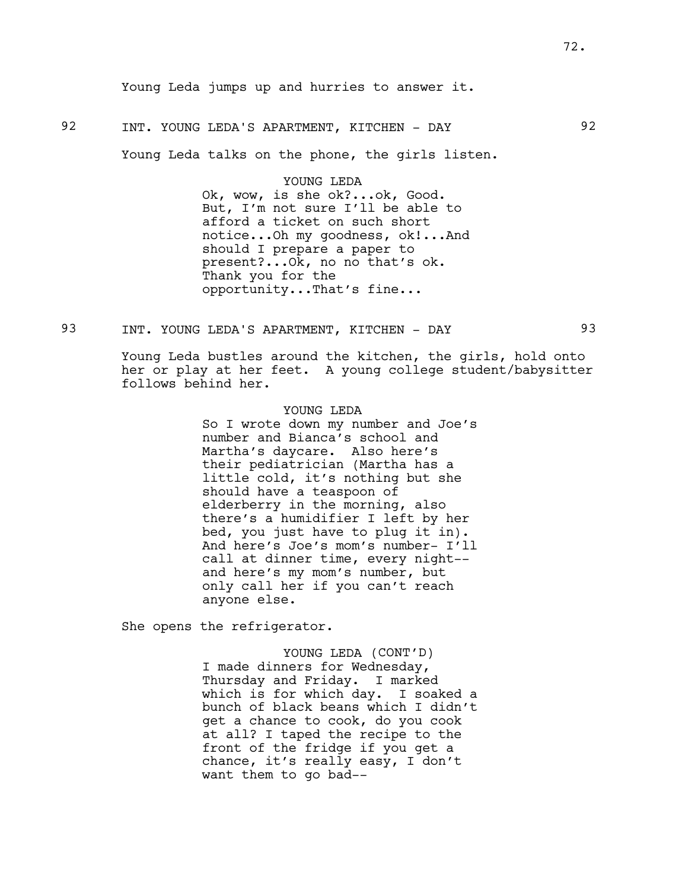Young Leda jumps up and hurries to answer it.

92 INT. YOUNG LEDA'S APARTMENT, KITCHEN - DAY 92

Young Leda talks on the phone, the girls listen.

YOUNG LEDA

Ok, wow, is she ok?...ok, Good. But, I'm not sure I'll be able to afford a ticket on such short notice...Oh my goodness, ok!...And should I prepare a paper to present?...Ok, no no that's ok. Thank you for the opportunity...That's fine...

93 INT. YOUNG LEDA'S APARTMENT, KITCHEN - DAY 93

Young Leda bustles around the kitchen, the girls, hold onto her or play at her feet. A young college student/babysitter follows behind her.

YOUNG LEDA

So I wrote down my number and Joe's number and Bianca's school and Martha's daycare. Also here's their pediatrician (Martha has a little cold, it's nothing but she should have a teaspoon of elderberry in the morning, also there's a humidifier I left by her bed, you just have to plug it in). And here's Joe's mom's number- I'll call at dinner time, every night-- and here's my mom's number, but only call her if you can't reach anyone else.

She opens the refrigerator.

YOUNG LEDA (CONT'D)

I made dinners for Wednesday, Thursday and Friday. I marked which is for which day. I soaked a bunch of black beans which I didn't get a chance to cook, do you cook at all? I taped the recipe to the front of the fridge if you get a chance, it's really easy, I don't want them to go bad--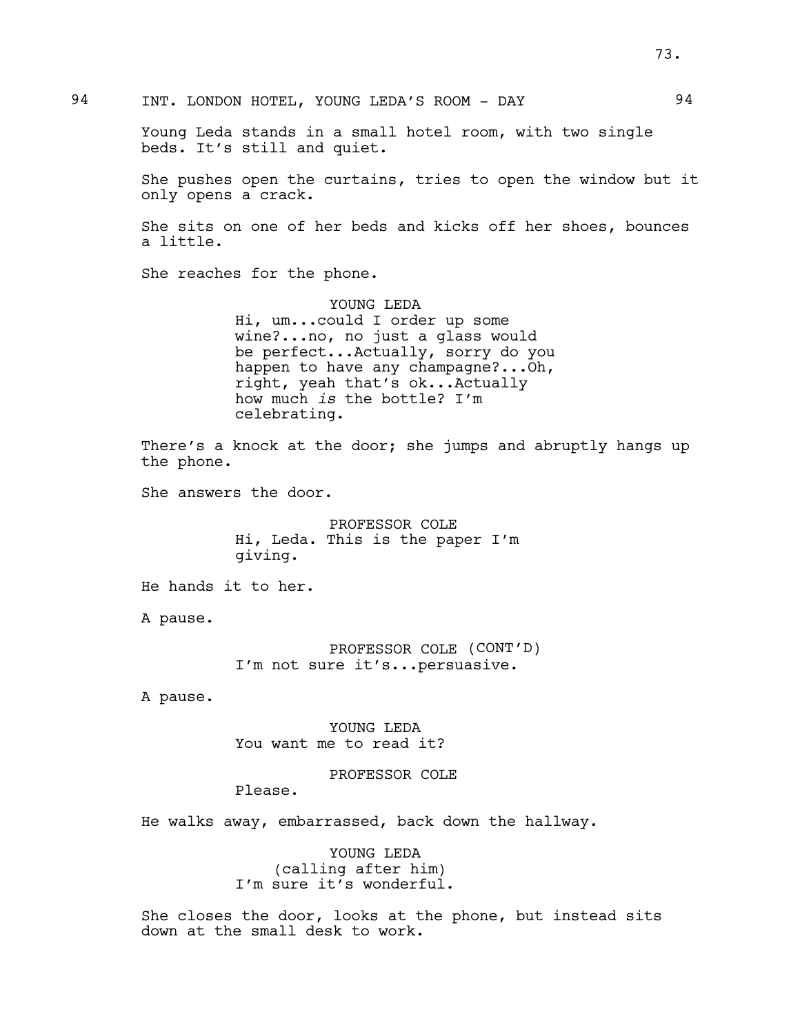94 INT. LONDON HOTEL, YOUNG LEDA'S ROOM - DAY 94

Young Leda stands in a small hotel room, with two single beds. It's still and quiet.

She pushes open the curtains, tries to open the window but it only opens a crack.

She sits on one of her beds and kicks off her shoes, bounces a little.

She reaches for the phone.

YOUNG LEDA
Hi, um...could I order up some wine?...no, no just a glass would be perfect...Actually, sorry do you happen to have any champagne?...Oh, right, yeah that's ok...Actually how much *is* the bottle? I'm celebrating.

There's a knock at the door; she jumps and abruptly hangs up the phone.

She answers the door.

PROFESSOR COLE
Hi, Leda. This is the paper I'm giving.

He hands it to her.

A pause.

PROFESSOR COLE (CONT'D)
I'm not sure it's...persuasive.

A pause.

YOUNG LEDA
You want me to read it?

PROFESSOR COLE
Please.

He walks away, embarrassed, back down the hallway.

YOUNG LEDA
(calling after him)
I'm sure it's wonderful.

She closes the door, looks at the phone, but instead sits down at the small desk to work.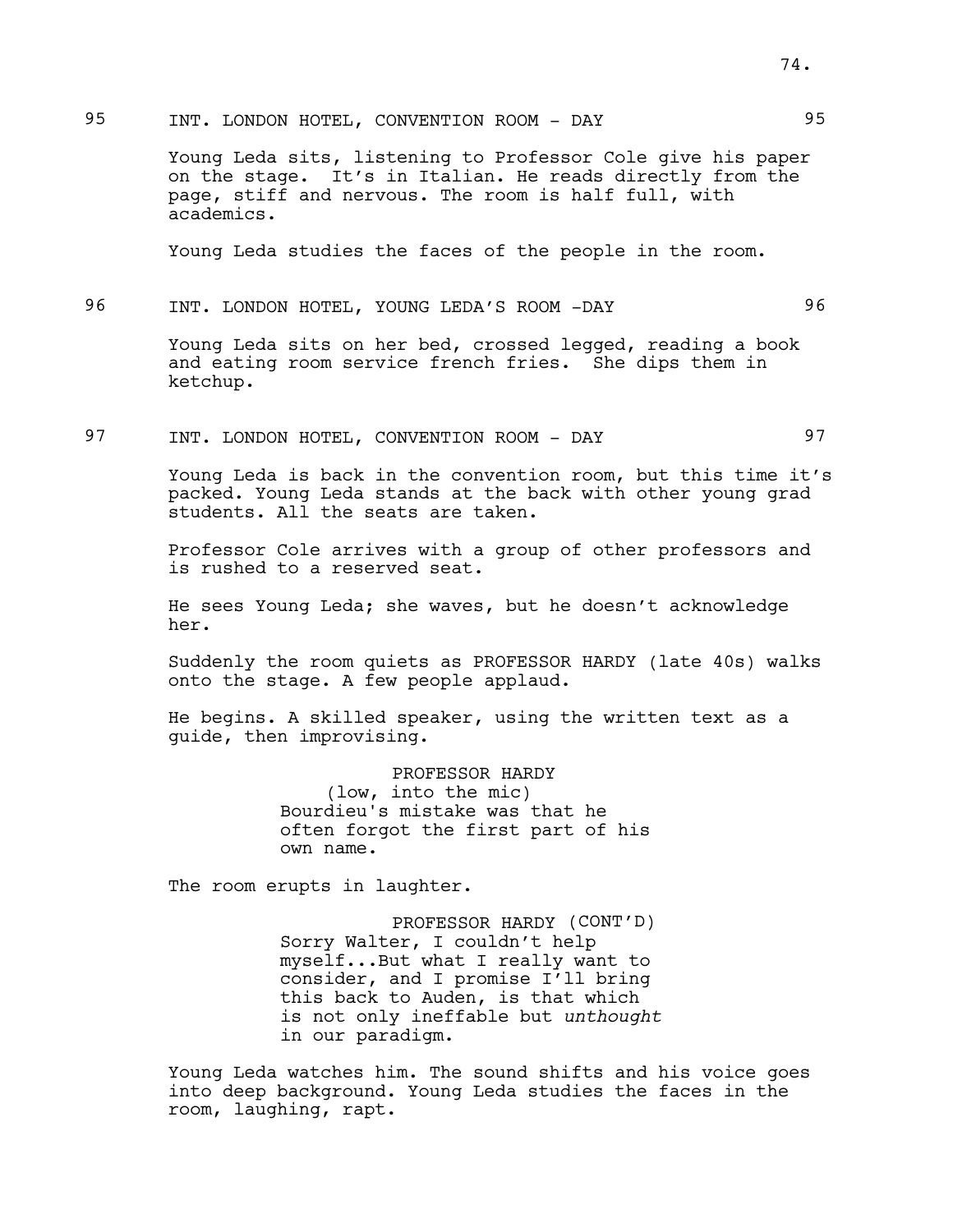95 INT. LONDON HOTEL, CONVENTION ROOM - DAY 95

Young Leda sits, listening to Professor Cole give his paper on the stage. It's in Italian. He reads directly from the page, stiff and nervous. The room is half full, with academics.

Young Leda studies the faces of the people in the room.

96 INT. LONDON HOTEL, YOUNG LEDA'S ROOM -DAY 96

Young Leda sits on her bed, crossed legged, reading a book and eating room service french fries. She dips them in ketchup.

97 INT. LONDON HOTEL, CONVENTION ROOM - DAY 97

Young Leda is back in the convention room, but this time it's packed. Young Leda stands at the back with other young grad students. All the seats are taken.

Professor Cole arrives with a group of other professors and is rushed to a reserved seat.

He sees Young Leda; she waves, but he doesn't acknowledge her.

Suddenly the room quiets as PROFESSOR HARDY (late 40s) walks onto the stage. A few people applaud.

He begins. A skilled speaker, using the written text as a guide, then improvising.

PROFESSOR HARDY
(low, into the mic)
Bourdieu's mistake was that he often forgot the first part of his own name.

The room erupts in laughter.

PROFESSOR HARDY (CONT'D)
Sorry Walter, I couldn't help myself...But what I really want to consider, and I promise I'll bring this back to Auden, is that which is not only ineffable but *unthought* in our paradigm.

Young Leda watches him. The sound shifts and his voice goes into deep background. Young Leda studies the faces in the room, laughing, rapt.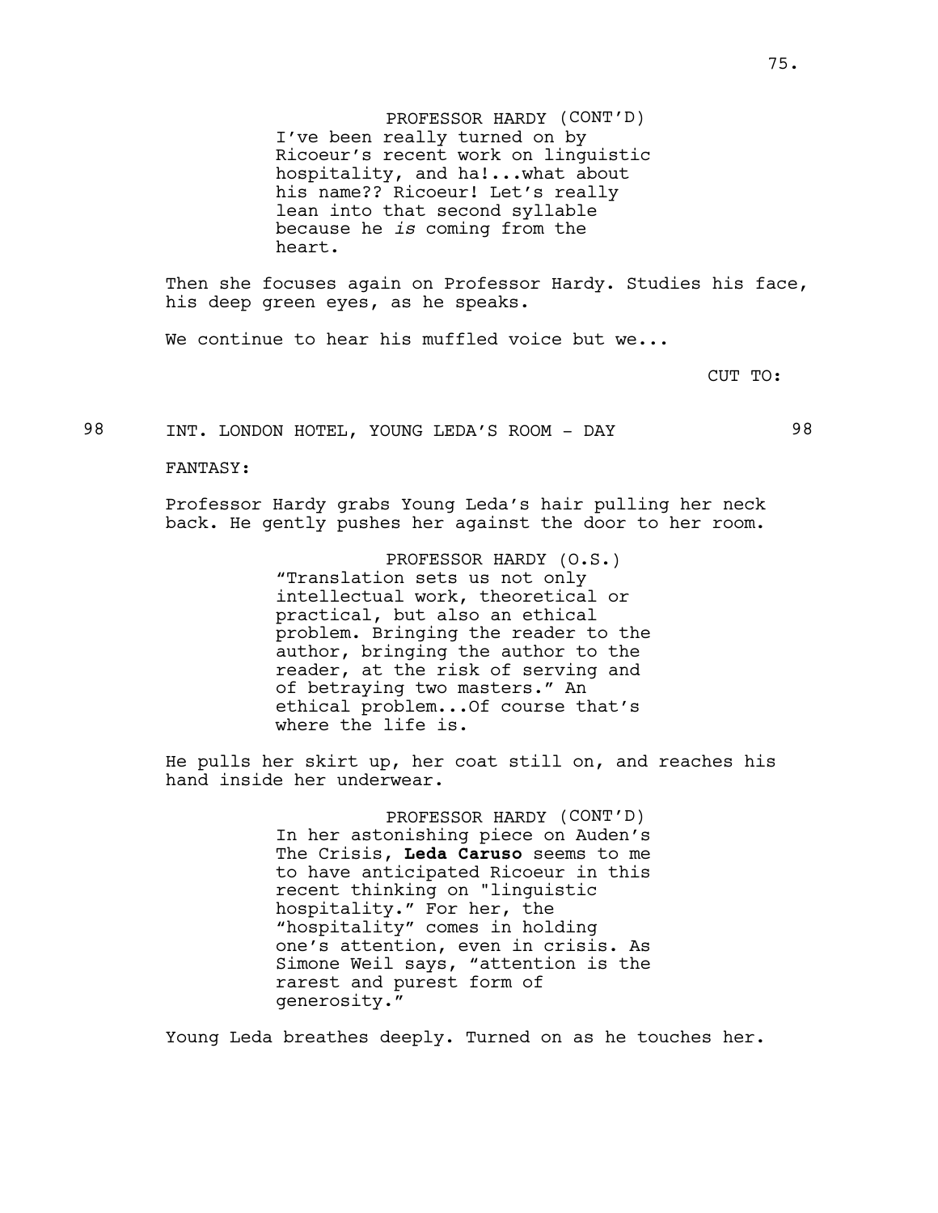PROFESSOR HARDY (CONT'D)
I've been really turned on by Ricoeur's recent work on linguistic hospitality, and ha!...what about his name?? Ricoeur! Let's really lean into that second syllable because he *is* coming from the heart.

Then she focuses again on Professor Hardy. Studies his face, his deep green eyes, as he speaks.

We continue to hear his muffled voice but we...

CUT TO:

98 INT. LONDON HOTEL, YOUNG LEDA'S ROOM - DAY 98

FANTASY:

Professor Hardy grabs Young Leda's hair pulling her neck back. He gently pushes her against the door to her room.

PROFESSOR HARDY (O.S.)
"Translation sets us not only intellectual work, theoretical or practical, but also an ethical problem. Bringing the reader to the author, bringing the author to the reader, at the risk of serving and of betraying two masters." An ethical problem...Of course that's where the life is.

He pulls her skirt up, her coat still on, and reaches his hand inside her underwear.

PROFESSOR HARDY (CONT'D)
In her astonishing piece on Auden's The Crisis, **Leda Caruso** seems to me to have anticipated Ricoeur in this recent thinking on "linguistic hospitality." For her, the "hospitality" comes in holding one's attention, even in crisis. As Simone Weil says, "attention is the rarest and purest form of generosity."

Young Leda breathes deeply. Turned on as he touches her.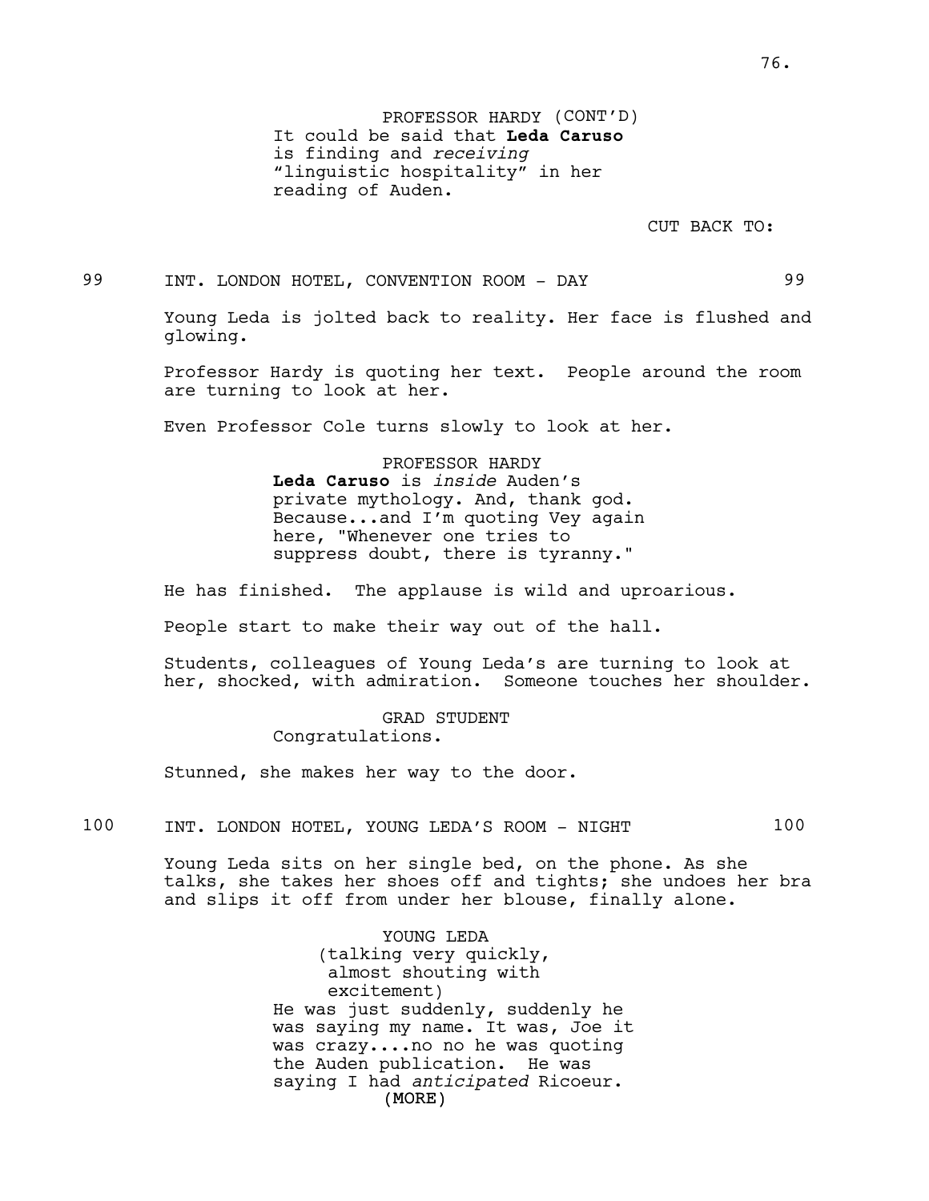PROFESSOR HARDY (CONT'D)
It could be said that **Leda Caruso** is finding and *receiving* "linguistic hospitality" in her reading of Auden.

CUT BACK TO:

99 INT. LONDON HOTEL, CONVENTION ROOM - DAY 99

Young Leda is jolted back to reality. Her face is flushed and glowing.

Professor Hardy is quoting her text. People around the room are turning to look at her.

Even Professor Cole turns slowly to look at her.

PROFESSOR HARDY
**Leda Caruso** is *inside* Auden's private mythology. And, thank god. Because...and I'm quoting Vey again here, "Whenever one tries to suppress doubt, there is tyranny."

He has finished. The applause is wild and uproarious.

People start to make their way out of the hall.

Students, colleagues of Young Leda's are turning to look at her, shocked, with admiration. Someone touches her shoulder.

GRAD STUDENT
Congratulations.

Stunned, she makes her way to the door.

100 INT. LONDON HOTEL, YOUNG LEDA'S ROOM - NIGHT 100

Young Leda sits on her single bed, on the phone. As she talks, she takes her shoes off and tights; she undoes her bra and slips it off from under her blouse, finally alone.

YOUNG LEDA
(talking very quickly, almost shouting with excitement)
He was just suddenly, suddenly he was saying my name. It was, Joe it was crazy....no no he was quoting the Auden publication. He was saying I had *anticipated* Ricoeur.
(MORE)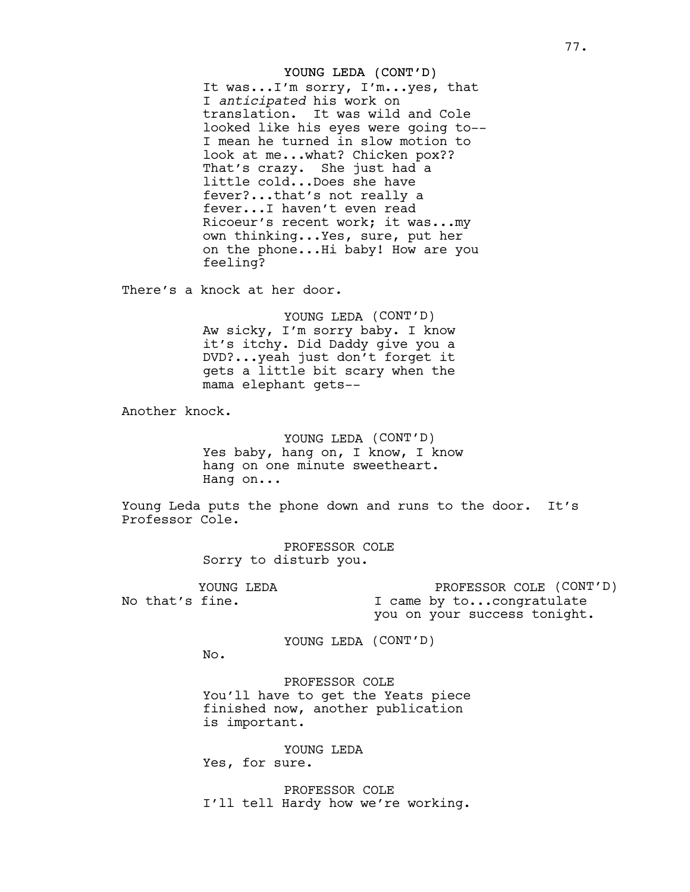YOUNG LEDA (CONT'D)

It was...I'm sorry, I'm...yes, that I *anticipated* his work on translation. It was wild and Cole looked like his eyes were going to-- I mean he turned in slow motion to look at me...what? Chicken pox?? That's crazy. She just had a little cold...Does she have fever?...that's not really a fever...I haven't even read Ricoeur's recent work; it was...my own thinking...Yes, sure, put her on the phone...Hi baby! How are you feeling?

There's a knock at her door.

YOUNG LEDA (CONT'D)

Aw sicky, I'm sorry baby. I know it's itchy. Did Daddy give you a DVD?...yeah just don't forget it gets a little bit scary when the mama elephant gets--

Another knock.

YOUNG LEDA (CONT'D)

Yes baby, hang on, I know, I know hang on one minute sweetheart. Hang on...

Young Leda puts the phone down and runs to the door. It's Professor Cole.

PROFESSOR COLE

Sorry to disturb you.

YOUNG LEDA

No that's fine.

PROFESSOR COLE (CONT'D)

I came by to...congratulate you on your success tonight.

YOUNG LEDA (CONT'D)

No.

PROFESSOR COLE

You'll have to get the Yeats piece finished now, another publication is important.

YOUNG LEDA

Yes, for sure.

PROFESSOR COLE

I'll tell Hardy how we're working.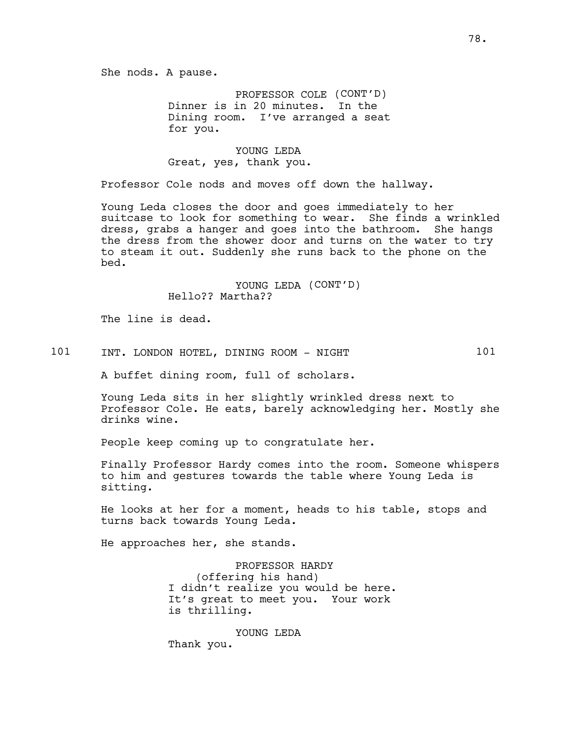She nods. A pause.

PROFESSOR COLE (CONT'D)
Dinner is in 20 minutes. In the Dining room. I've arranged a seat for you.

YOUNG LEDA
Great, yes, thank you.

Professor Cole nods and moves off down the hallway.

Young Leda closes the door and goes immediately to her suitcase to look for something to wear. She finds a wrinkled dress, grabs a hanger and goes into the bathroom. She hangs the dress from the shower door and turns on the water to try to steam it out. Suddenly she runs back to the phone on the bed.

YOUNG LEDA (CONT'D)
Hello?? Martha??

The line is dead.

101 INT. LONDON HOTEL, DINING ROOM - NIGHT 101

A buffet dining room, full of scholars.

Young Leda sits in her slightly wrinkled dress next to Professor Cole. He eats, barely acknowledging her. Mostly she drinks wine.

People keep coming up to congratulate her.

Finally Professor Hardy comes into the room. Someone whispers to him and gestures towards the table where Young Leda is sitting.

He looks at her for a moment, heads to his table, stops and turns back towards Young Leda.

He approaches her, she stands.

PROFESSOR HARDY
(offering his hand)
I didn't realize you would be here. It's great to meet you. Your work is thrilling.

YOUNG LEDA
Thank you.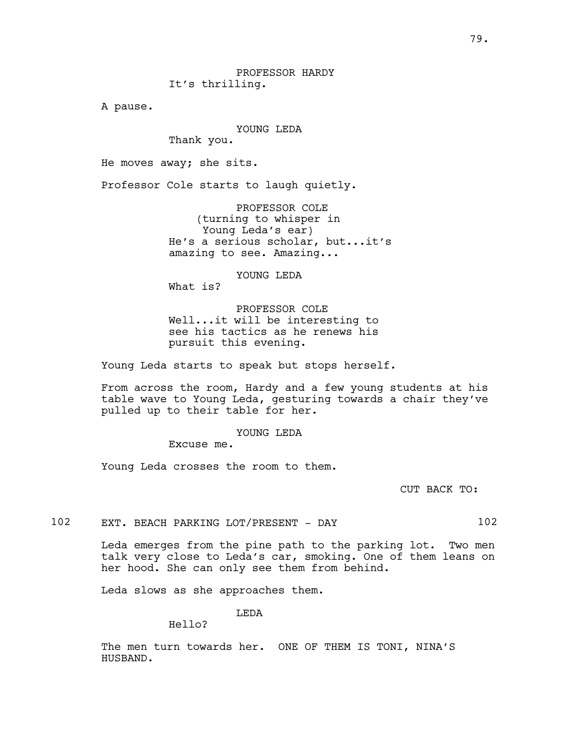PROFESSOR HARDY
It's thrilling.

A pause.

YOUNG LEDA
Thank you.

He moves away; she sits.

Professor Cole starts to laugh quietly.

PROFESSOR COLE
(turning to whisper in Young Leda's ear)
He's a serious scholar, but...it's amazing to see. Amazing...

YOUNG LEDA
What is?

PROFESSOR COLE
Well...it will be interesting to see his tactics as he renews his pursuit this evening.

Young Leda starts to speak but stops herself.

From across the room, Hardy and a few young students at his table wave to Young Leda, gesturing towards a chair they've pulled up to their table for her.

YOUNG LEDA
Excuse me.

Young Leda crosses the room to them.

CUT BACK TO:

102 EXT. BEACH PARKING LOT/PRESENT - DAY 102

Leda emerges from the pine path to the parking lot. Two men talk very close to Leda's car, smoking. One of them leans on her hood. She can only see them from behind.

Leda slows as she approaches them.

LEDA
Hello?

The men turn towards her. ONE OF THEM IS TONI, NINA'S HUSBAND.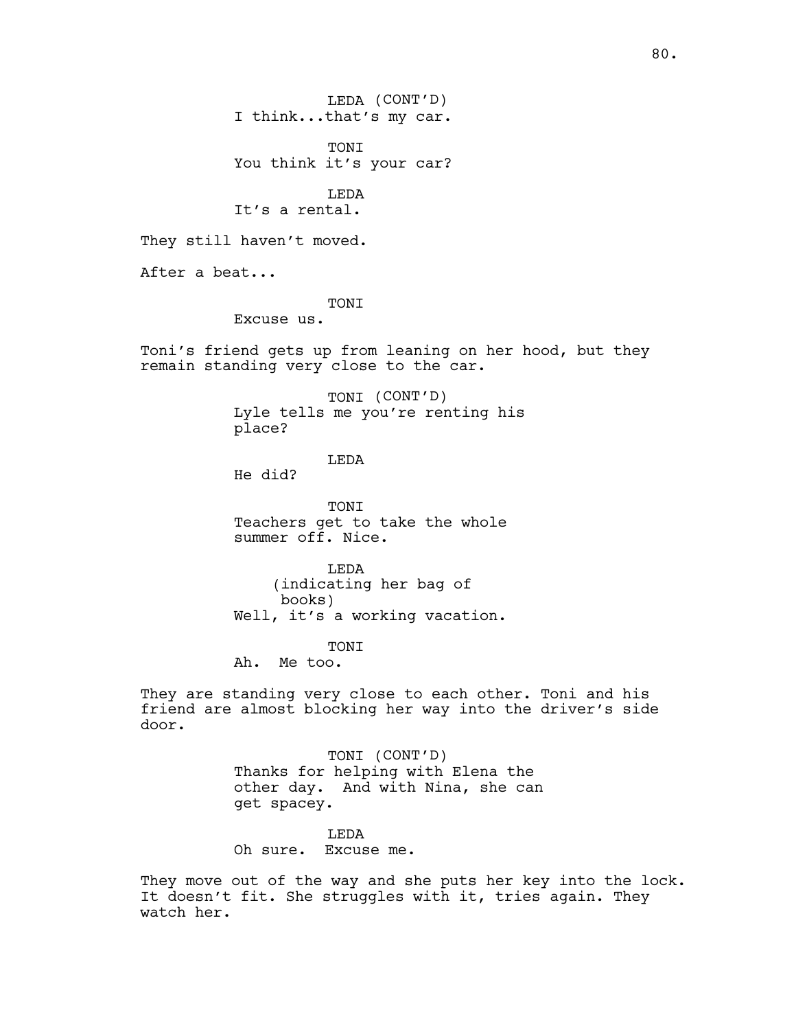LEDA (CONT'D)
I think...that's my car.

TONI
You think it's your car?

LEDA
It's a rental.

They still haven't moved.

After a beat...

TONI
Excuse us.

Toni's friend gets up from leaning on her hood, but they remain standing very close to the car.

TONI (CONT'D)
Lyle tells me you're renting his place?

LEDA
He did?

TONI
Teachers get to take the whole summer off. Nice.

LEDA
(indicating her bag of books)
Well, it's a working vacation.

TONI
Ah. Me too.

They are standing very close to each other. Toni and his friend are almost blocking her way into the driver's side door.

TONI (CONT'D)
Thanks for helping with Elena the other day. And with Nina, she can get spacey.

LEDA
Oh sure. Excuse me.

They move out of the way and she puts her key into the lock. It doesn't fit. She struggles with it, tries again. They watch her.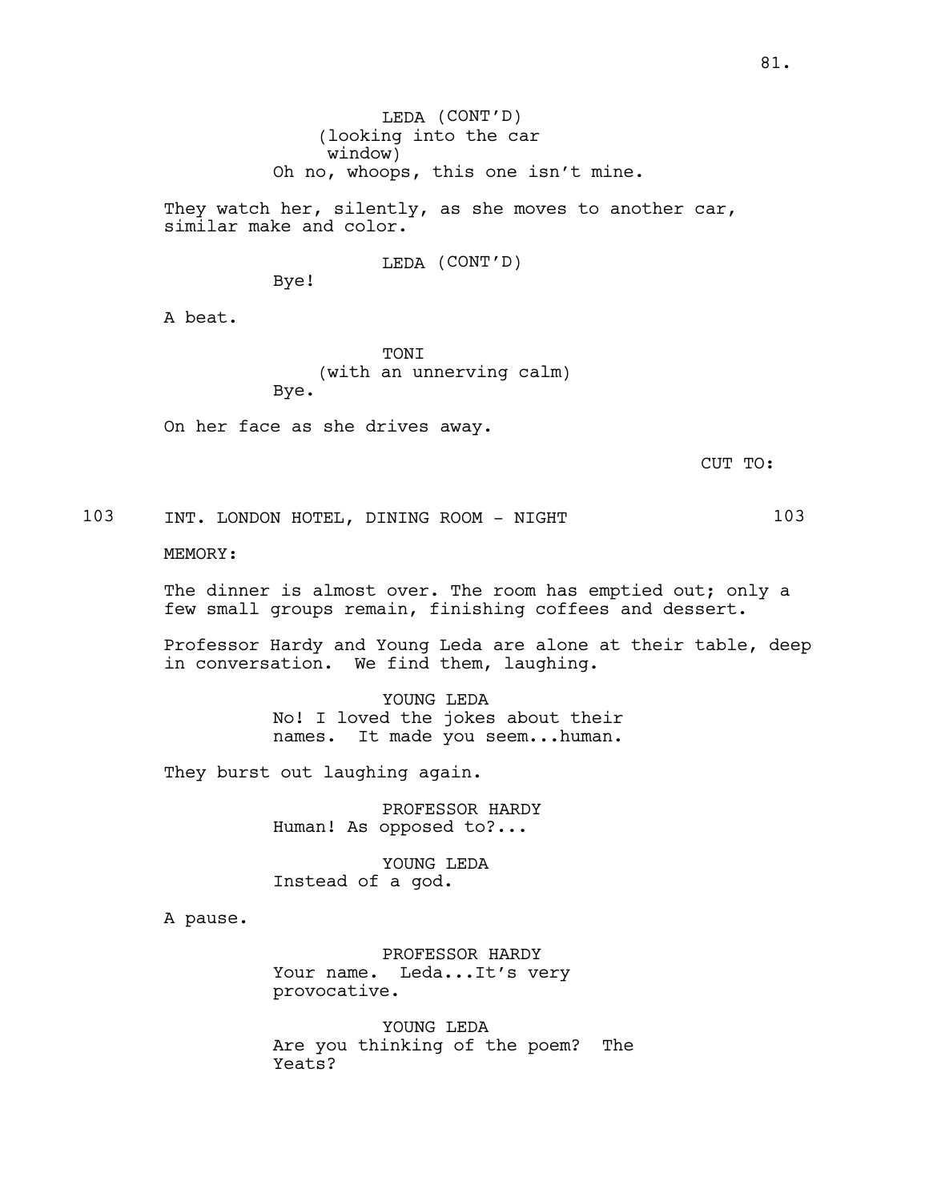LEDA (CONT'D)
(looking into the car window)
Oh no, whoops, this one isn't mine.

They watch her, silently, as she moves to another car, similar make and color.

LEDA (CONT'D)
Bye!

A beat.

TONI
(with an unnerving calm)
Bye.

On her face as she drives away.

CUT TO:

103 INT. LONDON HOTEL, DINING ROOM - NIGHT 103

MEMORY:

The dinner is almost over. The room has emptied out; only a few small groups remain, finishing coffees and dessert.

Professor Hardy and Young Leda are alone at their table, deep in conversation. We find them, laughing.

YOUNG LEDA
No! I loved the jokes about their names. It made you seem...human.

They burst out laughing again.

PROFESSOR HARDY
Human! As opposed to?...

YOUNG LEDA
Instead of a god.

A pause.

PROFESSOR HARDY
Your name. Leda...It's very provocative.

YOUNG LEDA
Are you thinking of the poem? The Yeats?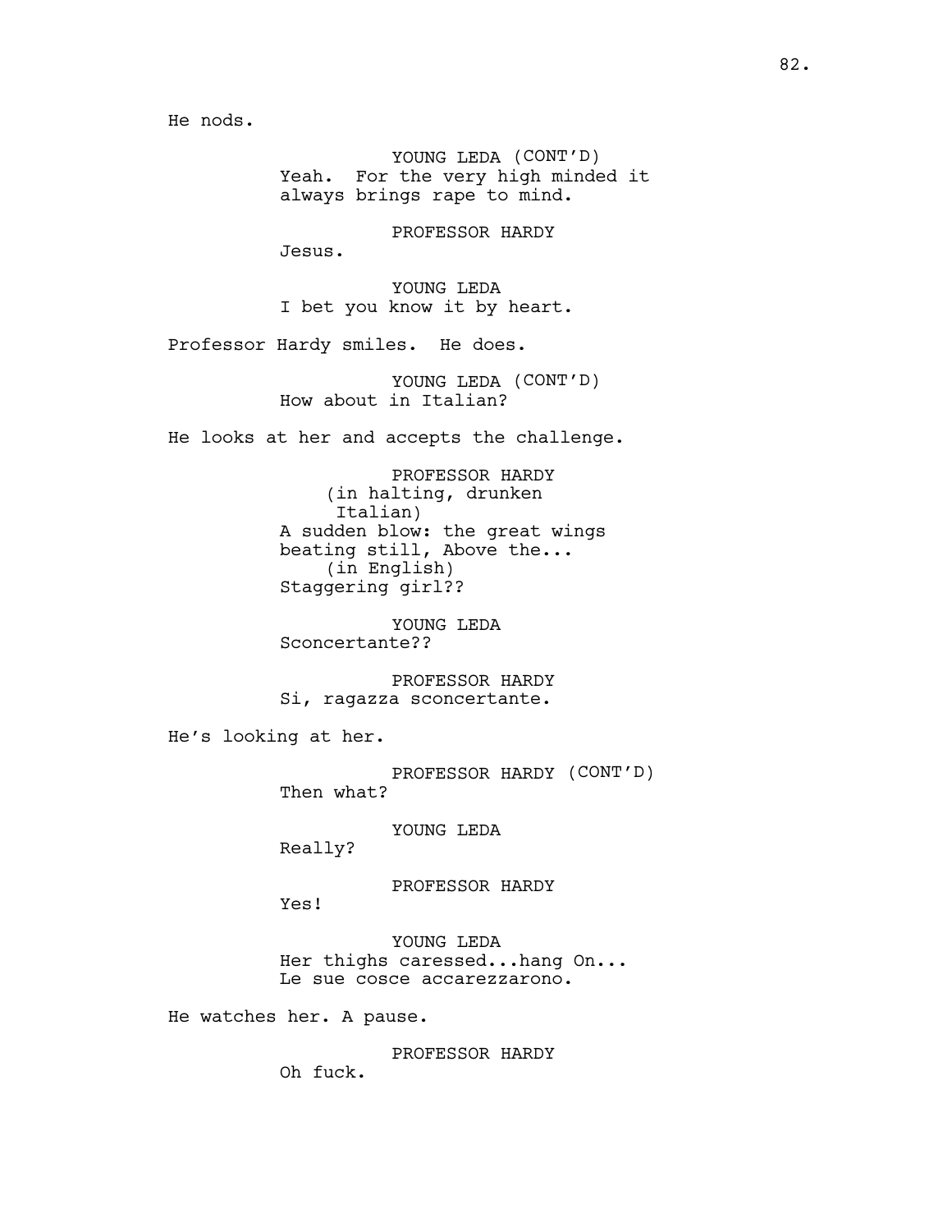He nods.

YOUNG LEDA (CONT'D)
Yeah. For the very high minded it always brings rape to mind.

PROFESSOR HARDY
Jesus.

YOUNG LEDA
I bet you know it by heart.

Professor Hardy smiles. He does.

YOUNG LEDA (CONT'D)
How about in Italian?

He looks at her and accepts the challenge.

PROFESSOR HARDY
(in halting, drunken Italian)
A sudden blow: the great wings beating still, Above the...
(in English)
Staggering girl??

YOUNG LEDA
Sconcertante??

PROFESSOR HARDY
Si, ragazza sconcertante.

He's looking at her.

PROFESSOR HARDY (CONT'D)
Then what?

YOUNG LEDA
Really?

PROFESSOR HARDY
Yes!

YOUNG LEDA
Her thighs caressed...hang On...
Le sue cosce accarezzarono.

He watches her. A pause.

PROFESSOR HARDY
Oh fuck.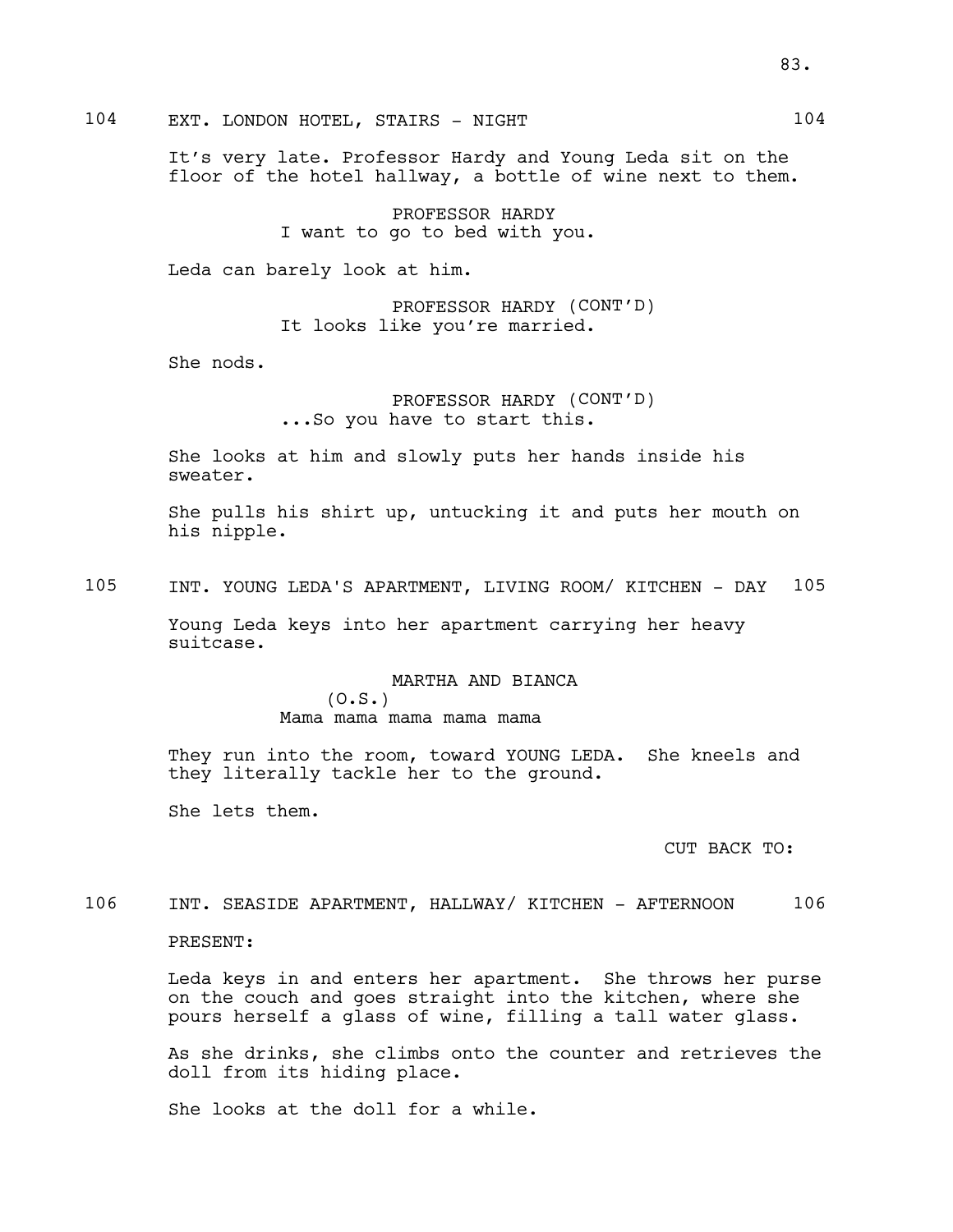104 EXT. LONDON HOTEL, STAIRS - NIGHT 104

It's very late. Professor Hardy and Young Leda sit on the floor of the hotel hallway, a bottle of wine next to them.

PROFESSOR HARDY
I want to go to bed with you.

Leda can barely look at him.

PROFESSOR HARDY (CONT'D)
It looks like you're married.

She nods.

PROFESSOR HARDY (CONT'D)
...So you have to start this.

She looks at him and slowly puts her hands inside his sweater.

She pulls his shirt up, untucking it and puts her mouth on his nipple.

105 INT. YOUNG LEDA'S APARTMENT, LIVING ROOM/ KITCHEN - DAY 105

Young Leda keys into her apartment carrying her heavy suitcase.

MARTHA AND BIANCA
(O.S.)
Mama mama mama mama mama

They run into the room, toward YOUNG LEDA. She kneels and they literally tackle her to the ground.

She lets them.

CUT BACK TO:

106 INT. SEASIDE APARTMENT, HALLWAY/ KITCHEN - AFTERNOON 106

PRESENT:

Leda keys in and enters her apartment. She throws her purse on the couch and goes straight into the kitchen, where she pours herself a glass of wine, filling a tall water glass.

As she drinks, she climbs onto the counter and retrieves the doll from its hiding place.

She looks at the doll for a while.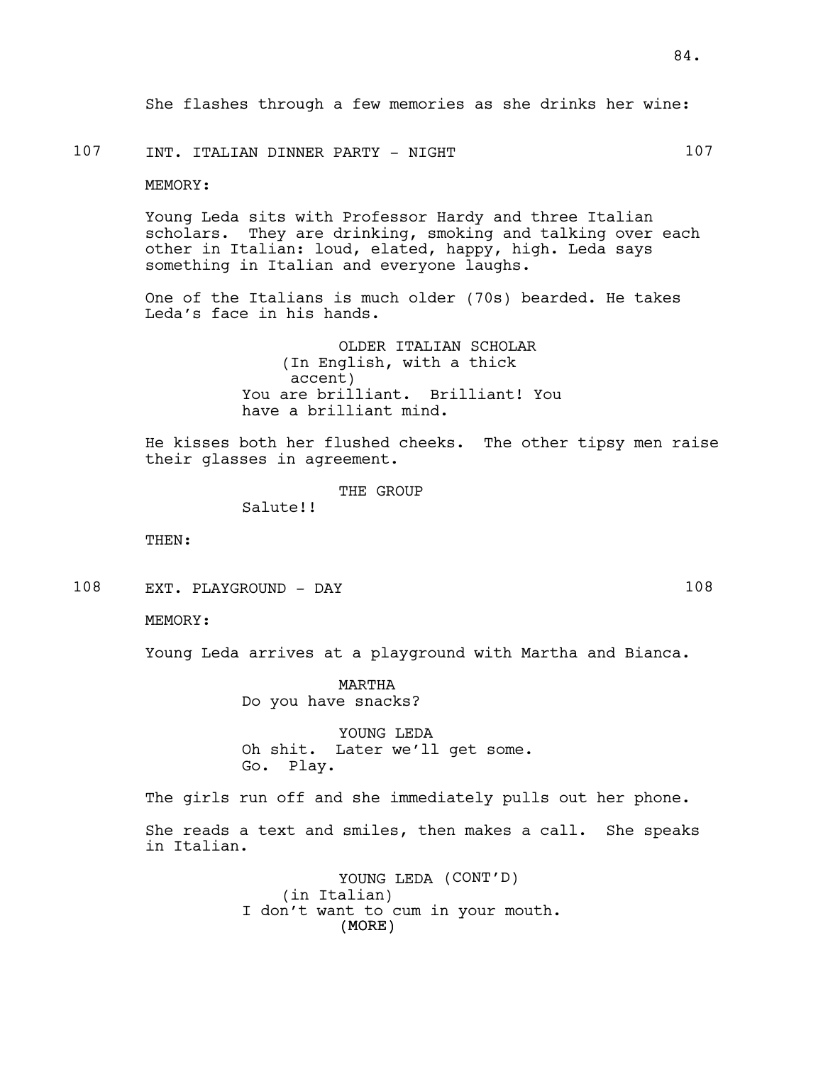She flashes through a few memories as she drinks her wine:

107 INT. ITALIAN DINNER PARTY - NIGHT 107

MEMORY:

Young Leda sits with Professor Hardy and three Italian scholars. They are drinking, smoking and talking over each other in Italian: loud, elated, happy, high. Leda says something in Italian and everyone laughs.

One of the Italians is much older (70s) bearded. He takes Leda's face in his hands.

OLDER ITALIAN SCHOLAR
(In English, with a thick accent)
You are brilliant. Brilliant! You have a brilliant mind.

He kisses both her flushed cheeks. The other tipsy men raise their glasses in agreement.

THE GROUP
Salute!!

THEN:

108 EXT. PLAYGROUND - DAY 108

MEMORY:

Young Leda arrives at a playground with Martha and Bianca.

MARTHA
Do you have snacks?

YOUNG LEDA
Oh shit. Later we'll get some.
Go. Play.

The girls run off and she immediately pulls out her phone.

She reads a text and smiles, then makes a call. She speaks in Italian.

YOUNG LEDA (CONT'D)
(in Italian)
I don't want to cum in your mouth.
(MORE)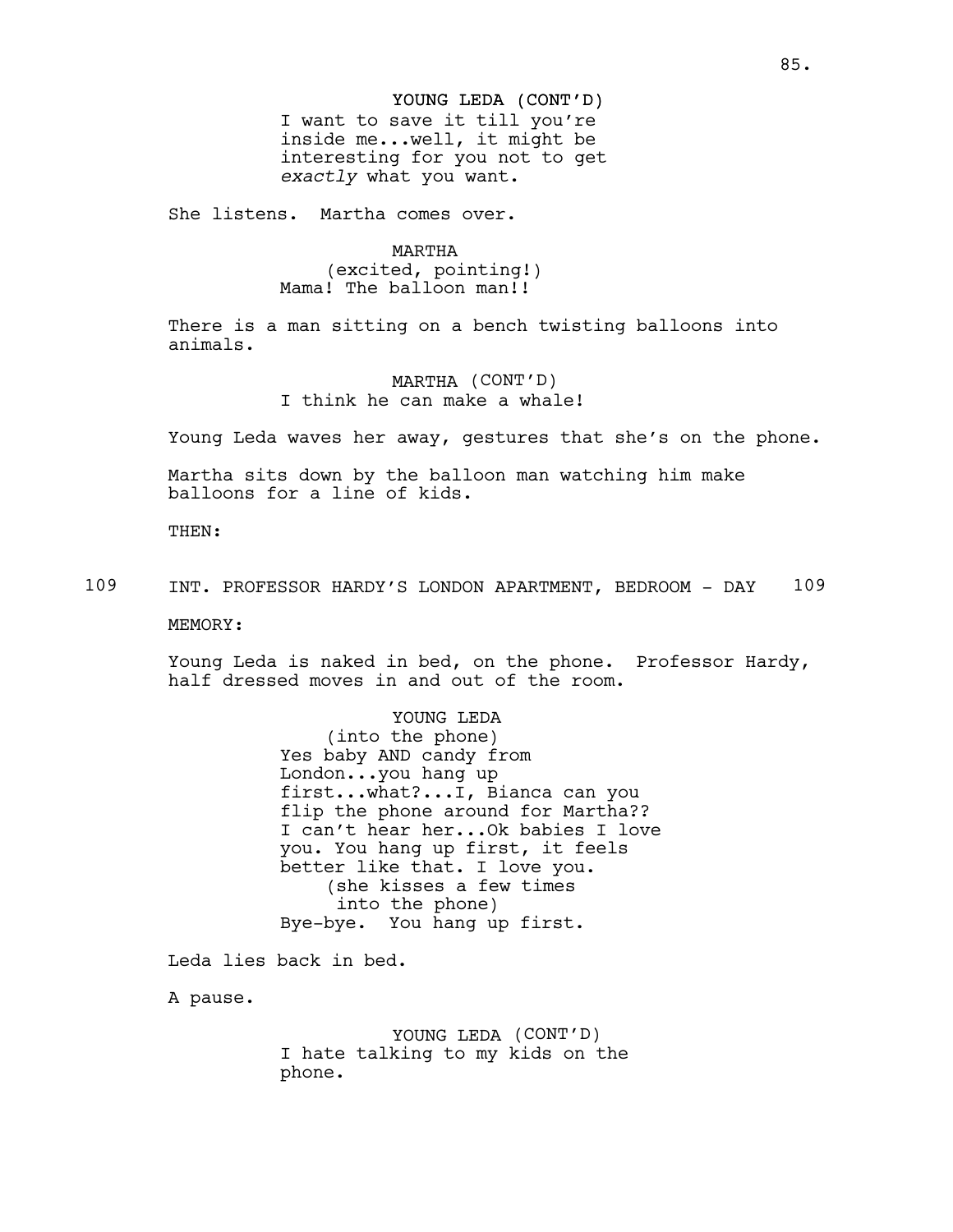YOUNG LEDA (CONT'D)
I want to save it till you're inside me...well, it might be interesting for you not to get *exactly* what you want.

She listens. Martha comes over.

MARTHA
(excited, pointing!)
Mama! The balloon man!!

There is a man sitting on a bench twisting balloons into animals.

MARTHA (CONT'D)
I think he can make a whale!

Young Leda waves her away, gestures that she's on the phone.

Martha sits down by the balloon man watching him make balloons for a line of kids.

THEN:

109 INT. PROFESSOR HARDY'S LONDON APARTMENT, BEDROOM - DAY 109

MEMORY:

Young Leda is naked in bed, on the phone. Professor Hardy, half dressed moves in and out of the room.

YOUNG LEDA
(into the phone)
Yes baby AND candy from London...you hang up first...what?...I, Bianca can you flip the phone around for Martha?? I can't hear her...Ok babies I love you. You hang up first, it feels better like that. I love you.
(she kisses a few times into the phone)
Bye-bye. You hang up first.

Leda lies back in bed.

A pause.

YOUNG LEDA (CONT'D)
I hate talking to my kids on the phone.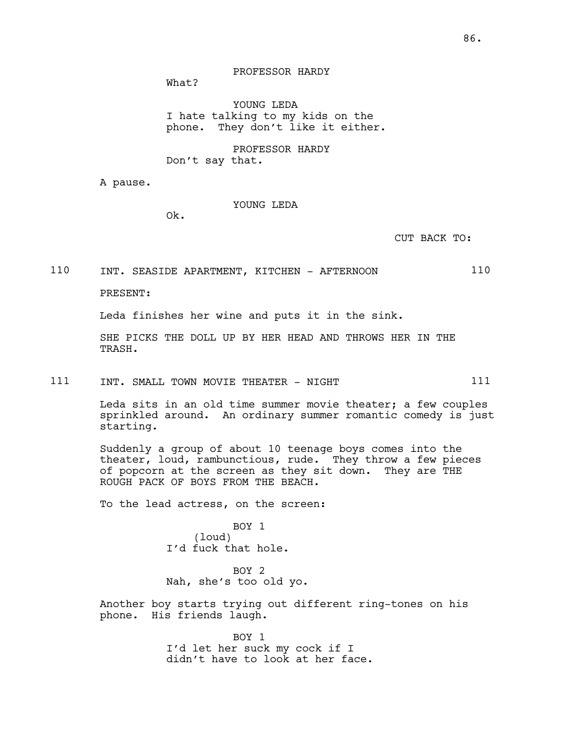PROFESSOR HARDY
What?

YOUNG LEDA
I hate talking to my kids on the phone. They don't like it either.

PROFESSOR HARDY
Don't say that.

A pause.

YOUNG LEDA
Ok.

CUT BACK TO:

110 INT. SEASIDE APARTMENT, KITCHEN - AFTERNOON 110

PRESENT:

Leda finishes her wine and puts it in the sink.

SHE PICKS THE DOLL UP BY HER HEAD AND THROWS HER IN THE TRASH.

111 INT. SMALL TOWN MOVIE THEATER - NIGHT 111

Leda sits in an old time summer movie theater; a few couples sprinkled around. An ordinary summer romantic comedy is just starting.

Suddenly a group of about 10 teenage boys comes into the theater, loud, rambunctious, rude. They throw a few pieces of popcorn at the screen as they sit down. They are THE ROUGH PACK OF BOYS FROM THE BEACH.

To the lead actress, on the screen:

BOY 1
(loud)
I'd fuck that hole.

BOY 2
Nah, she's too old yo.

Another boy starts trying out different ring-tones on his phone. His friends laugh.

BOY 1
I'd let her suck my cock if I didn't have to look at her face.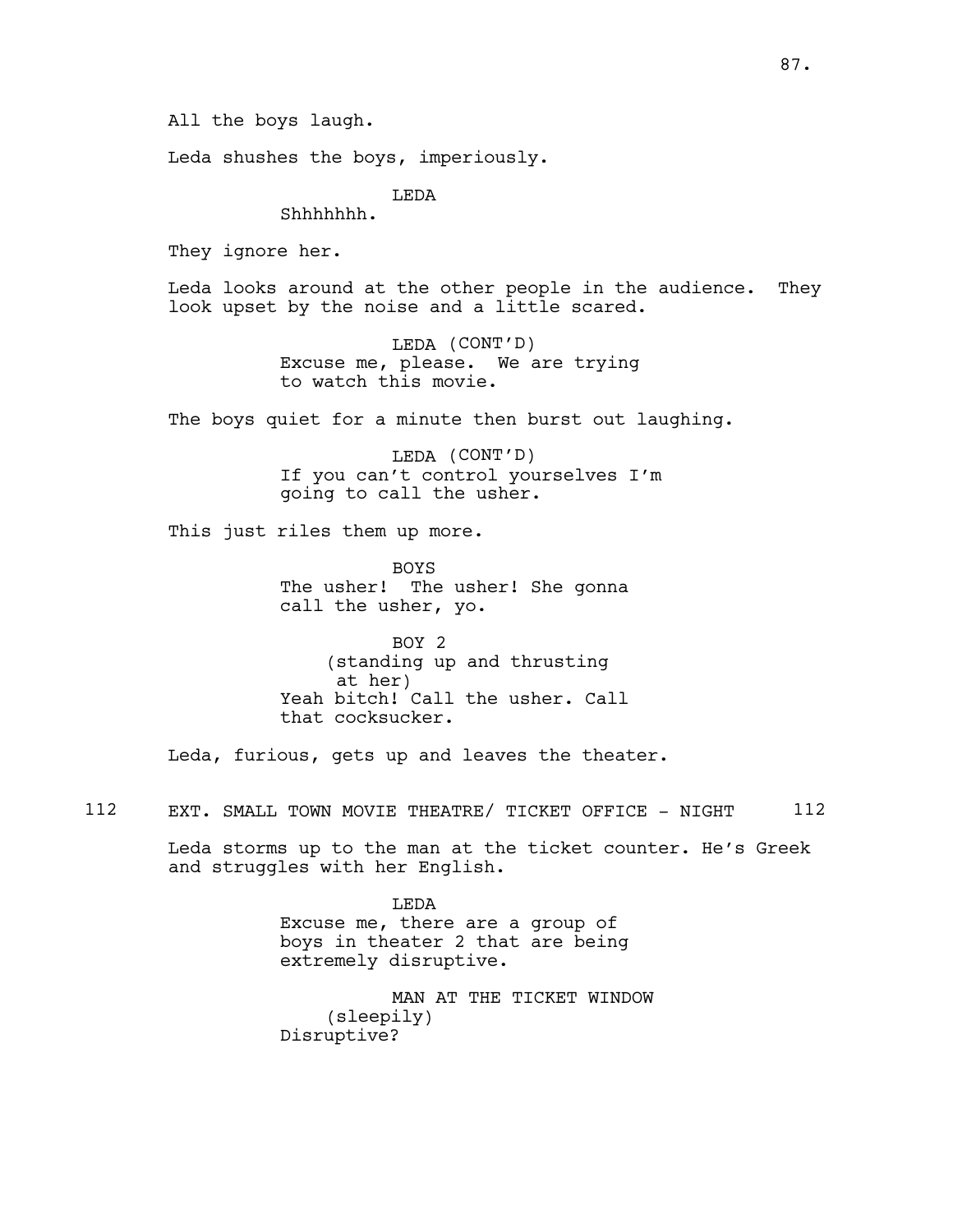All the boys laugh.

Leda shushes the boys, imperiously.

LEDA
Shhhhhhh.

They ignore her.

Leda looks around at the other people in the audience. They look upset by the noise and a little scared.

LEDA (CONT'D)
Excuse me, please. We are trying to watch this movie.

The boys quiet for a minute then burst out laughing.

LEDA (CONT'D)
If you can't control yourselves I'm going to call the usher.

This just riles them up more.

BOYS
The usher! The usher! She gonna call the usher, yo.

BOY 2
(standing up and thrusting at her)
Yeah bitch! Call the usher. Call that cocksucker.

Leda, furious, gets up and leaves the theater.

112 EXT. SMALL TOWN MOVIE THEATRE/ TICKET OFFICE - NIGHT 112

Leda storms up to the man at the ticket counter. He's Greek and struggles with her English.

LEDA
Excuse me, there are a group of boys in theater 2 that are being extremely disruptive.

MAN AT THE TICKET WINDOW
(sleepily)
Disruptive?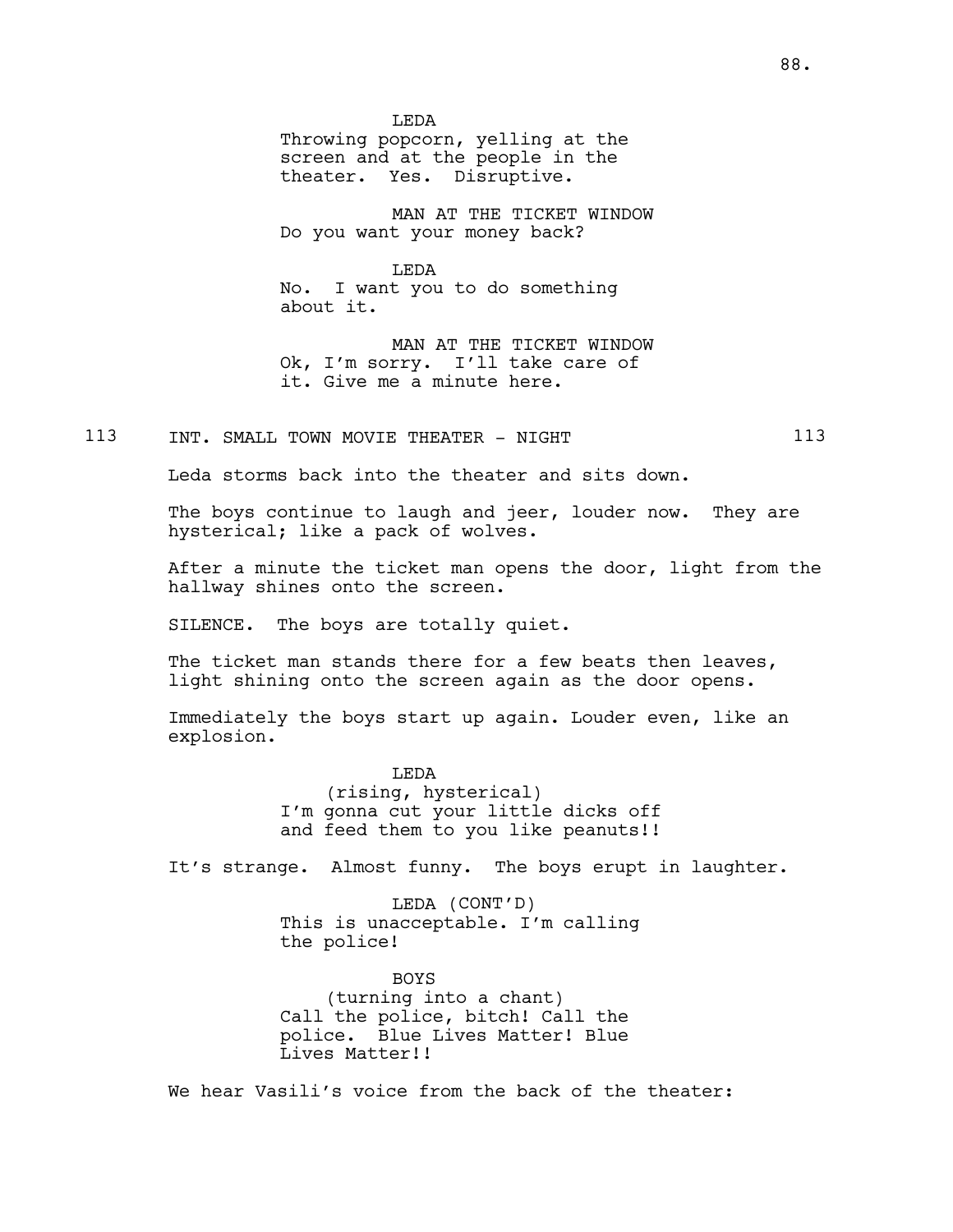LEDA
Throwing popcorn, yelling at the screen and at the people in the theater. Yes. Disruptive.

MAN AT THE TICKET WINDOW
Do you want your money back?

LEDA
No. I want you to do something about it.

MAN AT THE TICKET WINDOW
Ok, I'm sorry. I'll take care of it. Give me a minute here.

113 INT. SMALL TOWN MOVIE THEATER - NIGHT 113

Leda storms back into the theater and sits down.

The boys continue to laugh and jeer, louder now. They are hysterical; like a pack of wolves.

After a minute the ticket man opens the door, light from the hallway shines onto the screen.

SILENCE. The boys are totally quiet.

The ticket man stands there for a few beats then leaves, light shining onto the screen again as the door opens.

Immediately the boys start up again. Louder even, like an explosion.

LEDA
(rising, hysterical)
I'm gonna cut your little dicks off and feed them to you like peanuts!!

It's strange. Almost funny. The boys erupt in laughter.

LEDA (CONT'D)
This is unacceptable. I'm calling the police!

BOYS
(turning into a chant)
Call the police, bitch! Call the police. Blue Lives Matter! Blue Lives Matter!!

We hear Vasili's voice from the back of the theater: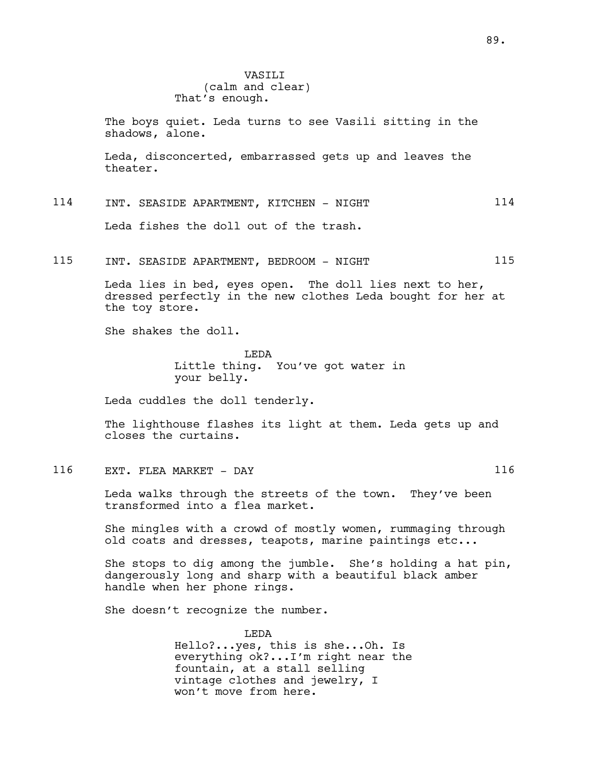VASILI
(calm and clear)
That's enough.

The boys quiet. Leda turns to see Vasili sitting in the shadows, alone.

Leda, disconcerted, embarrassed gets up and leaves the theater.

114 INT. SEASIDE APARTMENT, KITCHEN - NIGHT 114

Leda fishes the doll out of the trash.

115 INT. SEASIDE APARTMENT, BEDROOM - NIGHT 115

Leda lies in bed, eyes open. The doll lies next to her, dressed perfectly in the new clothes Leda bought for her at the toy store.

She shakes the doll.

LEDA
Little thing. You've got water in your belly.

Leda cuddles the doll tenderly.

The lighthouse flashes its light at them. Leda gets up and closes the curtains.

116 EXT. FLEA MARKET - DAY 116

Leda walks through the streets of the town. They've been transformed into a flea market.

She mingles with a crowd of mostly women, rummaging through old coats and dresses, teapots, marine paintings etc...

She stops to dig among the jumble. She's holding a hat pin, dangerously long and sharp with a beautiful black amber handle when her phone rings.

She doesn't recognize the number.

LEDA
Hello?...yes, this is she...Oh. Is everything ok?...I'm right near the fountain, at a stall selling vintage clothes and jewelry, I won't move from here.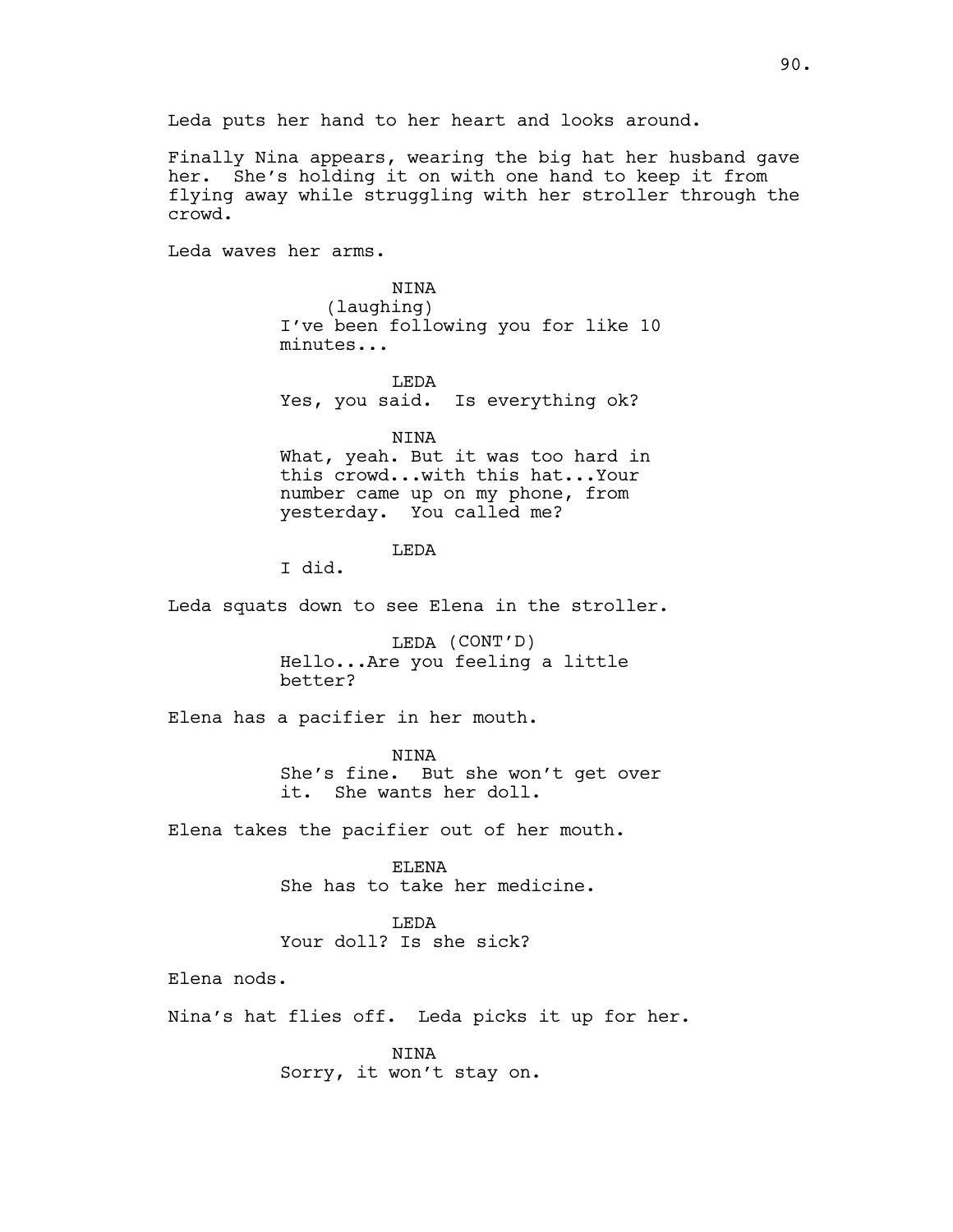Leda puts her hand to her heart and looks around.

Finally Nina appears, wearing the big hat her husband gave her. She's holding it on with one hand to keep it from flying away while struggling with her stroller through the crowd.

Leda waves her arms.

NINA
(laughing)
I've been following you for like 10 minutes...

LEDA
Yes, you said. Is everything ok?

NINA
What, yeah. But it was too hard in this crowd...with this hat...Your number came up on my phone, from yesterday. You called me?

LEDA
I did.

Leda squats down to see Elena in the stroller.

LEDA (CONT'D)
Hello...Are you feeling a little better?

Elena has a pacifier in her mouth.

NINA
She's fine. But she won't get over it. She wants her doll.

Elena takes the pacifier out of her mouth.

ELENA
She has to take her medicine.

LEDA
Your doll? Is she sick?

Elena nods.

Nina's hat flies off. Leda picks it up for her.

NINA
Sorry, it won't stay on.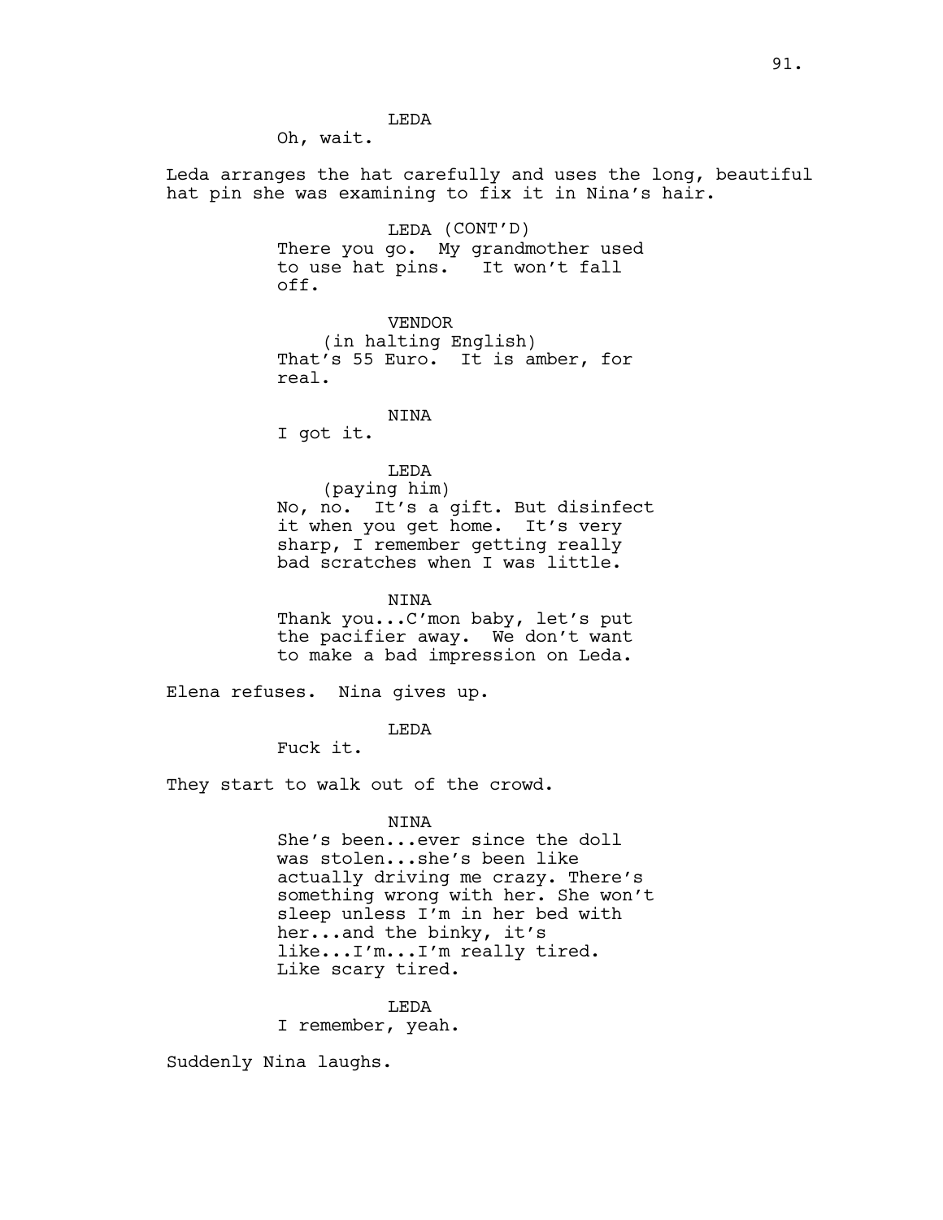LEDA

Oh, wait.

Leda arranges the hat carefully and uses the long, beautiful hat pin she was examining to fix it in Nina's hair.

LEDA (CONT'D)

There you go. My grandmother used to use hat pins. It won't fall off.

VENDOR

(in halting English)

That's 55 Euro. It is amber, for real.

NINA

I got it.

LEDA

(paying him)

No, no. It's a gift. But disinfect it when you get home. It's very sharp, I remember getting really bad scratches when I was little.

NINA

Thank you...C'mon baby, let's put the pacifier away. We don't want to make a bad impression on Leda.

Elena refuses. Nina gives up.

LEDA

Fuck it.

They start to walk out of the crowd.

NINA

She's been...ever since the doll was stolen...she's been like actually driving me crazy. There's something wrong with her. She won't sleep unless I'm in her bed with her...and the binky, it's like...I'm...I'm really tired. Like scary tired.

LEDA

I remember, yeah.

Suddenly Nina laughs.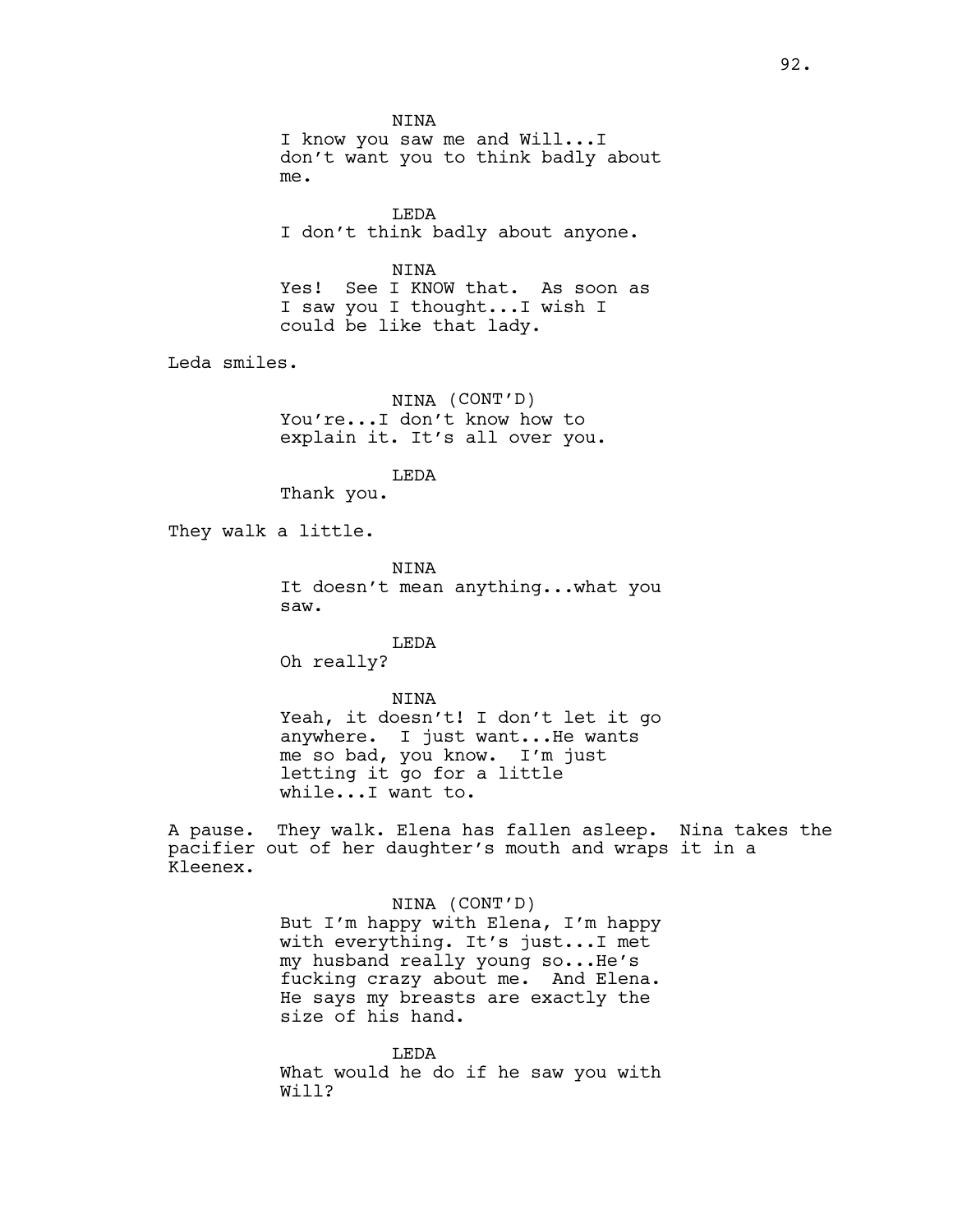NINA
I know you saw me and Will...I don't want you to think badly about me.

LEDA
I don't think badly about anyone.

NINA
Yes! See I KNOW that. As soon as I saw you I thought...I wish I could be like that lady.

Leda smiles.

NINA (CONT'D)
You're...I don't know how to explain it. It's all over you.

LEDA
Thank you.

They walk a little.

NINA
It doesn't mean anything...what you saw.

LEDA
Oh really?

NINA
Yeah, it doesn't! I don't let it go anywhere. I just want...He wants me so bad, you know. I'm just letting it go for a little while...I want to.

A pause. They walk. Elena has fallen asleep. Nina takes the pacifier out of her daughter's mouth and wraps it in a Kleenex.

NINA (CONT'D)
But I'm happy with Elena, I'm happy with everything. It's just...I met my husband really young so...He's fucking crazy about me. And Elena. He says my breasts are exactly the size of his hand.

LEDA
What would he do if he saw you with Will?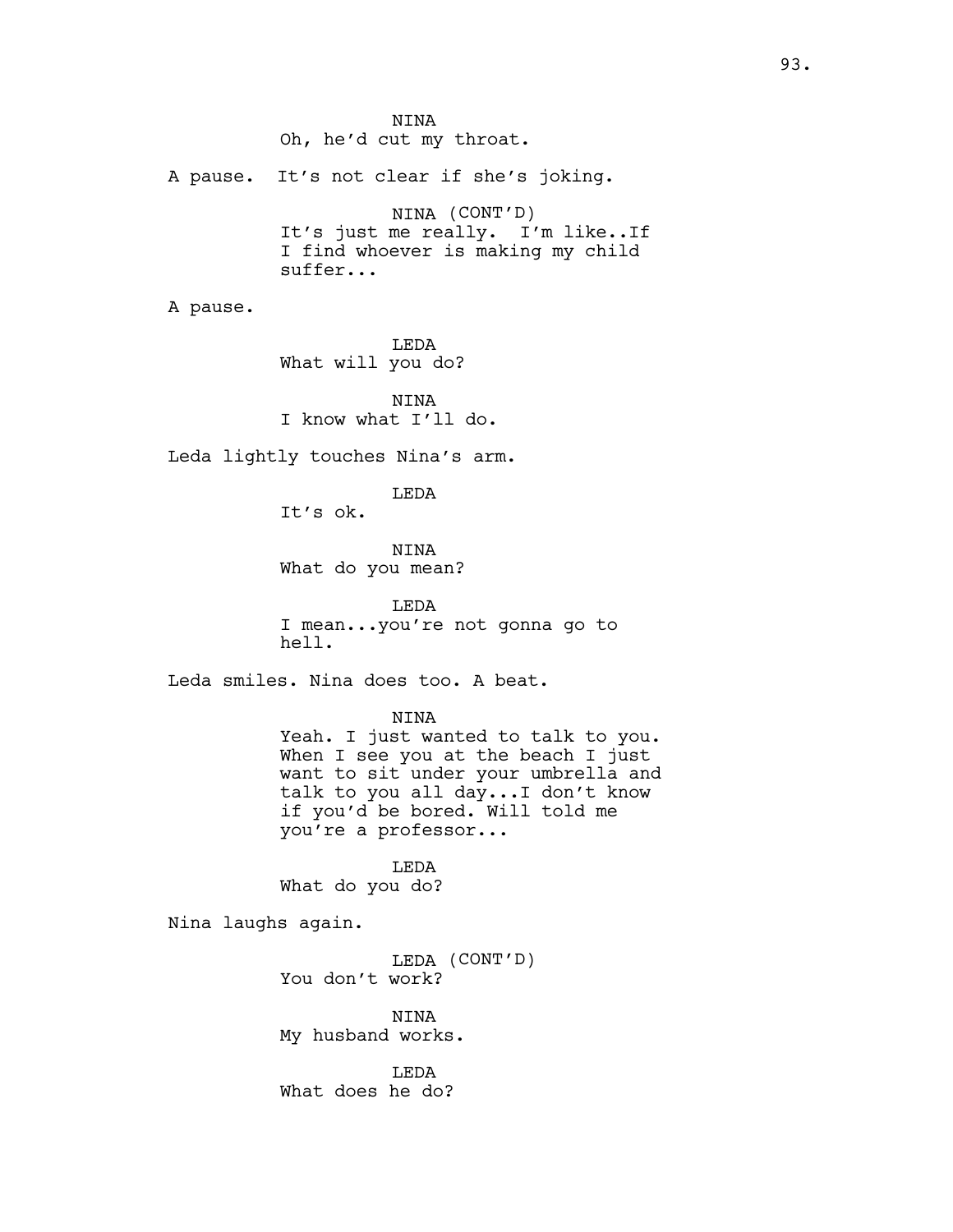NINA
Oh, he'd cut my throat.

A pause. It's not clear if she's joking.

NINA (CONT'D)
It's just me really. I'm like..If I find whoever is making my child suffer...

A pause.

LEDA
What will you do?

NINA
I know what I'll do.

Leda lightly touches Nina's arm.

LEDA
It's ok.

NINA
What do you mean?

LEDA
I mean...you're not gonna go to hell.

Leda smiles. Nina does too. A beat.

NINA
Yeah. I just wanted to talk to you. When I see you at the beach I just want to sit under your umbrella and talk to you all day...I don't know if you'd be bored. Will told me you're a professor...

LEDA
What do you do?

Nina laughs again.

LEDA (CONT'D)
You don't work?

NINA
My husband works.

LEDA
What does he do?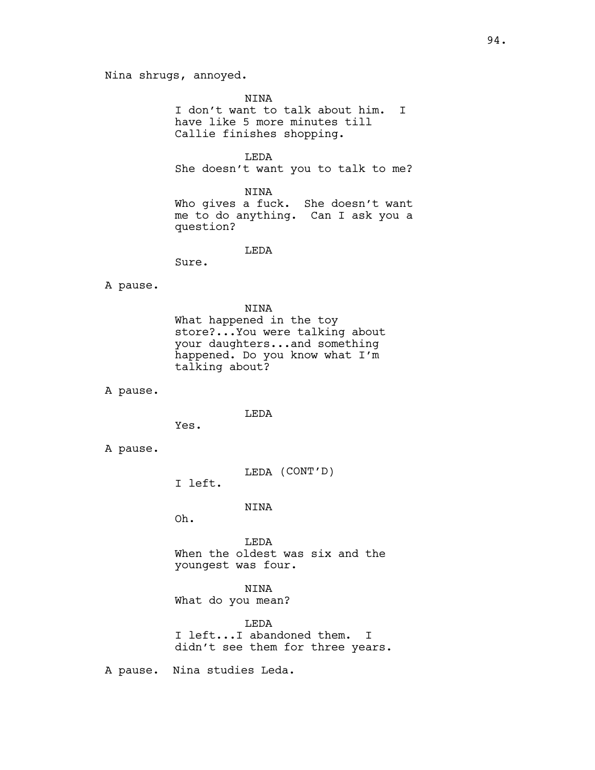Nina shrugs, annoyed.

NINA
I don't want to talk about him. I have like 5 more minutes till Callie finishes shopping.

LEDA
She doesn't want you to talk to me?

NINA
Who gives a fuck. She doesn't want me to do anything. Can I ask you a question?

LEDA
Sure.

A pause.

NINA
What happened in the toy store?...You were talking about your daughters...and something happened. Do you know what I'm talking about?

A pause.

LEDA
Yes.

A pause.

LEDA (CONT'D)
I left.

NINA
Oh.

LEDA
When the oldest was six and the youngest was four.

NINA
What do you mean?

LEDA
I left...I abandoned them. I didn't see them for three years.

A pause. Nina studies Leda.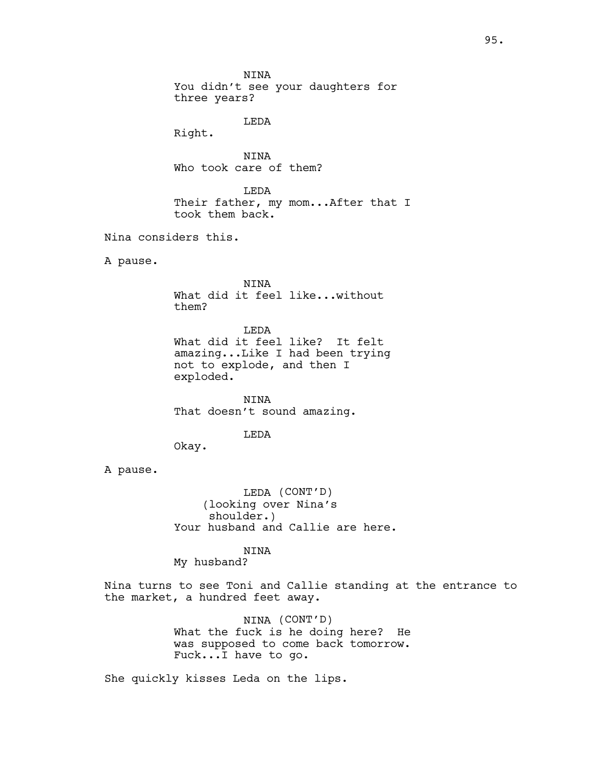NINA
You didn't see your daughters for three years?

LEDA
Right.

NINA
Who took care of them?

LEDA
Their father, my mom...After that I took them back.

Nina considers this.

A pause.

NINA
What did it feel like...without them?

LEDA
What did it feel like? It felt amazing...Like I had been trying not to explode, and then I exploded.

NINA
That doesn't sound amazing.

LEDA
Okay.

A pause.

LEDA (CONT'D)
(looking over Nina's shoulder.)
Your husband and Callie are here.

NINA
My husband?

Nina turns to see Toni and Callie standing at the entrance to the market, a hundred feet away.

NINA (CONT'D)
What the fuck is he doing here? He was supposed to come back tomorrow. Fuck...I have to go.

She quickly kisses Leda on the lips.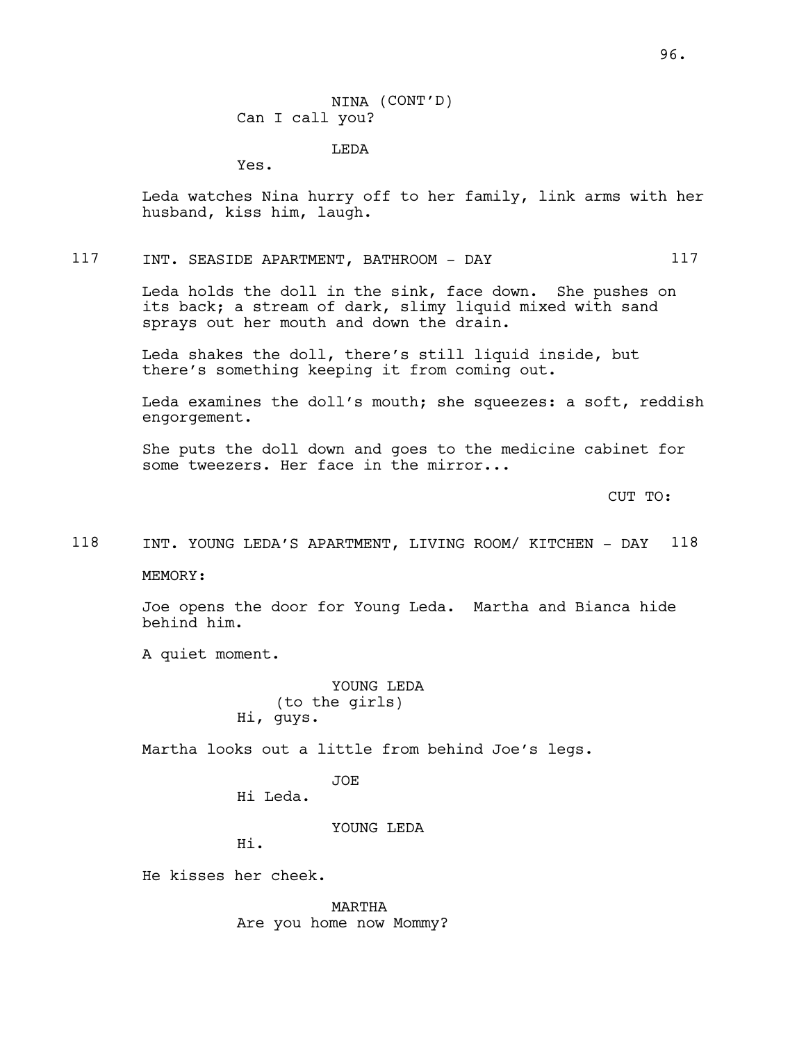NINA (CONT'D)
Can I call you?

LEDA
Yes.

Leda watches Nina hurry off to her family, link arms with her husband, kiss him, laugh.

117 INT. SEASIDE APARTMENT, BATHROOM - DAY 117

Leda holds the doll in the sink, face down. She pushes on its back; a stream of dark, slimy liquid mixed with sand sprays out her mouth and down the drain.

Leda shakes the doll, there's still liquid inside, but there's something keeping it from coming out.

Leda examines the doll's mouth; she squeezes: a soft, reddish engorgement.

She puts the doll down and goes to the medicine cabinet for some tweezers. Her face in the mirror...

CUT TO:

118 INT. YOUNG LEDA'S APARTMENT, LIVING ROOM/ KITCHEN - DAY 118

MEMORY:

Joe opens the door for Young Leda. Martha and Bianca hide behind him.

A quiet moment.

YOUNG LEDA
(to the girls)
Hi, guys.

Martha looks out a little from behind Joe's legs.

JOE
Hi Leda.

YOUNG LEDA
Hi.

He kisses her cheek.

MARTHA
Are you home now Mommy?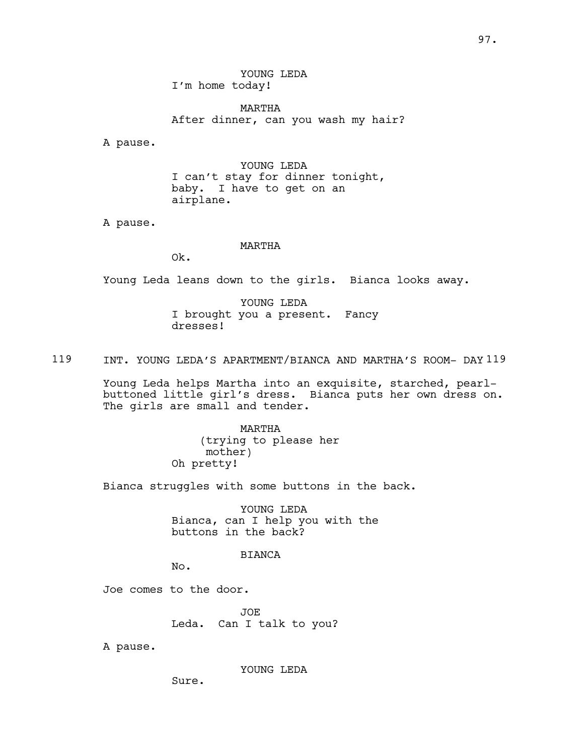YOUNG LEDA
I'm home today!

MARTHA
After dinner, can you wash my hair?

A pause.

YOUNG LEDA
I can't stay for dinner tonight, baby. I have to get on an airplane.

A pause.

MARTHA
Ok.

Young Leda leans down to the girls. Bianca looks away.

YOUNG LEDA
I brought you a present. Fancy dresses!

119 INT. YOUNG LEDA'S APARTMENT/BIANCA AND MARTHA'S ROOM- DAY 119

Young Leda helps Martha into an exquisite, starched, pearl-buttoned little girl's dress. Bianca puts her own dress on. The girls are small and tender.

MARTHA
(trying to please her mother)
Oh pretty!

Bianca struggles with some buttons in the back.

YOUNG LEDA
Bianca, can I help you with the buttons in the back?

BIANCA
No.

Joe comes to the door.

JOE
Leda. Can I talk to you?

A pause.

YOUNG LEDA
Sure.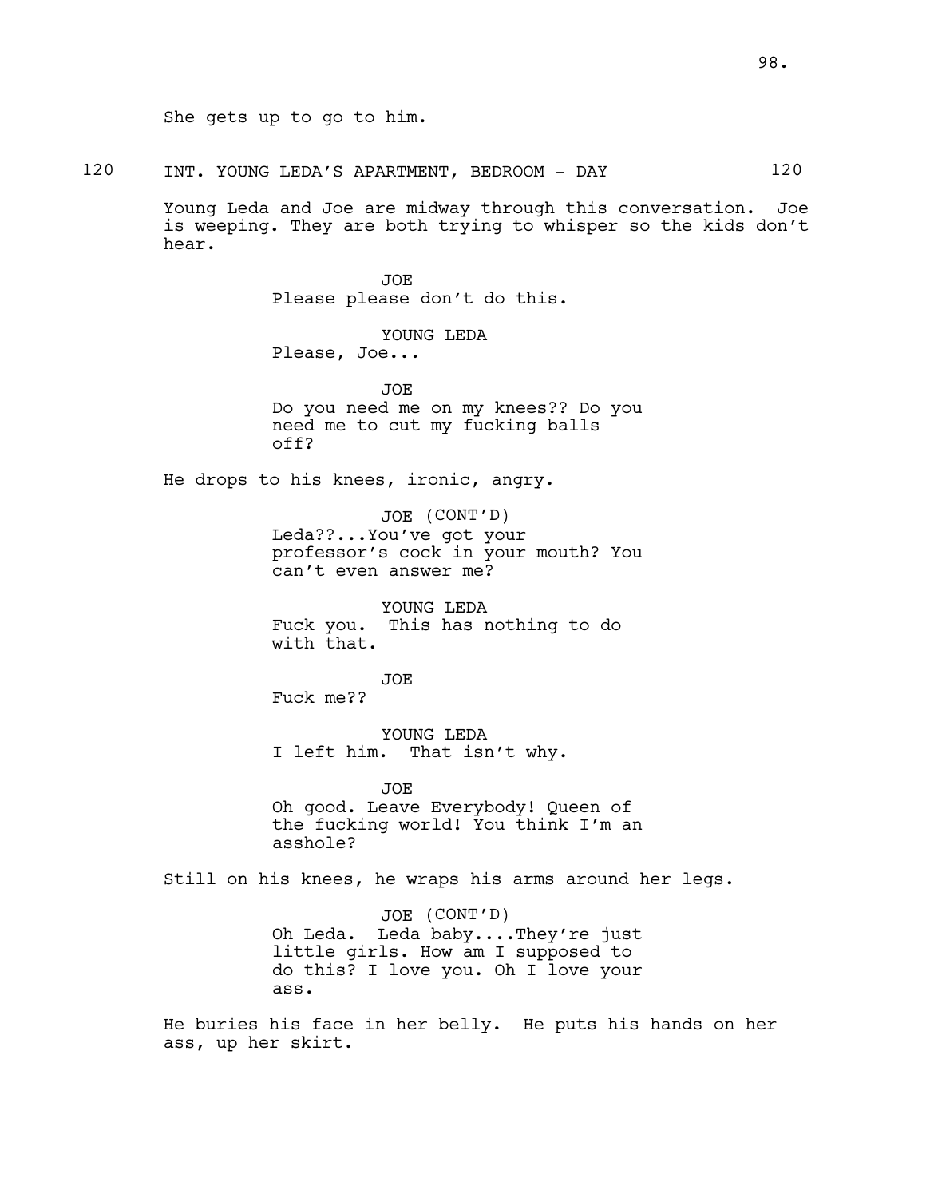She gets up to go to him.

120 INT. YOUNG LEDA'S APARTMENT, BEDROOM - DAY 120

Young Leda and Joe are midway through this conversation. Joe is weeping. They are both trying to whisper so the kids don't hear.

JOE
Please please don't do this.

YOUNG LEDA
Please, Joe...

JOE
Do you need me on my knees?? Do you need me to cut my fucking balls off?

He drops to his knees, ironic, angry.

JOE (CONT'D)
Leda??...You've got your professor's cock in your mouth? You can't even answer me?

YOUNG LEDA
Fuck you. This has nothing to do with that.

JOE
Fuck me??

YOUNG LEDA
I left him. That isn't why.

JOE
Oh good. Leave Everybody! Queen of the fucking world! You think I'm an asshole?

Still on his knees, he wraps his arms around her legs.

JOE (CONT'D)
Oh Leda. Leda baby....They're just little girls. How am I supposed to do this? I love you. Oh I love your ass.

He buries his face in her belly. He puts his hands on her ass, up her skirt.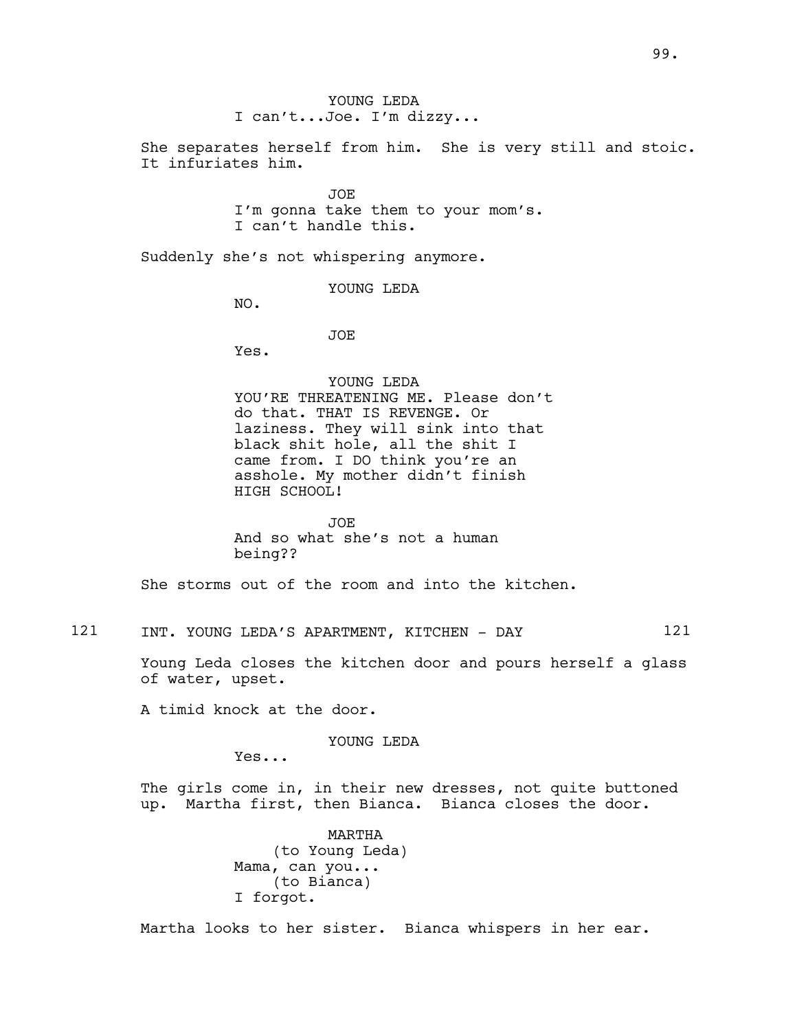YOUNG LEDA
I can't...Joe. I'm dizzy...

She separates herself from him. She is very still and stoic. It infuriates him.

JOE
I'm gonna take them to your mom's. I can't handle this.

Suddenly she's not whispering anymore.

YOUNG LEDA
NO.

JOE
Yes.

YOUNG LEDA
YOU'RE THREATENING ME. Please don't do that. THAT IS REVENGE. Or laziness. They will sink into that black shit hole, all the shit I came from. I DO think you're an asshole. My mother didn't finish HIGH SCHOOL!

JOE
And so what she's not a human being??

She storms out of the room and into the kitchen.

121 INT. YOUNG LEDA'S APARTMENT, KITCHEN - DAY 121

Young Leda closes the kitchen door and pours herself a glass of water, upset.

A timid knock at the door.

YOUNG LEDA
Yes...

The girls come in, in their new dresses, not quite buttoned up. Martha first, then Bianca. Bianca closes the door.

MARTHA
(to Young Leda)
Mama, can you...
(to Bianca)
I forgot.

Martha looks to her sister. Bianca whispers in her ear.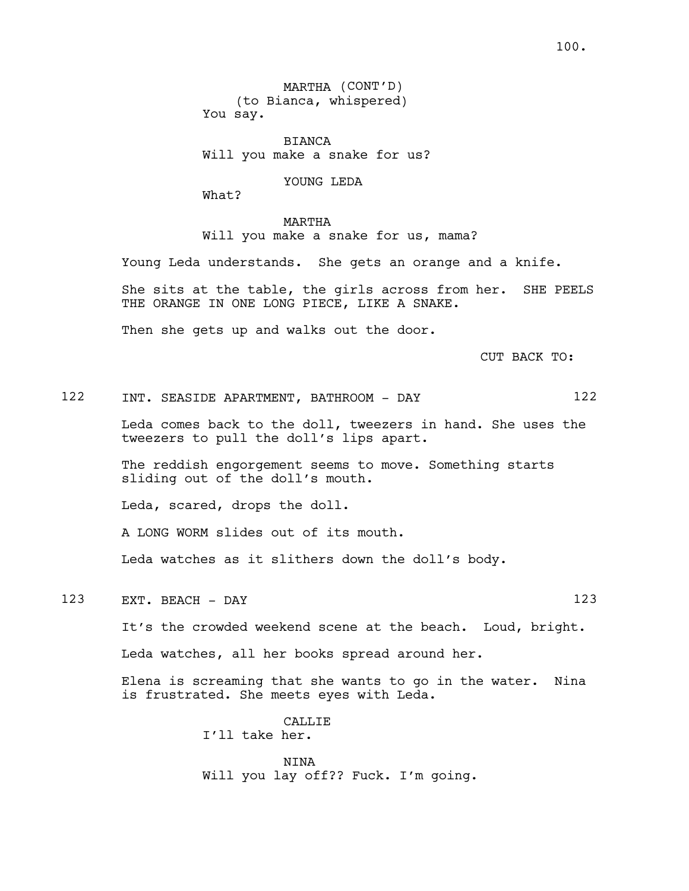MARTHA (CONT'D)
(to Bianca, whispered)
You say.

BIANCA
Will you make a snake for us?

YOUNG LEDA
What?

MARTHA
Will you make a snake for us, mama?

Young Leda understands. She gets an orange and a knife.

She sits at the table, the girls across from her. SHE PEELS THE ORANGE IN ONE LONG PIECE, LIKE A SNAKE.

Then she gets up and walks out the door.

CUT BACK TO:

122 INT. SEASIDE APARTMENT, BATHROOM - DAY 122

Leda comes back to the doll, tweezers in hand. She uses the tweezers to pull the doll's lips apart.

The reddish engorgement seems to move. Something starts sliding out of the doll's mouth.

Leda, scared, drops the doll.

A LONG WORM slides out of its mouth.

Leda watches as it slithers down the doll's body.

123 EXT. BEACH - DAY 123

It's the crowded weekend scene at the beach. Loud, bright.

Leda watches, all her books spread around her.

Elena is screaming that she wants to go in the water. Nina is frustrated. She meets eyes with Leda.

CALLIE
I'll take her.

NINA
Will you lay off?? Fuck. I'm going.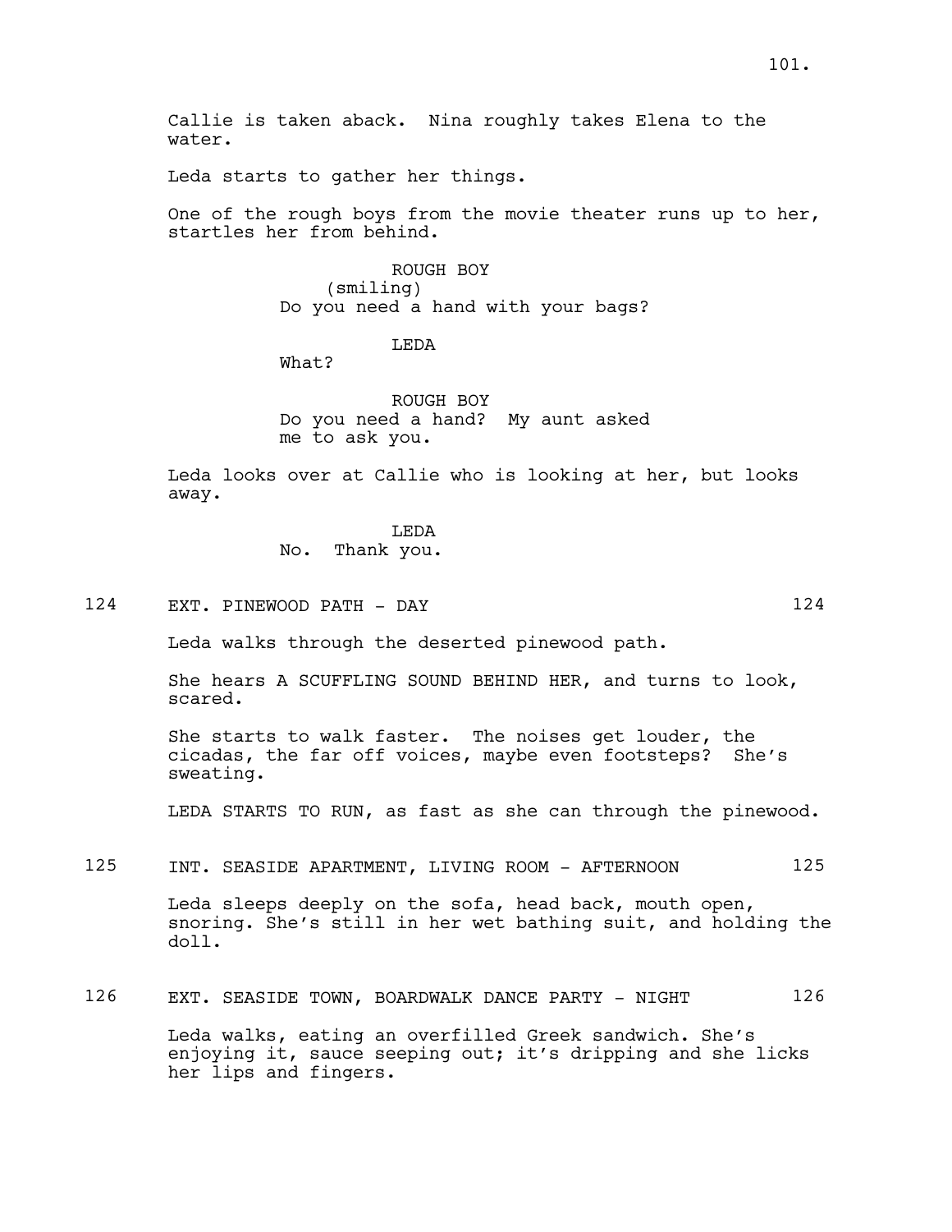Callie is taken aback. Nina roughly takes Elena to the water.

Leda starts to gather her things.

One of the rough boys from the movie theater runs up to her, startles her from behind.

ROUGH BOY
(smiling)
Do you need a hand with your bags?

LEDA
What?

ROUGH BOY
Do you need a hand? My aunt asked me to ask you.

Leda looks over at Callie who is looking at her, but looks away.

LEDA
No. Thank you.

124 EXT. PINEWOOD PATH - DAY 124

Leda walks through the deserted pinewood path.

She hears A SCUFFLING SOUND BEHIND HER, and turns to look, scared.

She starts to walk faster. The noises get louder, the cicadas, the far off voices, maybe even footsteps? She's sweating.

LEDA STARTS TO RUN, as fast as she can through the pinewood.

125 INT. SEASIDE APARTMENT, LIVING ROOM - AFTERNOON 125

Leda sleeps deeply on the sofa, head back, mouth open, snoring. She's still in her wet bathing suit, and holding the doll.

126 EXT. SEASIDE TOWN, BOARDWALK DANCE PARTY - NIGHT 126

Leda walks, eating an overfilled Greek sandwich. She's enjoying it, sauce seeping out; it's dripping and she licks her lips and fingers.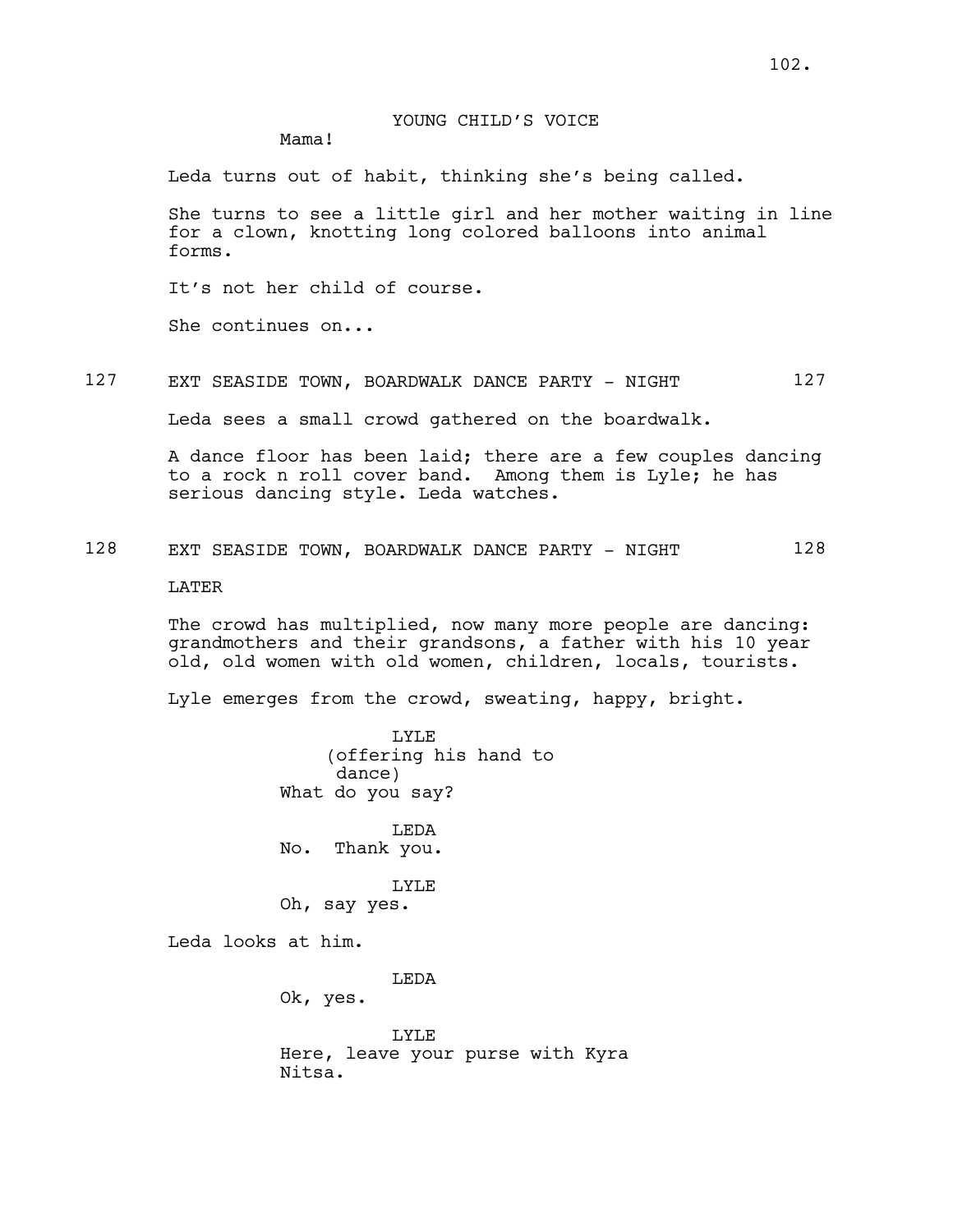YOUNG CHILD'S VOICE

Mama!

Leda turns out of habit, thinking she's being called.

She turns to see a little girl and her mother waiting in line for a clown, knotting long colored balloons into animal forms.

It's not her child of course.

She continues on...

127 EXT SEASIDE TOWN, BOARDWALK DANCE PARTY - NIGHT 127

Leda sees a small crowd gathered on the boardwalk.

A dance floor has been laid; there are a few couples dancing to a rock n roll cover band. Among them is Lyle; he has serious dancing style. Leda watches.

128 EXT SEASIDE TOWN, BOARDWALK DANCE PARTY - NIGHT 128

LATER

The crowd has multiplied, now many more people are dancing: grandmothers and their grandsons, a father with his 10 year old, old women with old women, children, locals, tourists.

Lyle emerges from the crowd, sweating, happy, bright.

LYLE

(offering his hand to dance)

What do you say?

LEDA

No. Thank you.

LYLE

Oh, say yes.

Leda looks at him.

LEDA

Ok, yes.

LYLE

Here, leave your purse with Kyra Nitsa.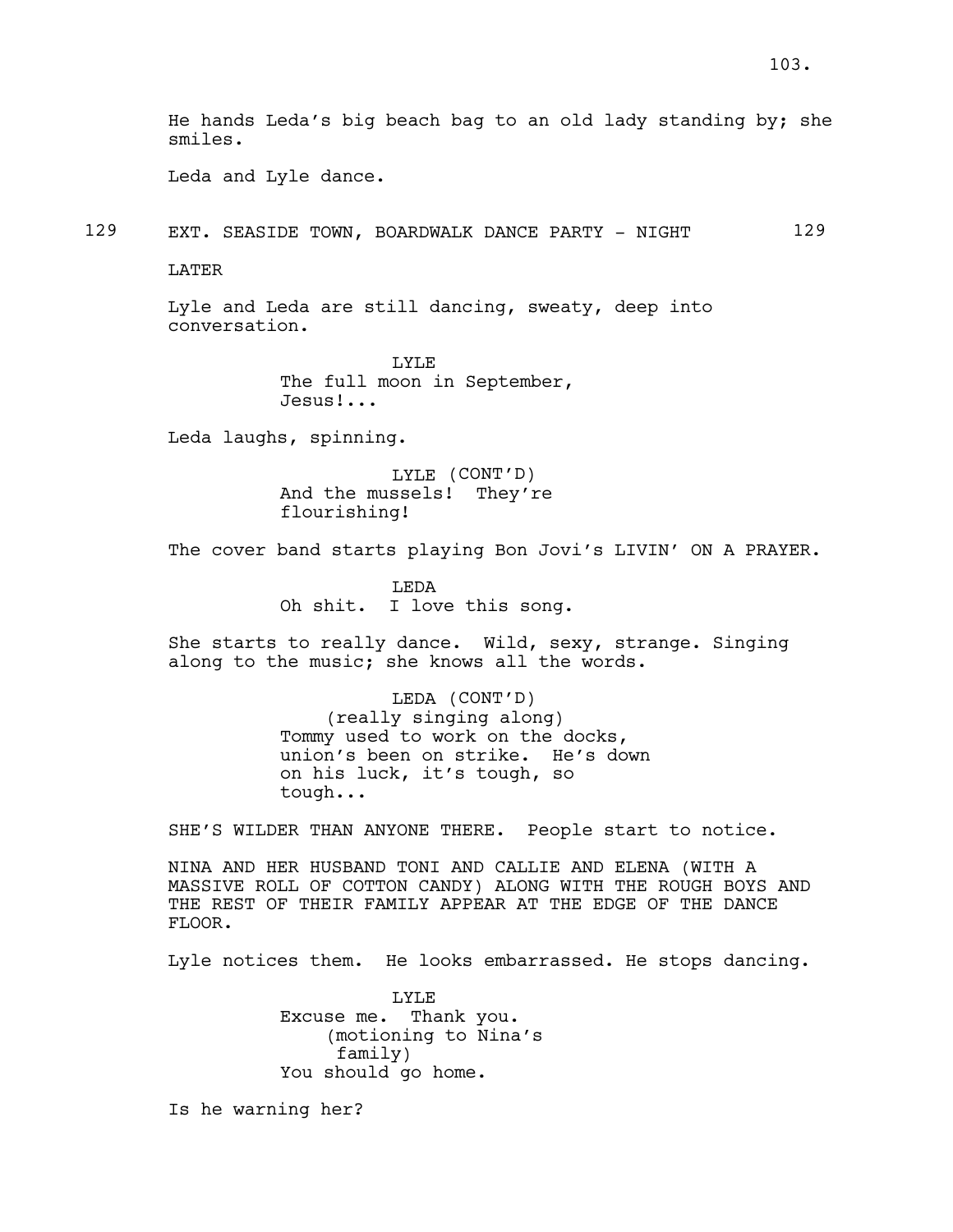He hands Leda's big beach bag to an old lady standing by; she smiles.

Leda and Lyle dance.

129 EXT. SEASIDE TOWN, BOARDWALK DANCE PARTY - NIGHT 129

LATER

Lyle and Leda are still dancing, sweaty, deep into conversation.

LYLE
The full moon in September, Jesus!...

Leda laughs, spinning.

LYLE (CONT'D)
And the mussels! They're flourishing!

The cover band starts playing Bon Jovi's LIVIN' ON A PRAYER.

LEDA
Oh shit. I love this song.

She starts to really dance. Wild, sexy, strange. Singing along to the music; she knows all the words.

LEDA (CONT'D)
(really singing along)
Tommy used to work on the docks, union's been on strike. He's down on his luck, it's tough, so tough...

SHE'S WILDER THAN ANYONE THERE. People start to notice.

NINA AND HER HUSBAND TONI AND CALLIE AND ELENA (WITH A MASSIVE ROLL OF COTTON CANDY) ALONG WITH THE ROUGH BOYS AND THE REST OF THEIR FAMILY APPEAR AT THE EDGE OF THE DANCE FLOOR.

Lyle notices them. He looks embarrassed. He stops dancing.

LYLE
Excuse me. Thank you.
(motioning to Nina's family)
You should go home.

Is he warning her?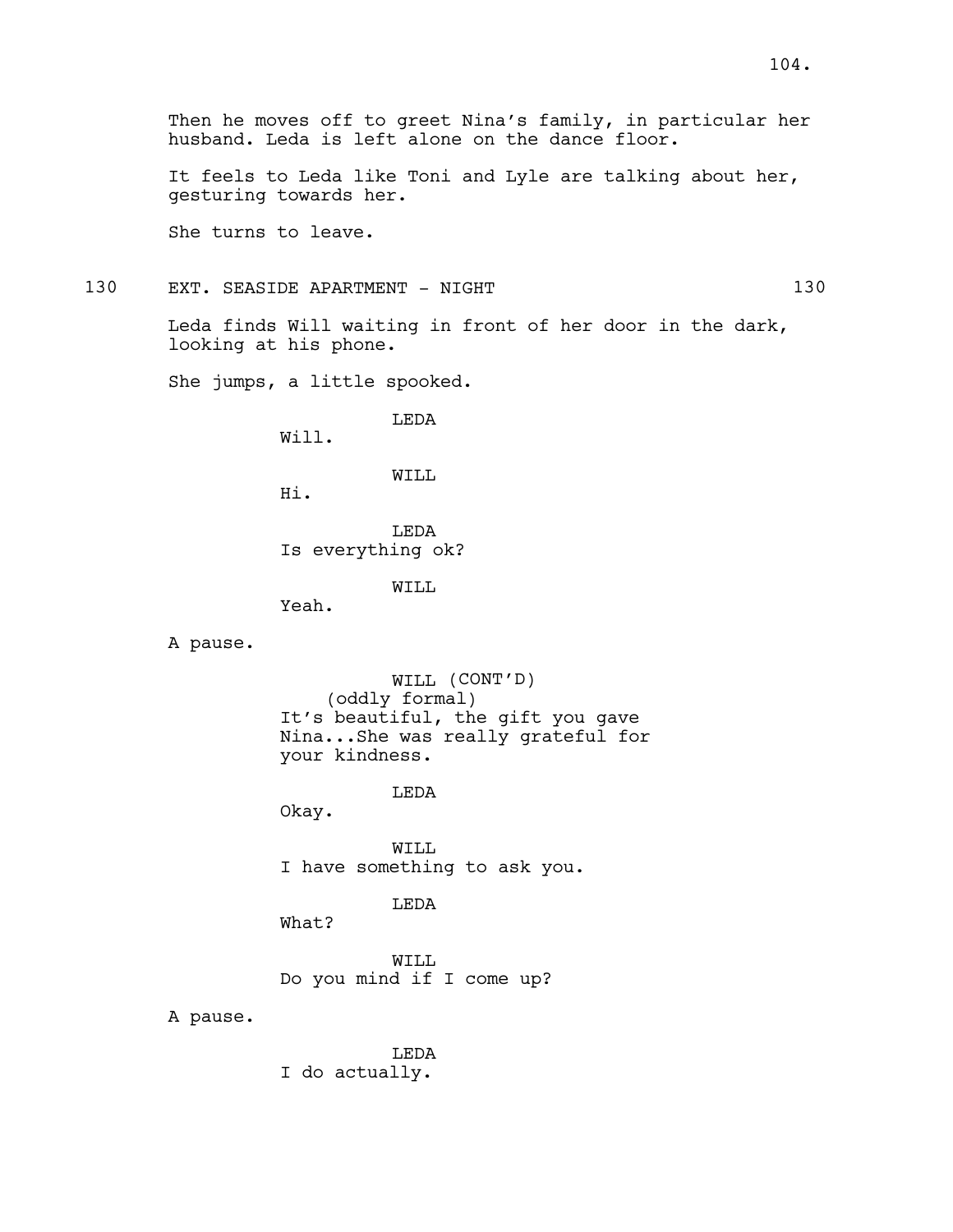Then he moves off to greet Nina's family, in particular her husband. Leda is left alone on the dance floor.

It feels to Leda like Toni and Lyle are talking about her, gesturing towards her.

She turns to leave.

130 EXT. SEASIDE APARTMENT - NIGHT 130

Leda finds Will waiting in front of her door in the dark, looking at his phone.

She jumps, a little spooked.

LEDA
Will.

WILL
Hi.

LEDA
Is everything ok?

WILL
Yeah.

A pause.

WILL (CONT'D)
(oddly formal)
It's beautiful, the gift you gave Nina...She was really grateful for your kindness.

LEDA
Okay.

WILL
I have something to ask you.

LEDA
What?

WILL
Do you mind if I come up?

A pause.

LEDA
I do actually.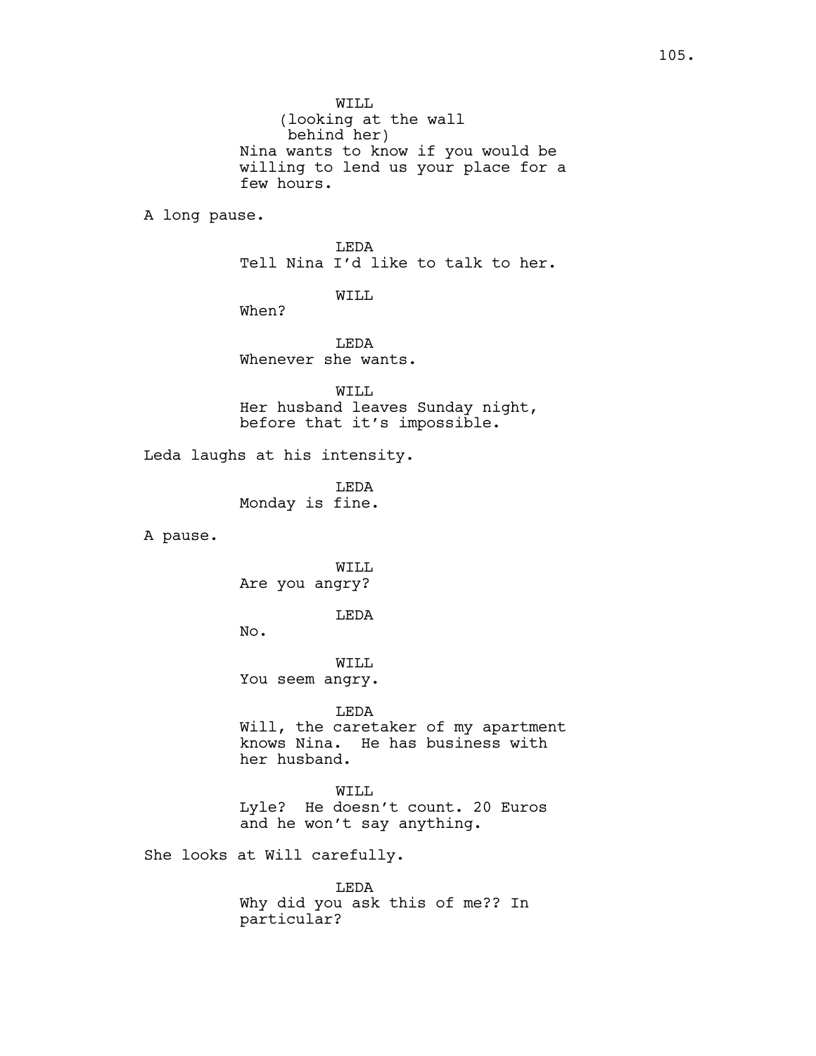WILL
(looking at the wall
behind her)
Nina wants to know if you would be willing to lend us your place for a few hours.

A long pause.

LEDA
Tell Nina I'd like to talk to her.

WILL
When?

LEDA
Whenever she wants.

WILL
Her husband leaves Sunday night, before that it's impossible.

Leda laughs at his intensity.

LEDA
Monday is fine.

A pause.

WILL
Are you angry?

LEDA
No.

WILL
You seem angry.

LEDA
Will, the caretaker of my apartment knows Nina. He has business with her husband.

WILL
Lyle? He doesn't count. 20 Euros and he won't say anything.

She looks at Will carefully.

LEDA
Why did you ask this of me?? In particular?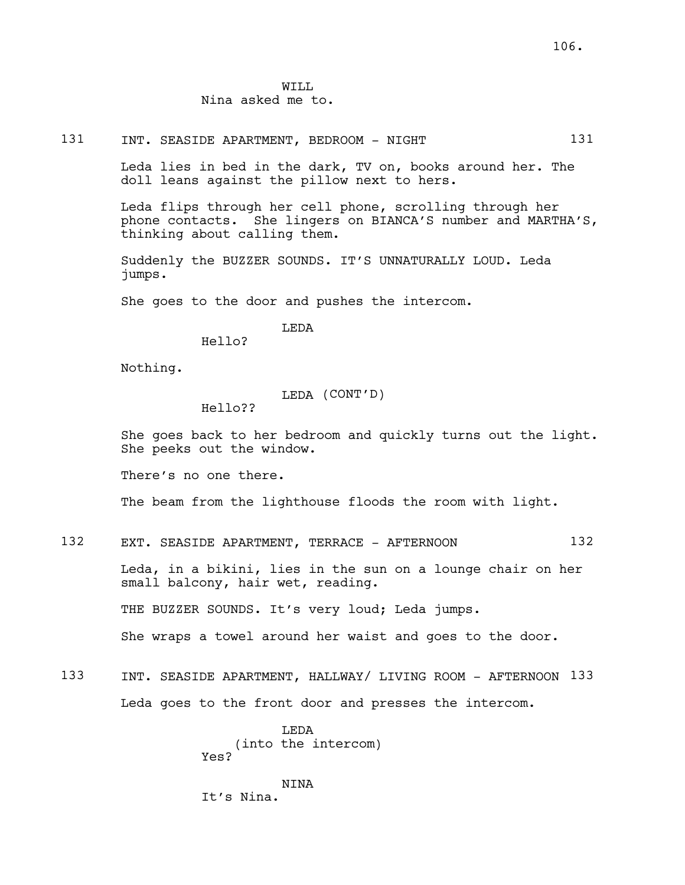WILL
Nina asked me to.

131 INT. SEASIDE APARTMENT, BEDROOM - NIGHT 131

Leda lies in bed in the dark, TV on, books around her. The doll leans against the pillow next to hers.

Leda flips through her cell phone, scrolling through her phone contacts. She lingers on BIANCA'S number and MARTHA'S, thinking about calling them.

Suddenly the BUZZER SOUNDS. IT'S UNNATURALLY LOUD. Leda jumps.

She goes to the door and pushes the intercom.

LEDA
Hello?

Nothing.

LEDA (CONT'D)
Hello??

She goes back to her bedroom and quickly turns out the light. She peeks out the window.

There's no one there.

The beam from the lighthouse floods the room with light.

132 EXT. SEASIDE APARTMENT, TERRACE - AFTERNOON 132

Leda, in a bikini, lies in the sun on a lounge chair on her small balcony, hair wet, reading.

THE BUZZER SOUNDS. It's very loud; Leda jumps.

She wraps a towel around her waist and goes to the door.

133 INT. SEASIDE APARTMENT, HALLWAY/ LIVING ROOM - AFTERNOON 133

Leda goes to the front door and presses the intercom.

LEDA
(into the intercom)
Yes?

NINA
It's Nina.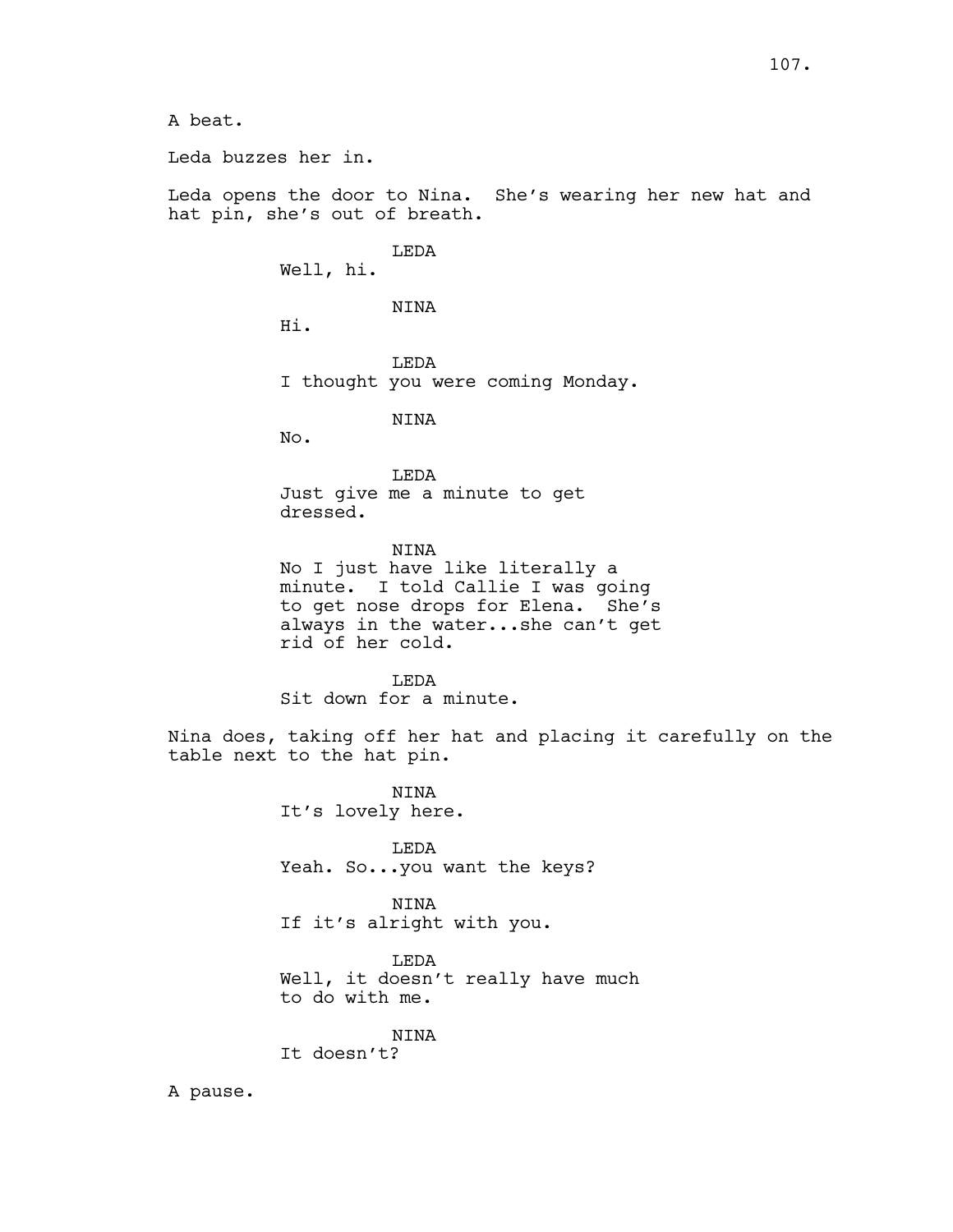A beat.

Leda buzzes her in.

Leda opens the door to Nina. She's wearing her new hat and hat pin, she's out of breath.

LEDA
Well, hi.

NINA
Hi.

LEDA
I thought you were coming Monday.

NINA
No.

LEDA
Just give me a minute to get dressed.

NINA
No I just have like literally a minute. I told Callie I was going to get nose drops for Elena. She's always in the water...she can't get rid of her cold.

LEDA
Sit down for a minute.

Nina does, taking off her hat and placing it carefully on the table next to the hat pin.

NINA
It's lovely here.

LEDA
Yeah. So...you want the keys?

NINA
If it's alright with you.

LEDA
Well, it doesn't really have much to do with me.

NINA
It doesn't?

A pause.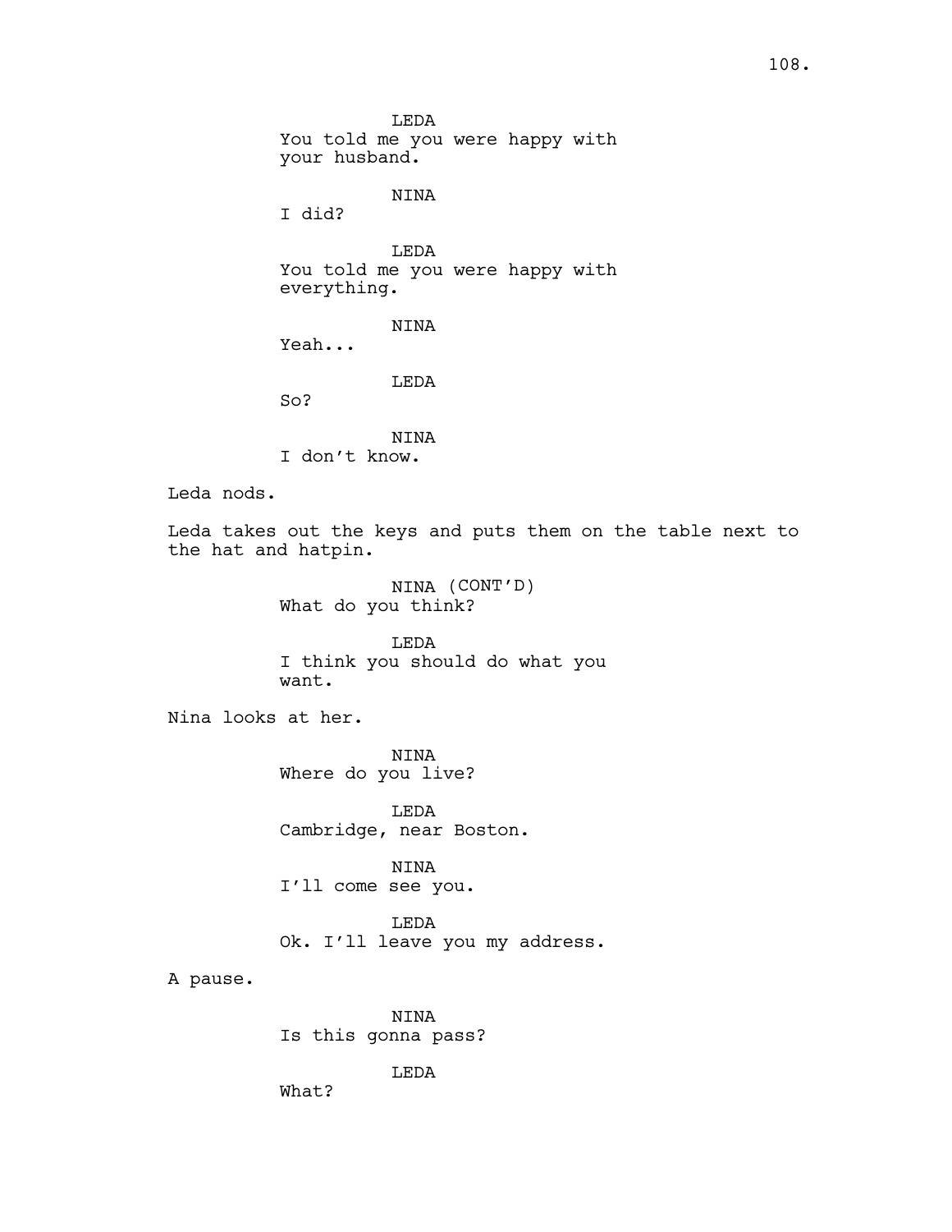LEDA
You told me you were happy with your husband.

NINA
I did?

LEDA
You told me you were happy with everything.

NINA
Yeah...

LEDA
So?

NINA
I don't know.

Leda nods.

Leda takes out the keys and puts them on the table next to the hat and hatpin.

NINA (CONT'D)
What do you think?

LEDA
I think you should do what you want.

Nina looks at her.

NINA
Where do you live?

LEDA
Cambridge, near Boston.

NINA
I'll come see you.

LEDA
Ok. I'll leave you my address.

A pause.

NINA
Is this gonna pass?

LEDA
What?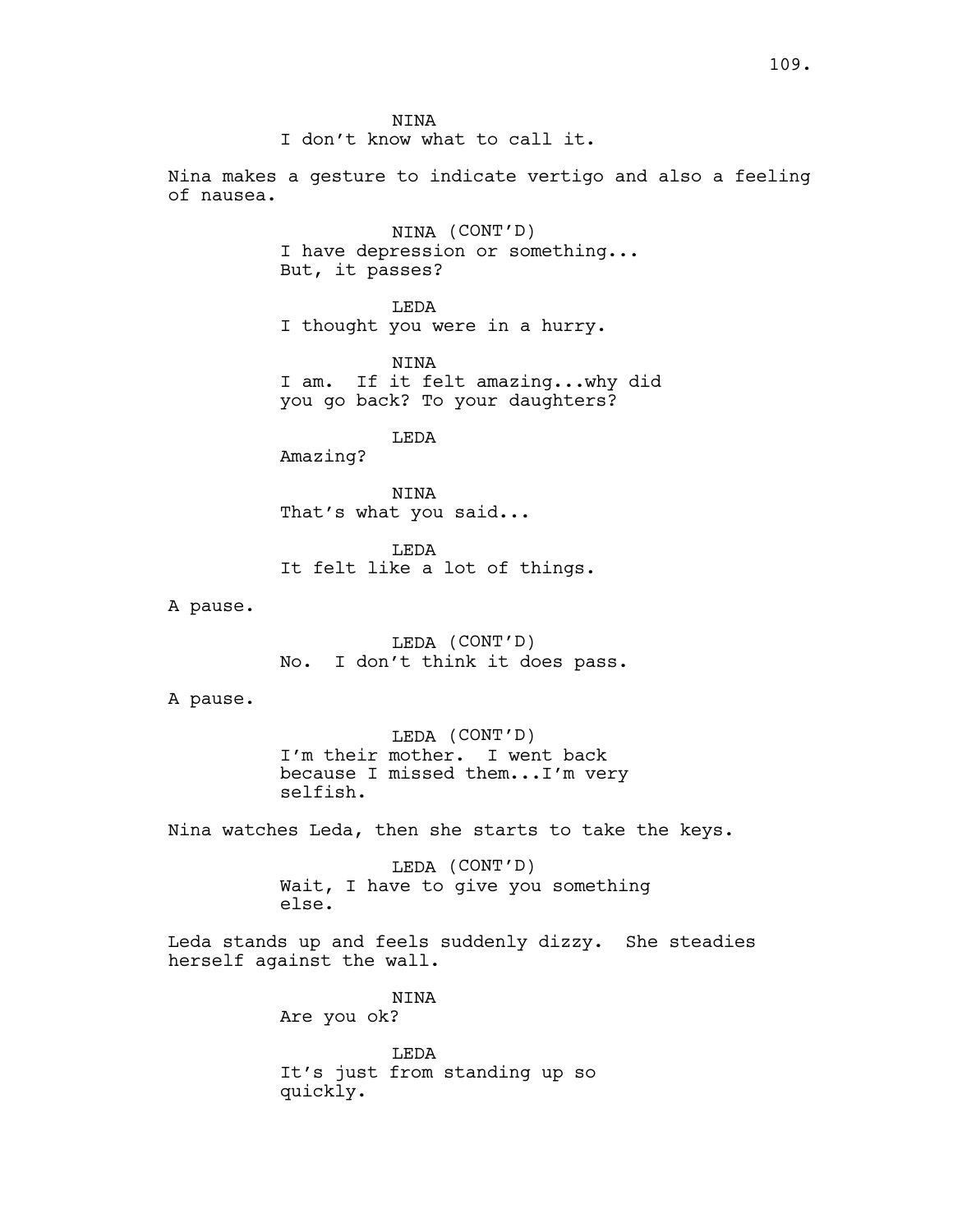NINA
I don't know what to call it.

Nina makes a gesture to indicate vertigo and also a feeling of nausea.

NINA (CONT'D)
I have depression or something...
But, it passes?

LEDA
I thought you were in a hurry.

NINA
I am. If it felt amazing...why did you go back? To your daughters?

LEDA
Amazing?

NINA
That's what you said...

LEDA
It felt like a lot of things.

A pause.

LEDA (CONT'D)
No. I don't think it does pass.

A pause.

LEDA (CONT'D)
I'm their mother. I went back because I missed them...I'm very selfish.

Nina watches Leda, then she starts to take the keys.

LEDA (CONT'D)
Wait, I have to give you something else.

Leda stands up and feels suddenly dizzy. She steadies herself against the wall.

NINA
Are you ok?

LEDA
It's just from standing up so quickly.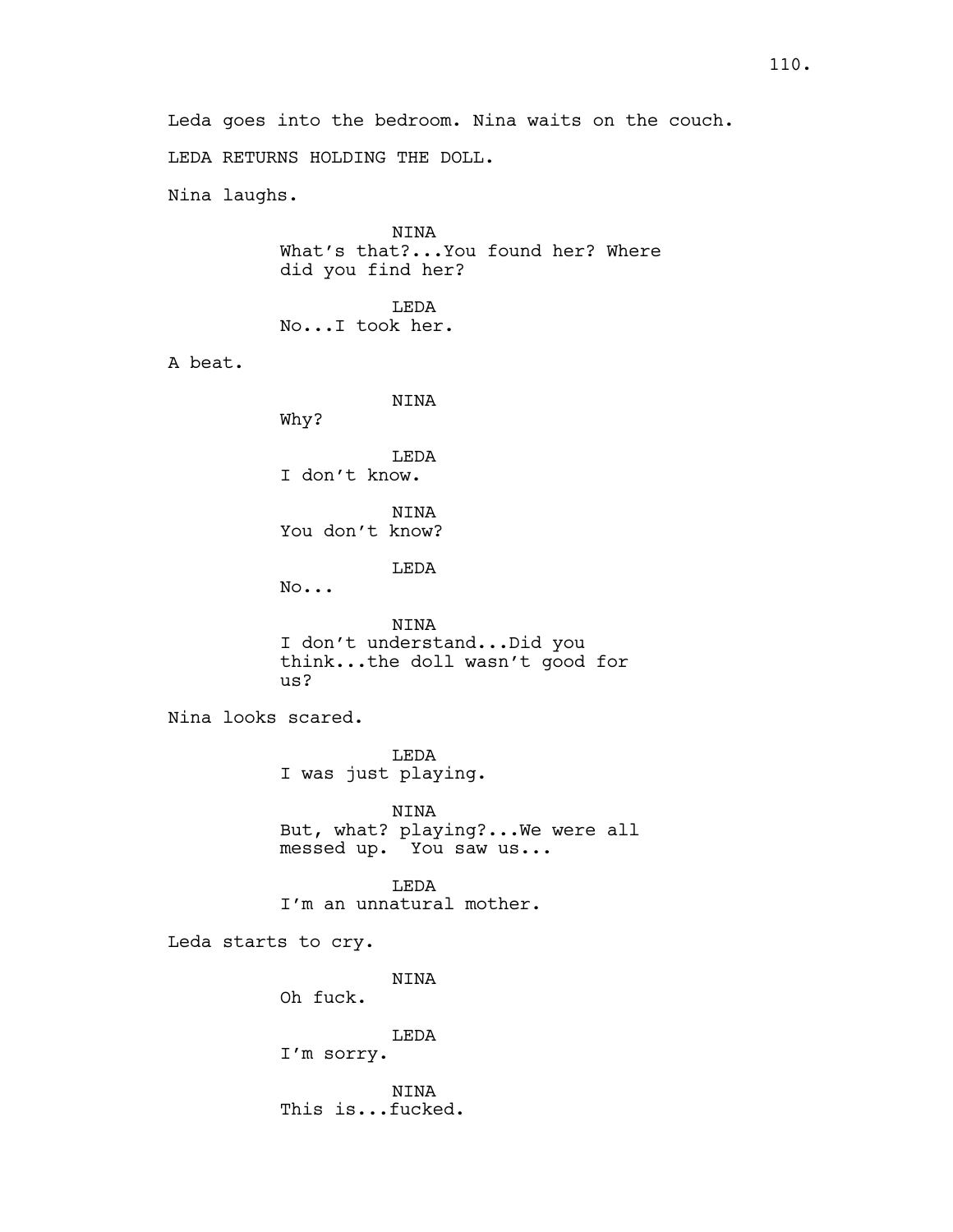Leda goes into the bedroom. Nina waits on the couch.

LEDA RETURNS HOLDING THE DOLL.

Nina laughs.

NINA
What's that?...You found her? Where did you find her?

LEDA
No...I took her.

A beat.

NINA
Why?

LEDA
I don't know.

NINA
You don't know?

LEDA
No...

NINA
I don't understand...Did you think...the doll wasn't good for us?

Nina looks scared.

LEDA
I was just playing.

NINA
But, what? playing?...We were all messed up. You saw us...

LEDA
I'm an unnatural mother.

Leda starts to cry.

NINA
Oh fuck.

LEDA
I'm sorry.

NINA
This is...fucked.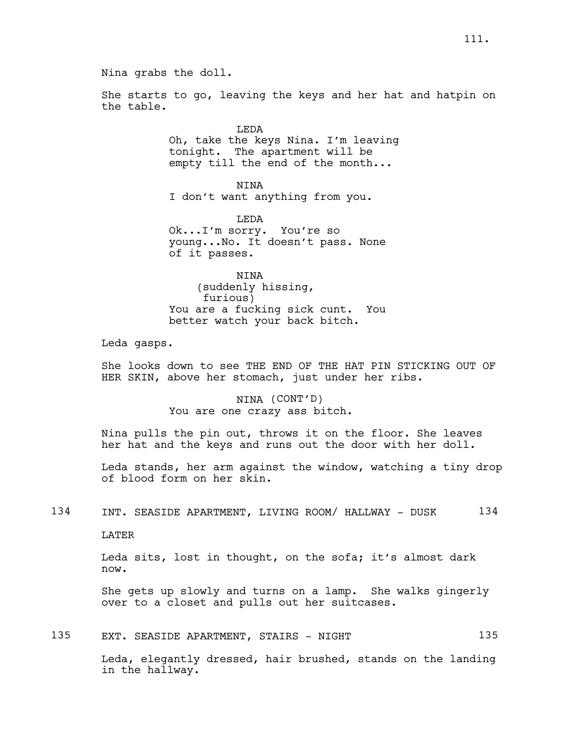Nina grabs the doll.

She starts to go, leaving the keys and her hat and hatpin on the table.

LEDA
Oh, take the keys Nina. I'm leaving tonight. The apartment will be empty till the end of the month...

NINA
I don't want anything from you.

LEDA
Ok...I'm sorry. You're so young...No. It doesn't pass. None of it passes.

NINA
(suddenly hissing, furious)
You are a fucking sick cunt. You better watch your back bitch.

Leda gasps.

She looks down to see THE END OF THE HAT PIN STICKING OUT OF HER SKIN, above her stomach, just under her ribs.

NINA (CONT'D)
You are one crazy ass bitch.

Nina pulls the pin out, throws it on the floor. She leaves her hat and the keys and runs out the door with her doll.

Leda stands, her arm against the window, watching a tiny drop of blood form on her skin.

134 INT. SEASIDE APARTMENT, LIVING ROOM/ HALLWAY - DUSK 134

LATER

Leda sits, lost in thought, on the sofa; it's almost dark now.

She gets up slowly and turns on a lamp. She walks gingerly over to a closet and pulls out her suitcases.

135 EXT. SEASIDE APARTMENT, STAIRS - NIGHT 135

Leda, elegantly dressed, hair brushed, stands on the landing in the hallway.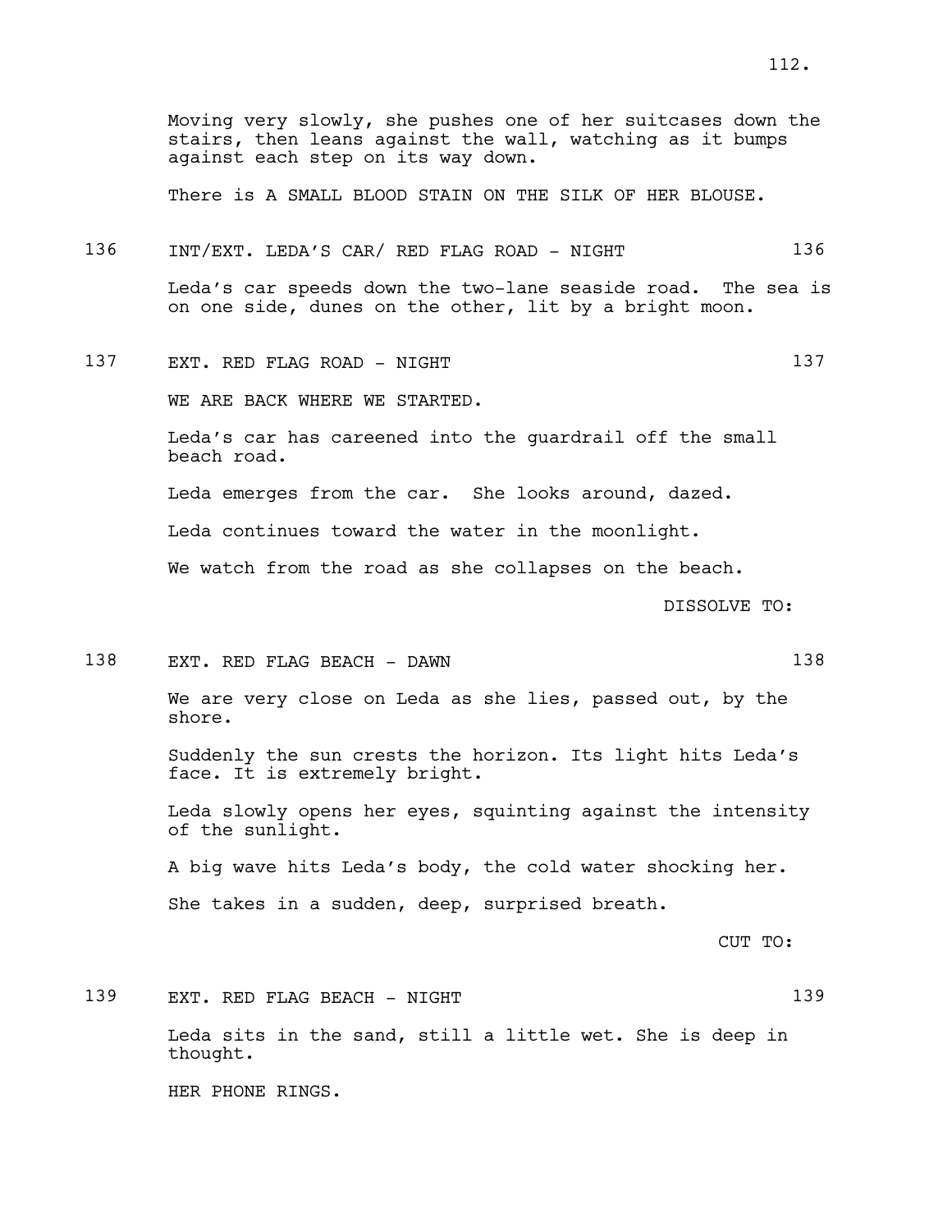Moving very slowly, she pushes one of her suitcases down the stairs, then leans against the wall, watching as it bumps against each step on its way down.

There is A SMALL BLOOD STAIN ON THE SILK OF HER BLOUSE.

136 INT/EXT. LEDA'S CAR/ RED FLAG ROAD - NIGHT 136

Leda's car speeds down the two-lane seaside road. The sea is on one side, dunes on the other, lit by a bright moon.

137 EXT. RED FLAG ROAD - NIGHT 137

WE ARE BACK WHERE WE STARTED.

Leda's car has careened into the guardrail off the small beach road.

Leda emerges from the car. She looks around, dazed.

Leda continues toward the water in the moonlight.

We watch from the road as she collapses on the beach.

DISSOLVE TO:

138 EXT. RED FLAG BEACH - DAWN 138

We are very close on Leda as she lies, passed out, by the shore.

Suddenly the sun crests the horizon. Its light hits Leda's face. It is extremely bright.

Leda slowly opens her eyes, squinting against the intensity of the sunlight.

A big wave hits Leda's body, the cold water shocking her.

She takes in a sudden, deep, surprised breath.

CUT TO:

139 EXT. RED FLAG BEACH - NIGHT 139

Leda sits in the sand, still a little wet. She is deep in thought.

HER PHONE RINGS.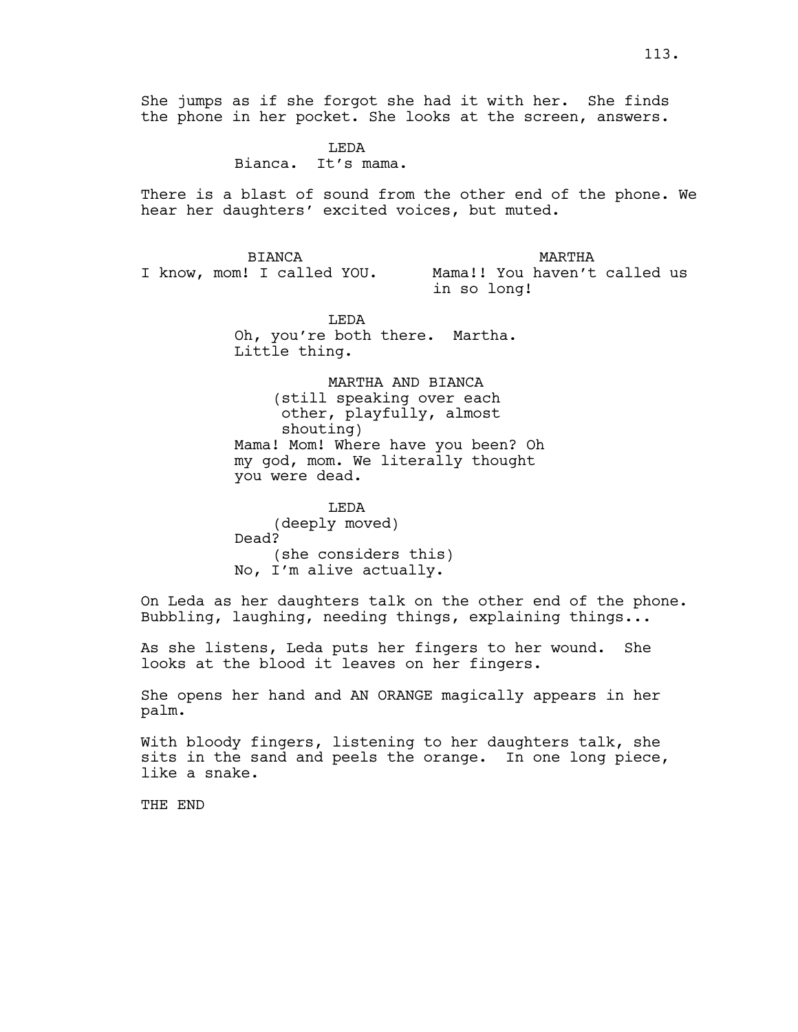She jumps as if she forgot she had it with her. She finds the phone in her pocket. She looks at the screen, answers.

LEDA
Bianca. It's mama.

There is a blast of sound from the other end of the phone. We hear her daughters' excited voices, but muted.

BIANCA
I know, mom! I called YOU.

MARTHA
Mama!! You haven't called us in so long!

LEDA
Oh, you're both there. Martha. Little thing.

MARTHA AND BIANCA
(still speaking over each other, playfully, almost shouting)
Mama! Mom! Where have you been? Oh my god, mom. We literally thought you were dead.

LEDA
(deeply moved)
Dead?
(she considers this)
No, I'm alive actually.

On Leda as her daughters talk on the other end of the phone. Bubbling, laughing, needing things, explaining things...

As she listens, Leda puts her fingers to her wound. She looks at the blood it leaves on her fingers.

She opens her hand and AN ORANGE magically appears in her palm.

With bloody fingers, listening to her daughters talk, she sits in the sand and peels the orange. In one long piece, like a snake.

THE END